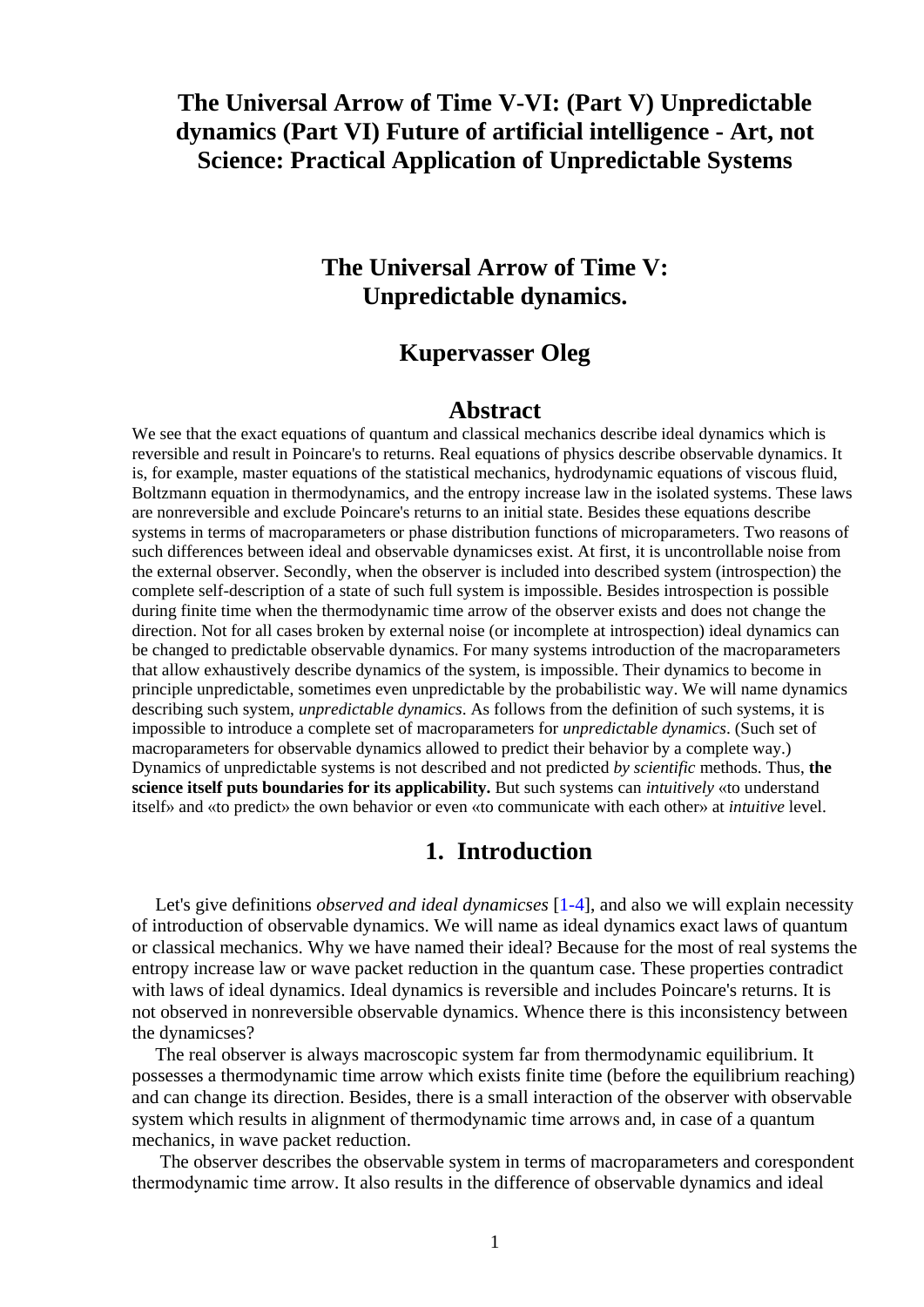# The Universal Arrow of Time V-VI: (Part V) Unpredictable dynamics (Part VI) Future of artificial intelligence - Art, not Science: Practical Application of Unpredictable Systems

## The Universal Arrow of Time V: Unpredictable dynamics.

### Kupervasser Oleg

## Abstract

We see that the exact equations of quantum and classical mechanics describe ideal dynamics which is reversible and result in Poincare's to returns. Real equations of physics describe observable dynamics. It is, for example, master equations of the statistical mechanics, hydrodynamic equations of viscous fluid, Boltzmann equation in thermodynamics, and the entropy increase law in the isolated systems. These laws are nonreversible and exclude Poincare's returns to an initial state. Besides these equations describe systems in terms of macroparameters or phase distribution functions of microparameters. Two reasons of such differences between ideal and observable dynamicses exist. At first, it is uncontrollable noise from the external observer. Secondly, when the observer is included into described system (introspection) the complete self-description of a state of such full system is impossible. Besides introspection is possible during finite time when the thermodynamic time arrow of the observer exists and does not change the direction. Not for all cases broken by external noise (or incomplete at introspection) ideal dynamics can be changed to predictable observable dynamics. For many systems introduction of the macroparameters that allow exhaustively describe dynamics of the system, is impossible. Their dynamics to become in principle unpredictable, sometimes even unpredictable by the probabilistic way. We will name dynamics describing such system, *unpredictable dynamics*. As follows from the definition of such systems, it is impossible to introduce a complete set of macroparameters for *unpredictable dynamics*. (Such set of macroparameters for observable dynamics allowed to predict their behavior by a complete way.) Dynamics of unpredictable systems is not described and not predicted *by scientific* methods. Thus, **the science itself puts boundaries for its applicability.** But such systems can *intuitively* «to understand itself» and «to predict» the own behavior or even «to communicate with each other» at *intuitive* level.

## 1. Introduction

Let's give definitions *observed and ideal dynamicses* [1-4], and also we will explain necessity of introduction of observable dynamics. We will name as ideal dynamics exact laws of quantum or classical mechanics. Why we have named their ideal? Because for the most of real systems the entropy increase law or wave packet reduction in the quantum case. These properties contradict with laws of ideal dynamics. Ideal dynamics is reversible and includes Poincare's returns. It is not observed in nonreversible observable dynamics. Whence there is this inconsistency between the dynamicses?

The real observer is always macroscopic system far from thermodynamic equilibrium. It possesses a thermodynamic time arrow which exists finite time (before the equilibrium reaching) and can change its direction. Besides, there is a small interaction of the observer with observable system which results in alignment of thermodynamic time arrows and, in case of a quantum mechanics, in wave packet reduction.

The observer describes the observable system in terms of macroparameters and corespondent thermodynamic time arrow. It also results in the difference of observable dynamics and ideal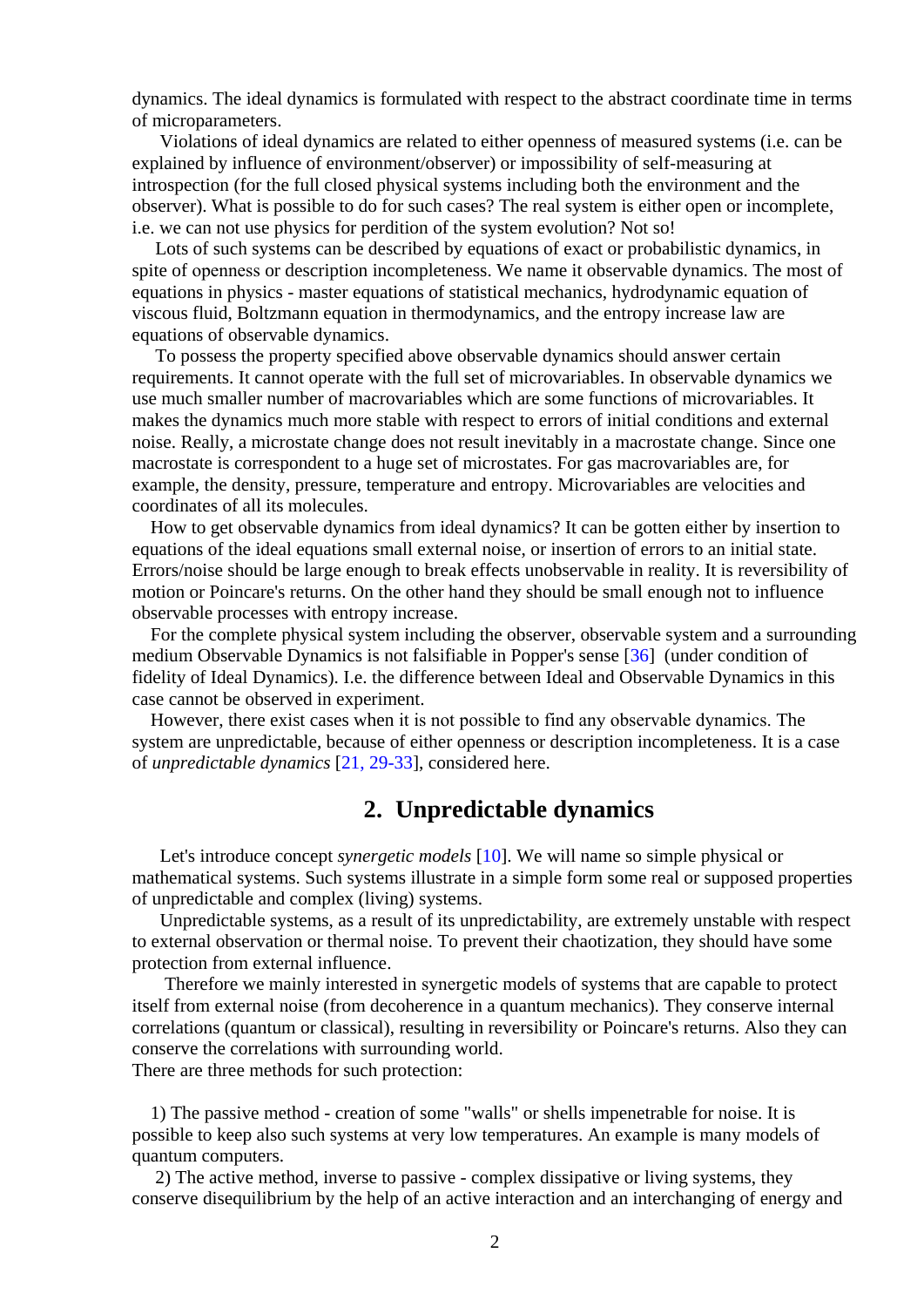dynamics. The ideal dynamics is formulated with respect to the abstract coordinate time in terms of microparameters.

Violations of ideal dynamics are related to either openness of measured systems (i.e. can be explained by influence of environment/observer) or impossibility of self-measuring at introspection (for the full closed physical systems including both the environment and the observer). What is possible to do for such cases? The real system is either open or incomplete, i.e. we can not use physics for perdition of the system evolution? Not so!

Lots of such systems can be described by equations of exact or probabilistic dynamics, in spite of openness or description incompleteness. We name it observable dynamics. The most of equations in physics - master equations of statistical mechanics, hydrodynamic equation of viscous fluid, Boltzmann equation in thermodynamics, and the entropy increase law are equations of observable dynamics.

To possess the property specified above observable dynamics should answer certain requirements. It cannot operate with the full set of microvariables. In observable dynamics we use much smaller number of macrovariables which are some functions of microvariables. It makes the dynamics much more stable with respect to errors of initial conditions and external noise. Really, a microstate change does not result inevitably in a macrostate change. Since one macrostate is correspondent to a huge set of microstates. For gas macrovariables are, for example, the density, pressure, temperature and entropy. Microvariables are velocities and coordinates of all its molecules.

How to get observable dynamics from ideal dynamics? It can be gotten either by insertion to equations of the ideal equations small external noise, or insertion of errors to an initial state. Errors/noise should be large enough to break effects unobservable in reality. It is reversibility of motion or Poincare's returns. On the other hand they should be small enough not to influence observable processes with entropy increase.

For the complete physical system including the observer, observable system and a surrounding medium Observable Dynamics is not falsifiable in Popper's sense [36] (under condition of fidelity of Ideal Dynamics). I.e. the difference between Ideal and Observable Dynamics in this case cannot be observed in experiment.

However, there exist cases when it is not possible to find any observable dynamics. The system are unpredictable, because of either openness or description incompleteness. It is a case of *unpredictable dynamics* [21, 29-33], considered here.

## 2. Unpredictable dynamics

Let's introduce concept *synergetic models* [10]. We will name so simple physical or mathematical systems. Such systems illustrate in a simple form some real or supposed properties of unpredictable and complex (living) systems.

Unpredictable systems, as a result of its unpredictability, are extremely unstable with respect to external observation or thermal noise. To prevent their chaotization, they should have some protection from external influence.

Therefore we mainly interested in synergetic models of systems that are capable to protect itself from external noise (from decoherence in a quantum mechanics). They conserve internal correlations (quantum or classical), resulting in reversibility or Poincare's returns. Also they can conserve the correlations with surrounding world.

There are three methods for such protection:

1) The passive method - creation of some "walls" or shells impenetrable for noise. It is possible to keep also such systems at very low temperatures. An example is many models of quantum computers.

2) The active method, inverse to passive - complex dissipative or living systems, they conserve disequilibrium by the help of an active interaction and an interchanging of energy and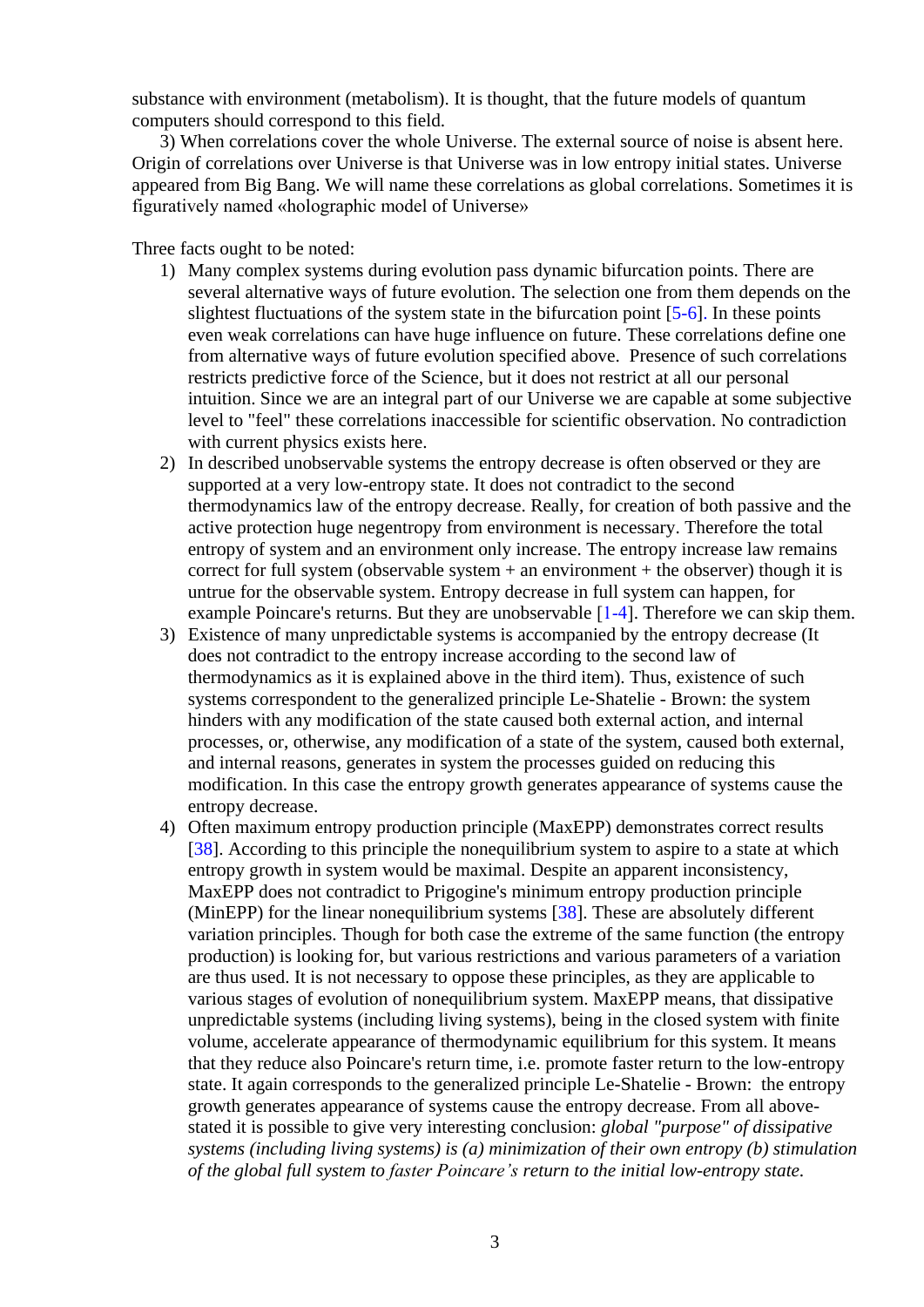substance with environment (metabolism). It is thought, that the future models of quantum computers should correspond to this field.

3) When correlations cover the whole Universe. The external source of noise is absent here. Origin of correlations over Universe is that Universe was in low entropy initial states. Universe appeared from Big Bang. We will name these correlations as global correlations. Sometimes it is figuratively named «holographic model of Universe»

Three facts ought to be noted:

1) Many complex systems during evolution pass dynamic bifurcation points. There are several alternative ways of future evolution. The selection one from them depends on the slightest fluctuations of the system state in the bifurcation point [5-6]. In these points even weak correlations can have huge influence on future. These correlations define one from alternative ways of future evolution specified above. Presence of such correlations restricts predictive force of the Science, but it does not restrict at all our personal intuition. Since we are an integral part of our Universe we are capable at some subjective level to "feel" these correlations inaccessible for scientific observation. No contradiction with current physics exists here.
2) In described unobservable systems the entropy decrease is often observed or they are supported at a very low-entropy state. It does not contradict to the second thermodynamics law of the entropy decrease. Really, for creation of both passive and the active protection huge negentropy from environment is necessary. Therefore the total entropy of system and an environment only increase. The entropy increase law remains correct for full system (observable system + an environment + the observer) though it is untrue for the observable system. Entropy decrease in full system can happen, for example Poincare's returns. But they are unobservable [1-4]. Therefore we can skip them.
3) Existence of many unpredictable systems is accompanied by the entropy decrease (It does not contradict to the entropy increase according to the second law of thermodynamics as it is explained above in the third item). Thus, existence of such systems correspondent to the generalized principle Le-Shatelie - Brown: the system hinders with any modification of the state caused both external action, and internal processes, or, otherwise, any modification of a state of the system, caused both external, and internal reasons, generates in system the processes guided on reducing this modification. In this case the entropy growth generates appearance of systems cause the entropy decrease.
4) Often maximum entropy production principle (MaxEPP) demonstrates correct results [38]. According to this principle the nonequilibrium system to aspire to a state at which entropy growth in system would be maximal. Despite an apparent inconsistency, MaxEPP does not contradict to Prigogine's minimum entropy production principle (MinEPP) for the linear nonequilibrium systems [38]. These are absolutely different variation principles. Though for both case the extreme of the same function (the entropy production) is looking for, but various restrictions and various parameters of a variation are thus used. It is not necessary to oppose these principles, as they are applicable to various stages of evolution of nonequilibrium system. MaxEPP means, that dissipative unpredictable systems (including living systems), being in the closed system with finite volume, accelerate appearance of thermodynamic equilibrium for this system. It means that they reduce also Poincare's return time, i.e. promote faster return to the low-entropy state. It again corresponds to the generalized principle Le-Shatelie - Brown: the entropy growth generates appearance of systems cause the entropy decrease. From all above-stated it is possible to give very interesting conclusion: *global "purpose" of dissipative systems (including living systems) is (a) minimization of their own entropy (b) stimulation of the global full system to faster Poincare's return to the initial low-entropy state.*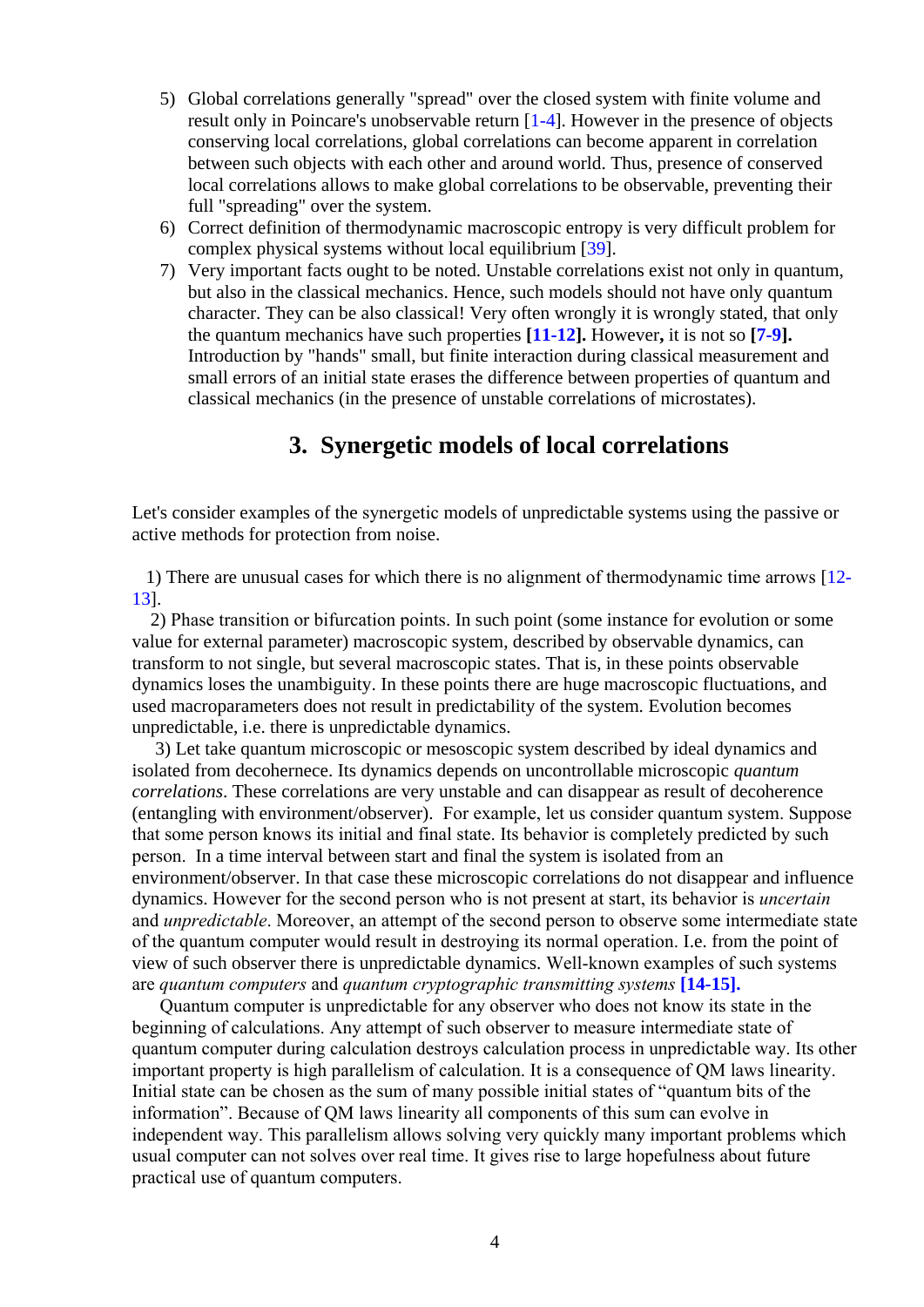5) Global correlations generally "spread" over the closed system with finite volume and result only in Poincare's unobservable return [1-4]. However in the presence of objects conserving local correlations, global correlations can become apparent in correlation between such objects with each other and around world. Thus, presence of conserved local correlations allows to make global correlations to be observable, preventing their full "spreading" over the system.
6) Correct definition of thermodynamic macroscopic entropy is very difficult problem for complex physical systems without local equilibrium [39].
7) Very important facts ought to be noted. Unstable correlations exist not only in quantum, but also in the classical mechanics. Hence, such models should not have only quantum character. They can be also classical! Very often wrongly it is wrongly stated, that only the quantum mechanics have such properties **[11-12].** However**,** it is not so **[7-9].** Introduction by "hands" small, but finite interaction during classical measurement and small errors of an initial state erases the difference between properties of quantum and classical mechanics (in the presence of unstable correlations of microstates).

## 3. Synergetic models of local correlations

Let's consider examples of the synergetic models of unpredictable systems using the passive or active methods for protection from noise.

1) There are unusual cases for which there is no alignment of thermodynamic time arrows [12-13].

2) Phase transition or bifurcation points. In such point (some instance for evolution or some value for external parameter) macroscopic system, described by observable dynamics, can transform to not single, but several macroscopic states. That is, in these points observable dynamics loses the unambiguity. In these points there are huge macroscopic fluctuations, and used macroparameters does not result in predictability of the system. Evolution becomes unpredictable, i.e. there is unpredictable dynamics.

3) Let take quantum microscopic or mesoscopic system described by ideal dynamics and isolated from decohernece. Its dynamics depends on uncontrollable microscopic *quantum correlations*. These correlations are very unstable and can disappear as result of decoherence (entangling with environment/observer). For example, let us consider quantum system. Suppose that some person knows its initial and final state. Its behavior is completely predicted by such person. In a time interval between start and final the system is isolated from an environment/observer. In that case these microscopic correlations do not disappear and influence dynamics. However for the second person who is not present at start, its behavior is *uncertain* and *unpredictable*. Moreover, an attempt of the second person to observe some intermediate state of the quantum computer would result in destroying its normal operation. I.e. from the point of view of such observer there is unpredictable dynamics. Well-known examples of such systems are *quantum computers* and *quantum cryptographic transmitting systems* **[14-15].**

Quantum computer is unpredictable for any observer who does not know its state in the beginning of calculations. Any attempt of such observer to measure intermediate state of quantum computer during calculation destroys calculation process in unpredictable way. Its other important property is high parallelism of calculation. It is a consequence of QM laws linearity. Initial state can be chosen as the sum of many possible initial states of "quantum bits of the information". Because of QM laws linearity all components of this sum can evolve in independent way. This parallelism allows solving very quickly many important problems which usual computer can not solves over real time. It gives rise to large hopefulness about future practical use of quantum computers.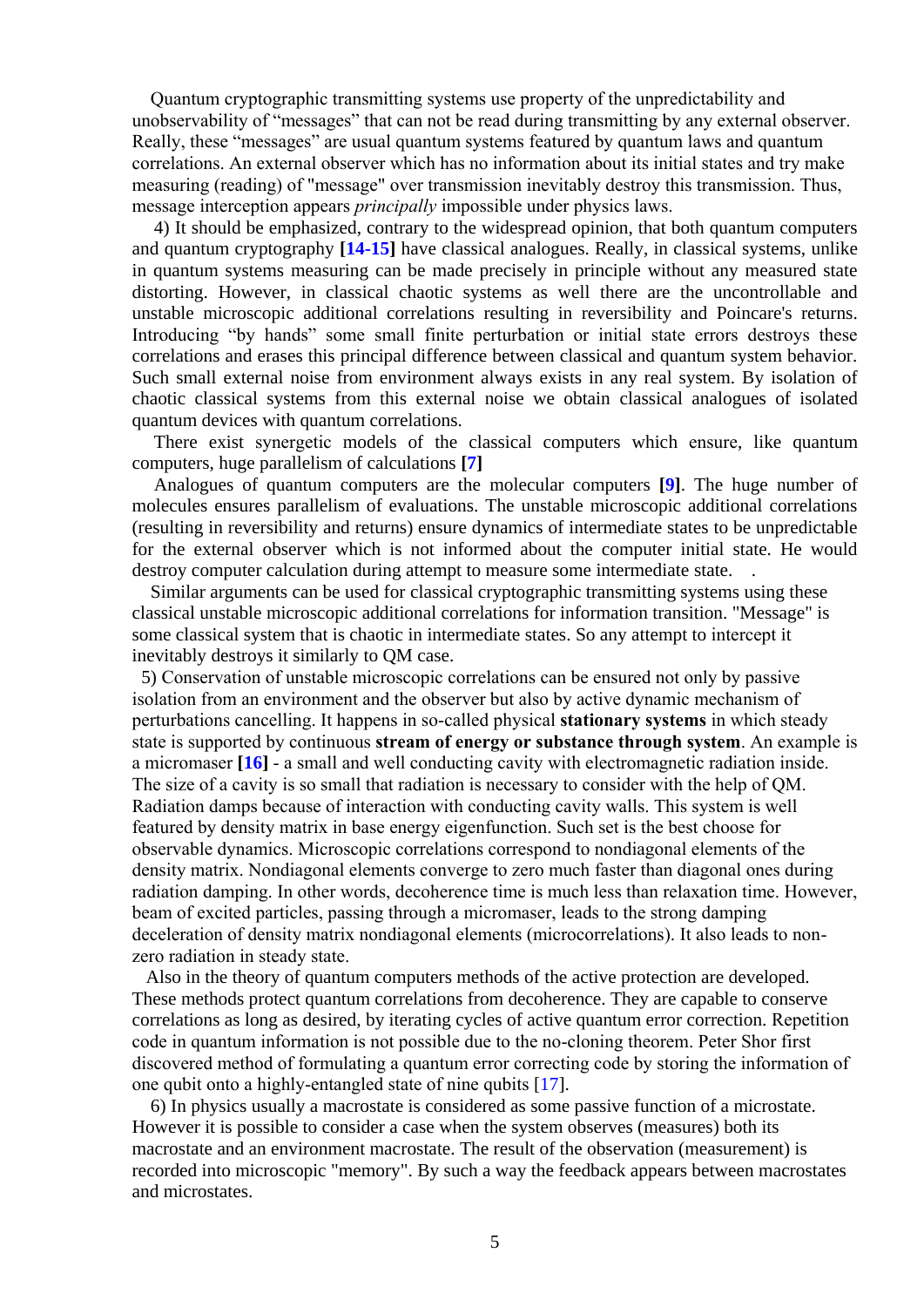Quantum cryptographic transmitting systems use property of the unpredictability and unobservability of "messages" that can not be read during transmitting by any external observer. Really, these "messages" are usual quantum systems featured by quantum laws and quantum correlations. An external observer which has no information about its initial states and try make measuring (reading) of "message" over transmission inevitably destroy this transmission. Thus, message interception appears *principally* impossible under physics laws.

4) It should be emphasized, contrary to the widespread opinion, that both quantum computers and quantum cryptography **[14-15]** have classical analogues. Really, in classical systems, unlike in quantum systems measuring can be made precisely in principle without any measured state distorting. However, in classical chaotic systems as well there are the uncontrollable and unstable microscopic additional correlations resulting in reversibility and Poincare's returns. Introducing "by hands" some small finite perturbation or initial state errors destroys these correlations and erases this principal difference between classical and quantum system behavior. Such small external noise from environment always exists in any real system. By isolation of chaotic classical systems from this external noise we obtain classical analogues of isolated quantum devices with quantum correlations.

There exist synergetic models of the classical computers which ensure, like quantum computers, huge parallelism of calculations **[7]**

Analogues of quantum computers are the molecular computers **[9]**. The huge number of molecules ensures parallelism of evaluations. The unstable microscopic additional correlations (resulting in reversibility and returns) ensure dynamics of intermediate states to be unpredictable for the external observer which is not informed about the computer initial state. He would destroy computer calculation during attempt to measure some intermediate state.   .

Similar arguments can be used for classical cryptographic transmitting systems using these classical unstable microscopic additional correlations for information transition. "Message" is some classical system that is chaotic in intermediate states. So any attempt to intercept it inevitably destroys it similarly to QM case.

5) Conservation of unstable microscopic correlations can be ensured not only by passive isolation from an environment and the observer but also by active dynamic mechanism of perturbations cancelling. It happens in so-called physical **stationary systems** in which steady state is supported by continuous **stream of energy or substance through system**. An example is a micromaser **[16]** - a small and well conducting cavity with electromagnetic radiation inside. The size of a cavity is so small that radiation is necessary to consider with the help of QM. Radiation damps because of interaction with conducting cavity walls. This system is well featured by density matrix in base energy eigenfunction. Such set is the best choose for observable dynamics. Microscopic correlations correspond to nondiagonal elements of the density matrix. Nondiagonal elements converge to zero much faster than diagonal ones during radiation damping. In other words, decoherence time is much less than relaxation time. However, beam of excited particles, passing through a micromaser, leads to the strong damping deceleration of density matrix nondiagonal elements (microcorrelations). It also leads to non-zero radiation in steady state.

Also in the theory of quantum computers methods of the active protection are developed. These methods protect quantum correlations from decoherence. They are capable to conserve correlations as long as desired, by iterating cycles of active quantum error correction. Repetition code in quantum information is not possible due to the no-cloning theorem. Peter Shor first discovered method of formulating a quantum error correcting code by storing the information of one qubit onto a highly-entangled state of nine qubits [17].

6) In physics usually a macrostate is considered as some passive function of a microstate. However it is possible to consider a case when the system observes (measures) both its macrostate and an environment macrostate. The result of the observation (measurement) is recorded into microscopic "memory". By such a way the feedback appears between macrostates and microstates.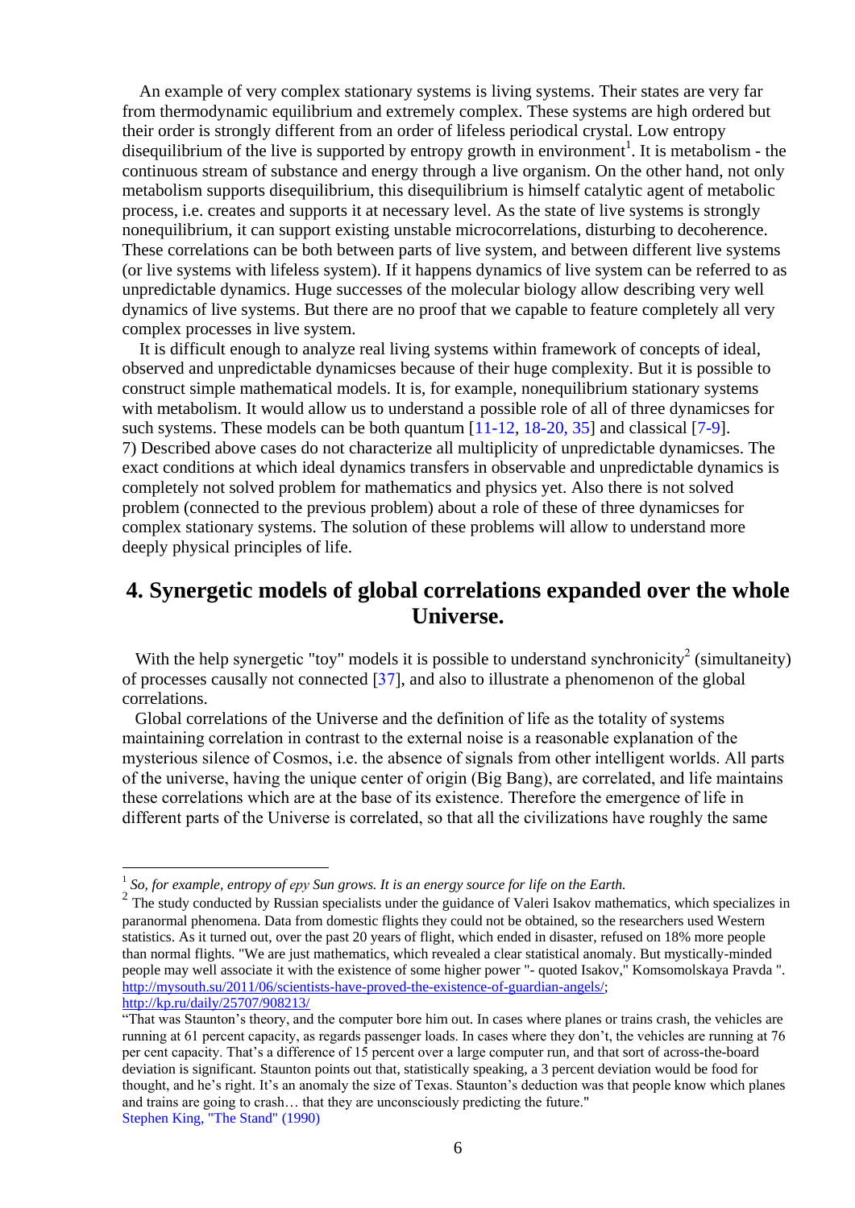An example of very complex stationary systems is living systems. Their states are very far from thermodynamic equilibrium and extremely complex. These systems are high ordered but their order is strongly different from an order of lifeless periodical crystal. Low entropy disequilibrium of the live is supported by entropy growth in environment[1]. It is metabolism - the continuous stream of substance and energy through a live organism. On the other hand, not only metabolism supports disequilibrium, this disequilibrium is himself catalytic agent of metabolic process, i.e. creates and supports it at necessary level. As the state of live systems is strongly nonequilibrium, it can support existing unstable microcorrelations, disturbing to decoherence. These correlations can be both between parts of live system, and between different live systems (or live systems with lifeless system). If it happens dynamics of live system can be referred to as unpredictable dynamics. Huge successes of the molecular biology allow describing very well dynamics of live systems. But there are no proof that we capable to feature completely all very complex processes in live system.

It is difficult enough to analyze real living systems within framework of concepts of ideal, observed and unpredictable dynamicses because of their huge complexity. But it is possible to construct simple mathematical models. It is, for example, nonequilibrium stationary systems with metabolism. It would allow us to understand a possible role of all of three dynamicses for such systems. These models can be both quantum [11-12, 18-20, 35] and classical [7-9].

7) Described above cases do not characterize all multiplicity of unpredictable dynamicses. The exact conditions at which ideal dynamics transfers in observable and unpredictable dynamics is completely not solved problem for mathematics and physics yet. Also there is not solved problem (connected to the previous problem) about a role of these of three dynamicses for complex stationary systems. The solution of these problems will allow to understand more deeply physical principles of life.

## 4. Synergetic models of global correlations expanded over the whole Universe.

With the help synergetic "toy" models it is possible to understand synchronicity[2] (simultaneity) of processes causally not connected [37], and also to illustrate a phenomenon of the global correlations.

Global correlations of the Universe and the definition of life as the totality of systems maintaining correlation in contrast to the external noise is a reasonable explanation of the mysterious silence of Cosmos, i.e. the absence of signals from other intelligent worlds. All parts of the universe, having the unique center of origin (Big Bang), are correlated, and life maintains these correlations which are at the base of its existence. Therefore the emergence of life in different parts of the Universe is correlated, so that all the civilizations have roughly the same

---

[1] *So, for example, entropy of epy Sun grows. It is an energy source for life on the Earth.*

[2] The study conducted by Russian specialists under the guidance of Valeri Isakov mathematics, which specializes in paranormal phenomena. Data from domestic flights they could not be obtained, so the researchers used Western statistics. As it turned out, over the past 20 years of flight, which ended in disaster, refused on 18% more people than normal flights. "We are just mathematics, which revealed a clear statistical anomaly. But mystically-minded people may well associate it with the existence of some higher power "- quoted Isakov," Komsomolskaya Pravda ". http://mysouth.su/2011/06/scientists-have-proved-the-existence-of-guardian-angels/; http://kp.ru/daily/25707/908213/

"That was Staunton's theory, and the computer bore him out. In cases where planes or trains crash, the vehicles are running at 61 percent capacity, as regards passenger loads. In cases where they don't, the vehicles are running at 76 per cent capacity. That's a difference of 15 percent over a large computer run, and that sort of across-the-board deviation is significant. Staunton points out that, statistically speaking, a 3 percent deviation would be food for thought, and he's right. It's an anomaly the size of Texas. Staunton's deduction was that people know which planes and trains are going to crash… that they are unconsciously predicting the future."
Stephen King, "The Stand" (1990)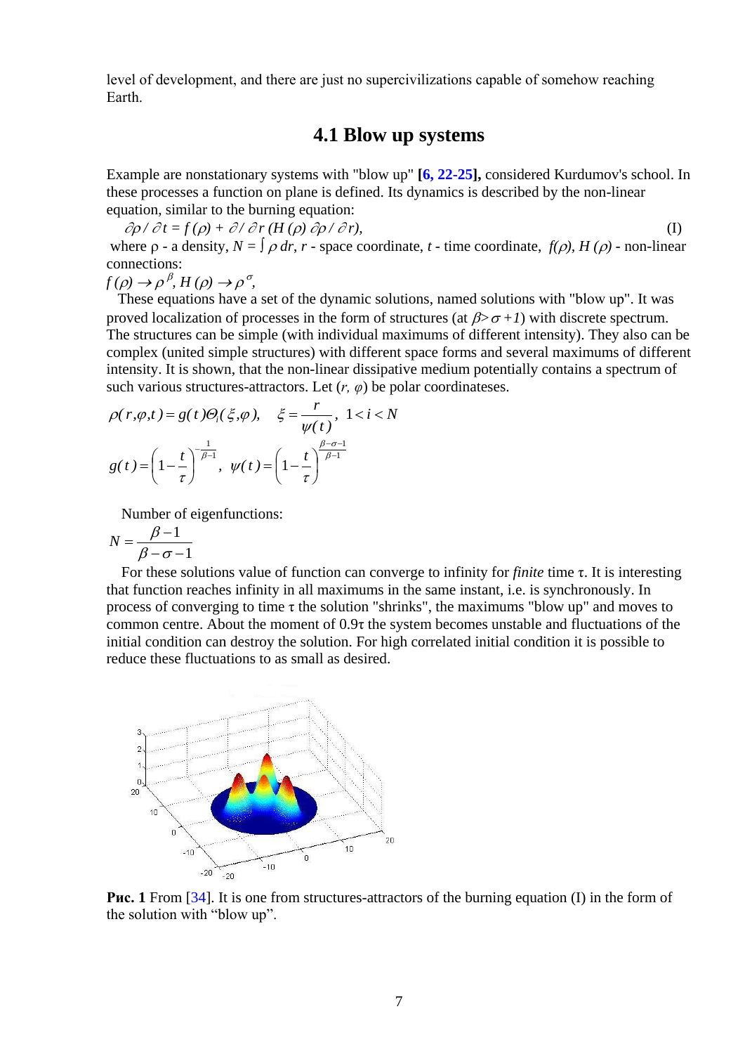level of development, and there are just no supercivilizations capable of somehow reaching Earth.

## 4.1 Blow up systems

Example are nonstationary systems with "blow up" **[6, 22-25],** considered Kurdumov's school. In these processes a function on plane is defined. Its dynamics is described by the non-linear equation, similar to the burning equation:

$$\partial\rho / \partial t = f(\rho) + \partial / \partial r\,(H(\rho)\,\partial\rho / \partial r), \qquad \text{(I)}$$

where ρ - a density, $N = \int \rho\, dr$, *r* - space coordinate, *t* - time coordinate, $f(\rho)$, $H(\rho)$ - non-linear connections:

$f(\rho) \rightarrow \rho^{\beta}$, $H(\rho) \rightarrow \rho^{\sigma}$,

These equations have a set of the dynamic solutions, named solutions with "blow up". It was proved localization of processes in the form of structures (at $\beta > \sigma + 1$) with discrete spectrum. The structures can be simple (with individual maximums of different intensity). They also can be complex (united simple structures) with different space forms and several maximums of different intensity. It is shown, that the non-linear dissipative medium potentially contains a spectrum of such various structures-attractors. Let $(r, \varphi)$ be polar coordinateses.

$$\rho(r,\varphi,t) = g(t)\Theta_i(\xi,\varphi), \quad \xi = \frac{r}{\psi(t)}, \quad 1 < i < N$$

$$g(t) = \left(1 - \frac{t}{\tau}\right)^{-\frac{1}{\beta-1}}, \quad \psi(t) = \left(1 - \frac{t}{\tau}\right)^{\frac{\beta-\sigma-1}{\beta-1}}$$

Number of eigenfunctions:

$$N = \frac{\beta - 1}{\beta - \sigma - 1}$$

For these solutions value of function can converge to infinity for *finite* time τ. It is interesting that function reaches infinity in all maximums in the same instant, i.e. is synchronously. In process of converging to time τ the solution "shrinks", the maximums "blow up" and moves to common centre. About the moment of 0.9τ the system becomes unstable and fluctuations of the initial condition can destroy the solution. For high correlated initial condition it is possible to reduce these fluctuations to as small as desired.

**Рис. 1** From [34]. It is one from structures-attractors of the burning equation (I) in the form of the solution with "blow up".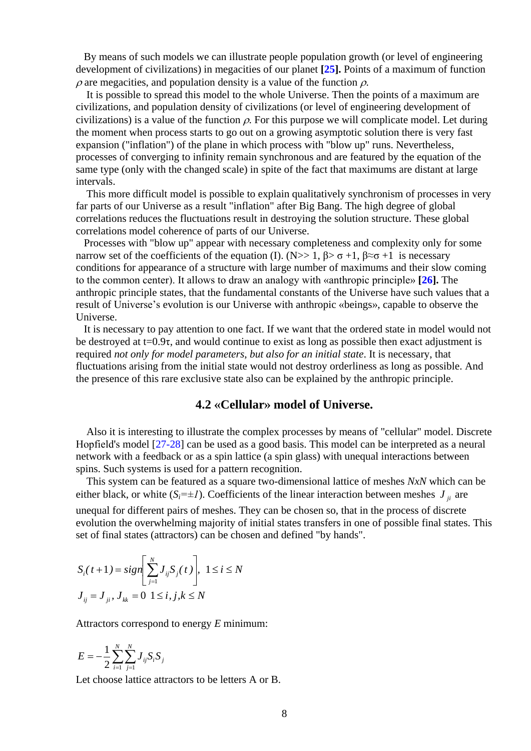By means of such models we can illustrate people population growth (or level of engineering development of civilizations) in megacities of our planet **[25].** Points of a maximum of function $\rho$ are megacities, and population density is a value of the function $\rho$.

It is possible to spread this model to the whole Universe. Then the points of a maximum are civilizations, and population density of civilizations (or level of engineering development of civilizations) is a value of the function $\rho$. For this purpose we will complicate model. Let during the moment when process starts to go out on a growing asymptotic solution there is very fast expansion ("inflation") of the plane in which process with "blow up" runs. Nevertheless, processes of converging to infinity remain synchronous and are featured by the equation of the same type (only with the changed scale) in spite of the fact that maximums are distant at large intervals.

This more difficult model is possible to explain qualitatively synchronism of processes in very far parts of our Universe as a result "inflation" after Big Bang. The high degree of global correlations reduces the fluctuations result in destroying the solution structure. These global correlations model coherence of parts of our Universe.

Processes with "blow up" appear with necessary completeness and complexity only for some narrow set of the coefficients of the equation (I). ($N \gg 1$, $\beta > \sigma + 1$, $\beta \approx \sigma + 1$ is necessary conditions for appearance of a structure with large number of maximums and their slow coming to the common center). It allows to draw an analogy with «anthropic principle» **[26].** The anthropic principle states, that the fundamental constants of the Universe have such values that a result of Universe's evolution is our Universe with anthropic «beings», capable to observe the Universe.

It is necessary to pay attention to one fact. If we want that the ordered state in model would not be destroyed at $t=0.9\tau$, and would continue to exist as long as possible then exact adjustment is required *not only for model parameters, but also for an initial state*. It is necessary, that fluctuations arising from the initial state would not destroy orderliness as long as possible. And the presence of this rare exclusive state also can be explained by the anthropic principle.

### 4.2 «Cellular» model of Universe.

Also it is interesting to illustrate the complex processes by means of "cellular" model. Discrete Hopfield's model [27-28] can be used as a good basis. This model can be interpreted as a neural network with a feedback or as a spin lattice (a spin glass) with unequal interactions between spins. Such systems is used for a pattern recognition.

This system can be featured as a square two-dimensional lattice of meshes *NxN* which can be either black, or white ($S_i = \pm 1$). Coefficients of the linear interaction between meshes $J_{ji}$ are unequal for different pairs of meshes. They can be chosen so, that in the process of discrete evolution the overwhelming majority of initial states transfers in one of possible final states. This set of final states (attractors) can be chosen and defined "by hands".

$$S_i(t+1) = sign\left[\sum_{j=1}^{N} J_{ij} S_j(t)\right],\ 1 \le i \le N$$

$$J_{ij} = J_{ji},\ J_{kk} = 0\ \ 1 \le i, j, k \le N$$

Attractors correspond to energy $E$ minimum:

$$E = -\frac{1}{2}\sum_{i=1}^{N}\sum_{j=1}^{N} J_{ij} S_i S_j$$

Let choose lattice attractors to be letters A or B.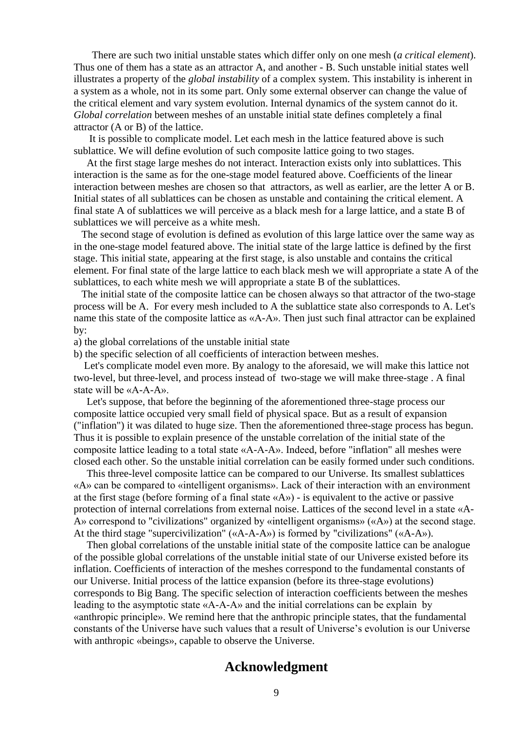There are such two initial unstable states which differ only on one mesh (*a critical element*). Thus one of them has a state as an attractor A, and another - B. Such unstable initial states well illustrates a property of the *global instability* of a complex system. This instability is inherent in a system as a whole, not in its some part. Only some external observer can change the value of the critical element and vary system evolution. Internal dynamics of the system cannot do it. *Global correlation* between meshes of an unstable initial state defines completely a final attractor (A or B) of the lattice.

It is possible to complicate model. Let each mesh in the lattice featured above is such sublattice. We will define evolution of such composite lattice going to two stages.

At the first stage large meshes do not interact. Interaction exists only into sublattices. This interaction is the same as for the one-stage model featured above. Coefficients of the linear interaction between meshes are chosen so that attractors, as well as earlier, are the letter A or B. Initial states of all sublattices can be chosen as unstable and containing the critical element. A final state A of sublattices we will perceive as a black mesh for a large lattice, and a state B of sublattices we will perceive as a white mesh.

The second stage of evolution is defined as evolution of this large lattice over the same way as in the one-stage model featured above. The initial state of the large lattice is defined by the first stage. This initial state, appearing at the first stage, is also unstable and contains the critical element. For final state of the large lattice to each black mesh we will appropriate a state A of the sublattices, to each white mesh we will appropriate a state B of the sublattices.

The initial state of the composite lattice can be chosen always so that attractor of the two-stage process will be A. For every mesh included to A the sublattice state also corresponds to A. Let's name this state of the composite lattice as «A-A». Then just such final attractor can be explained by:

a) the global correlations of the unstable initial state

b) the specific selection of all coefficients of interaction between meshes.

Let's complicate model even more. By analogy to the aforesaid, we will make this lattice not two-level, but three-level, and process instead of two-stage we will make three-stage . A final state will be «A-A-A».

Let's suppose, that before the beginning of the aforementioned three-stage process our composite lattice occupied very small field of physical space. But as a result of expansion ("inflation") it was dilated to huge size. Then the aforementioned three-stage process has begun. Thus it is possible to explain presence of the unstable correlation of the initial state of the composite lattice leading to a total state «A-A-A». Indeed, before "inflation" all meshes were closed each other. So the unstable initial correlation can be easily formed under such conditions.

This three-level composite lattice can be compared to our Universe. Its smallest sublattices «A» can be compared to «intelligent organisms». Lack of their interaction with an environment at the first stage (before forming of a final state «A») - is equivalent to the active or passive protection of internal correlations from external noise. Lattices of the second level in a state «A-A» correspond to "civilizations" organized by «intelligent organisms» («A») at the second stage. At the third stage "supercivilization" («A-A-A») is formed by "civilizations" («A-A»).

Then global correlations of the unstable initial state of the composite lattice can be analogue of the possible global correlations of the unstable initial state of our Universe existed before its inflation. Coefficients of interaction of the meshes correspond to the fundamental constants of our Universe. Initial process of the lattice expansion (before its three-stage evolutions) corresponds to Big Bang. The specific selection of interaction coefficients between the meshes leading to the asymptotic state «A-A-A» and the initial correlations can be explain by «anthropic principle». We remind here that the anthropic principle states, that the fundamental constants of the Universe have such values that a result of Universe's evolution is our Universe with anthropic «beings», capable to observe the Universe.

## Acknowledgment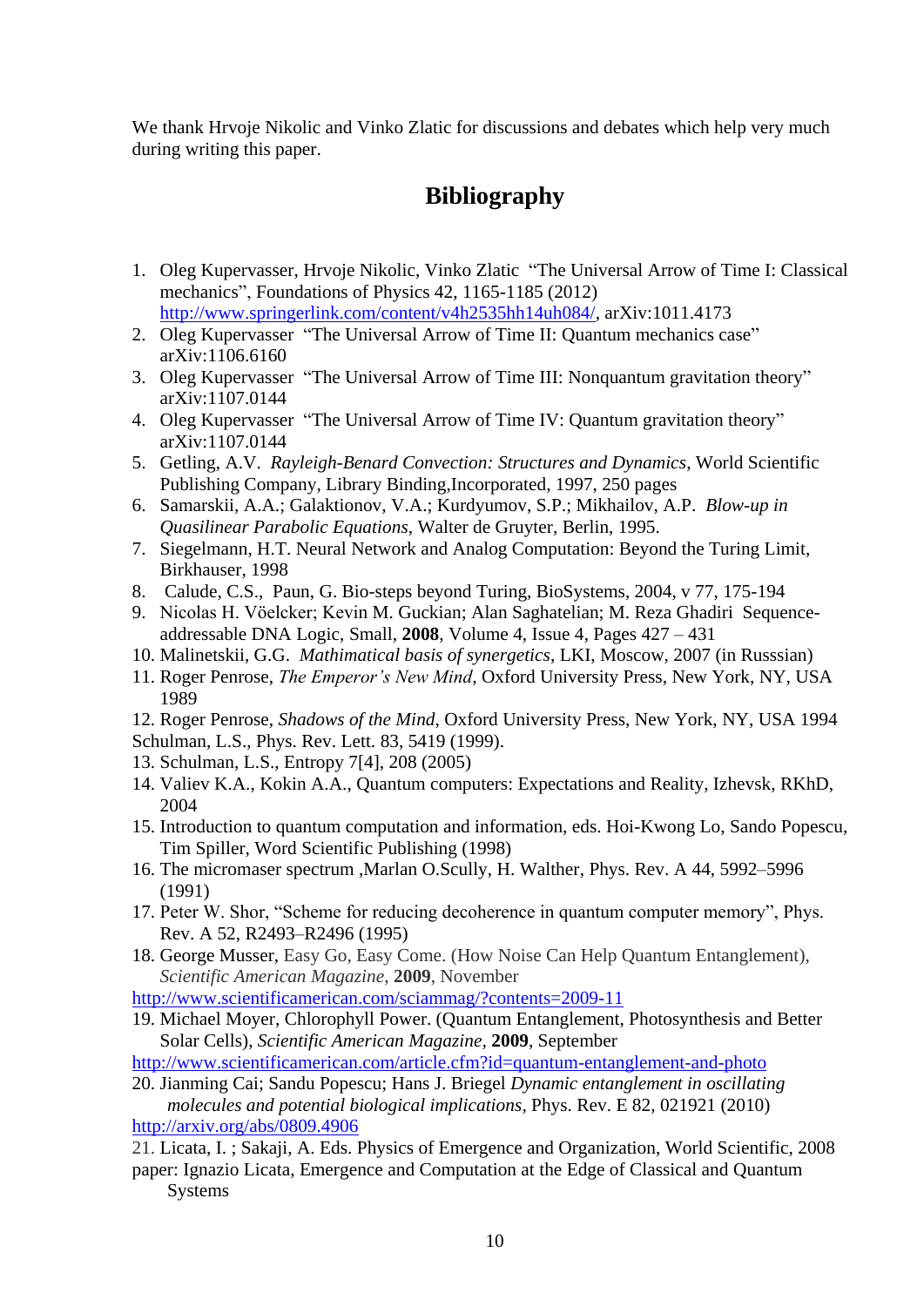We thank Hrvoje Nikolic and Vinko Zlatic for discussions and debates which help very much during writing this paper.

## Bibliography

1. Oleg Kupervasser, Hrvoje Nikolic, Vinko Zlatic "The Universal Arrow of Time I: Classical mechanics", Foundations of Physics 42, 1165-1185 (2012) http://www.springerlink.com/content/v4h2535hh14uh084/, arXiv:1011.4173
2. Oleg Kupervasser "The Universal Arrow of Time II: Quantum mechanics case" arXiv:1106.6160
3. Oleg Kupervasser "The Universal Arrow of Time III: Nonquantum gravitation theory" arXiv:1107.0144
4. Oleg Kupervasser "The Universal Arrow of Time IV: Quantum gravitation theory" arXiv:1107.0144
5. Getling, A.V. *Rayleigh-Benard Convection: Structures and Dynamics*, World Scientific Publishing Company, Library Binding,Incorporated, 1997, 250 pages
6. Samarskii, A.A.; Galaktionov, V.A.; Kurdyumov, S.P.; Mikhailov, A.P. *Blow-up in Quasilinear Parabolic Equations*, Walter de Gruyter, Berlin, 1995.
7. Siegelmann, H.T. Neural Network and Analog Computation: Beyond the Turing Limit, Birkhauser, 1998
8. Calude, C.S., Paun, G. Bio-steps beyond Turing, BioSystems, 2004, v 77, 175-194
9. Nicolas H. Vöelcker; Kevin M. Guckian; Alan Saghatelian; M. Reza Ghadiri Sequence-addressable DNA Logic, Small, **2008**, Volume 4, Issue 4, Pages 427 – 431
10. Malinetskii, G.G. *Mathimatical basis of synergetics*, LKI, Moscow, 2007 (in Russsian)
11. Roger Penrose, *The Emperor's New Mind*, Oxford University Press, New York, NY, USA 1989
12. Roger Penrose, *Shadows of the Mind*, Oxford University Press, New York, NY, USA 1994

Schulman, L.S., Phys. Rev. Lett. 83, 5419 (1999).

13. Schulman, L.S., Entropy 7[4], 208 (2005)
14. Valiev K.A., Kokin A.A., Quantum computers: Expectations and Reality, Izhevsk, RKhD, 2004
15. Introduction to quantum computation and information, eds. Hoi-Kwong Lo, Sando Popescu, Tim Spiller, Word Scientific Publishing (1998)
16. The micromaser spectrum ,Marlan O.Scully, H. Walther, Phys. Rev. A 44, 5992–5996 (1991)
17. Peter W. Shor, "Scheme for reducing decoherence in quantum computer memory", Phys. Rev. A 52, R2493–R2496 (1995)
18. George Musser, Easy Go, Easy Come. (How Noise Can Help Quantum Entanglement), *Scientific American Magazine*, **2009**, November

http://www.scientificamerican.com/sciammag/?contents=2009-11

19. Michael Moyer, Chlorophyll Power. (Quantum Entanglement, Photosynthesis and Better Solar Cells), *Scientific American Magazine*, **2009**, September

http://www.scientificamerican.com/article.cfm?id=quantum-entanglement-and-photo

20. Jianming Cai; Sandu Popescu; Hans J. Briegel *Dynamic entanglement in oscillating molecules and potential biological implications*, Phys. Rev. E 82, 021921 (2010)

http://arxiv.org/abs/0809.4906

21. Licata, I. ; Sakaji, A. Eds. Physics of Emergence and Organization, World Scientific, 2008 paper: Ignazio Licata, Emergence and Computation at the Edge of Classical and Quantum Systems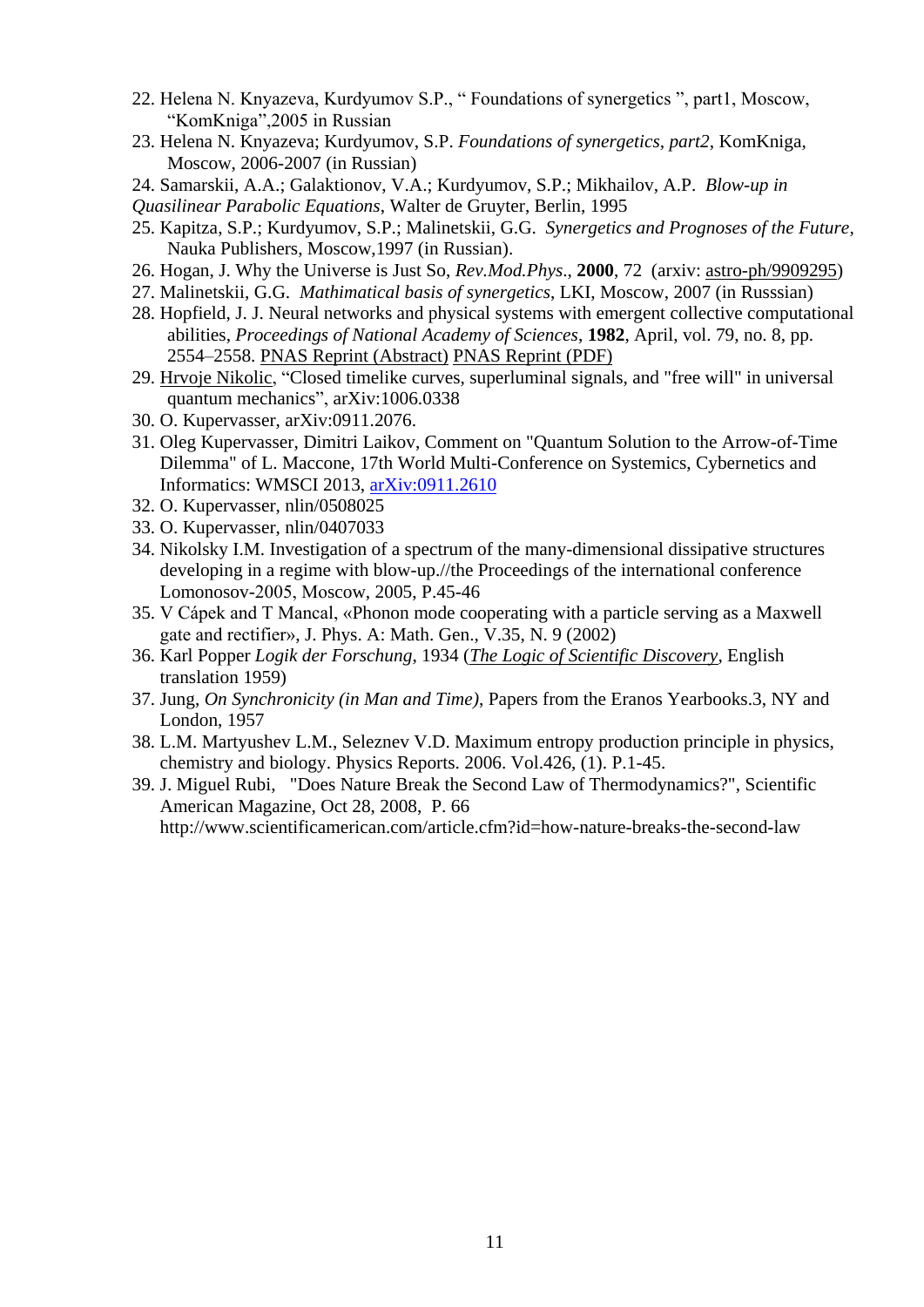22. Helena N. Knyazeva, Kurdyumov S.P., “ Foundations of synergetics ”, part1, Moscow, “KomKniga”,2005 in Russian
23. Helena N. Knyazeva; Kurdyumov, S.P. *Foundations of synergetics, part2*, KomKniga, Moscow, 2006-2007 (in Russian)
24. Samarskii, A.A.; Galaktionov, V.A.; Kurdyumov, S.P.; Mikhailov, A.P. *Blow-up in Quasilinear Parabolic Equations*, Walter de Gruyter, Berlin, 1995
25. Kapitza, S.P.; Kurdyumov, S.P.; Malinetskii, G.G. *Synergetics and Prognoses of the Future*, Nauka Publishers, Moscow,1997 (in Russian).
26. Hogan, J. Why the Universe is Just So, *Rev.Mod.Phys*., **2000**, 72 (arxiv: astro-ph/9909295)
27. Malinetskii, G.G. *Mathimatical basis of synergetics*, LKI, Moscow, 2007 (in Russsian)
28. Hopfield, J. J. Neural networks and physical systems with emergent collective computational abilities, *Proceedings of National Academy of Sciences*, **1982**, April, vol. 79, no. 8, pp. 2554–2558. PNAS Reprint (Abstract) PNAS Reprint (PDF)
29. Hrvoje Nikolic, “Closed timelike curves, superluminal signals, and "free will" in universal quantum mechanics”, arXiv:1006.0338
30. O. Kupervasser, arXiv:0911.2076.
31. Oleg Kupervasser, Dimitri Laikov, Comment on "Quantum Solution to the Arrow-of-Time Dilemma" of L. Maccone, 17th World Multi-Conference on Systemics, Cybernetics and Informatics: WMSCI 2013, arXiv:0911.2610
32. O. Kupervasser, nlin/0508025
33. O. Kupervasser, nlin/0407033
34. Nikolsky I.M. Investigation of a spectrum of the many-dimensional dissipative structures developing in a regime with blow-up.//the Proceedings of the international conference Lomonosov-2005, Moscow, 2005, P.45-46
35. V Cápek and T Mancal, «Phonon mode cooperating with a particle serving as a Maxwell gate and rectifier», J. Phys. A: Math. Gen., V.35, N. 9 (2002)
36. Karl Popper *Logik der Forschung*, 1934 (*The Logic of Scientific Discovery*, English translation 1959)
37. Jung, *On Synchronicity (in Man and Time)*, Papers from the Eranos Yearbooks.3, NY and London, 1957
38. L.M. Martyushev L.M., Seleznev V.D. Maximum entropy production principle in physics, chemistry and biology. Physics Reports. 2006. Vol.426, (1). P.1-45.
39. J. Miguel Rubi, "Does Nature Break the Second Law of Thermodynamics?", Scientific American Magazine, Oct 28, 2008, P. 66 http://www.scientificamerican.com/article.cfm?id=how-nature-breaks-the-second-law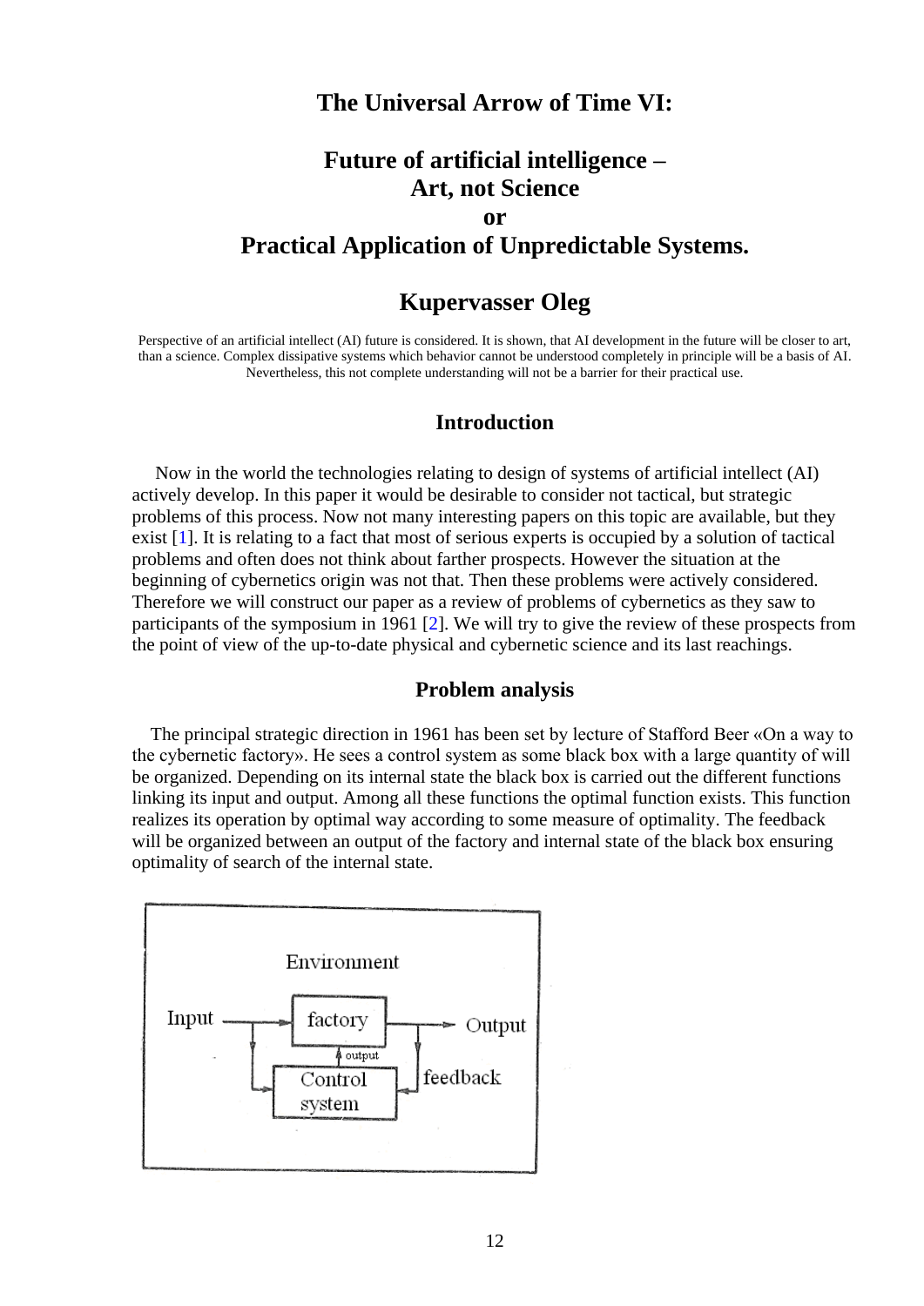# The Universal Arrow of Time VI:

# Future of artificial intelligence – Art, not Science or Practical Application of Unpredictable Systems.

## Kupervasser Oleg

Perspective of an artificial intellect (AI) future is considered. It is shown, that AI development in the future will be closer to art, than a science. Complex dissipative systems which behavior cannot be understood completely in principle will be a basis of AI. Nevertheless, this not complete understanding will not be a barrier for their practical use.

### Introduction

Now in the world the technologies relating to design of systems of artificial intellect (AI) actively develop. In this paper it would be desirable to consider not tactical, but strategic problems of this process. Now not many interesting papers on this topic are available, but they exist [1]. It is relating to a fact that most of serious experts is occupied by a solution of tactical problems and often does not think about farther prospects. However the situation at the beginning of cybernetics origin was not that. Then these problems were actively considered. Therefore we will construct our paper as a review of problems of cybernetics as they saw to participants of the symposium in 1961 [2]. We will try to give the review of these prospects from the point of view of the up-to-date physical and cybernetic science and its last reachings.

### Problem analysis

The principal strategic direction in 1961 has been set by lecture of Stafford Beer «On a way to the cybernetic factory». He sees a control system as some black box with a large quantity of will be organized. Depending on its internal state the black box is carried out the different functions linking its input and output. Among all these functions the optimal function exists. This function realizes its operation by optimal way according to some measure of optimality. The feedback will be organized between an output of the factory and internal state of the black box ensuring optimality of search of the internal state.

Environment

Input → factory → Output

output

Control system

feedback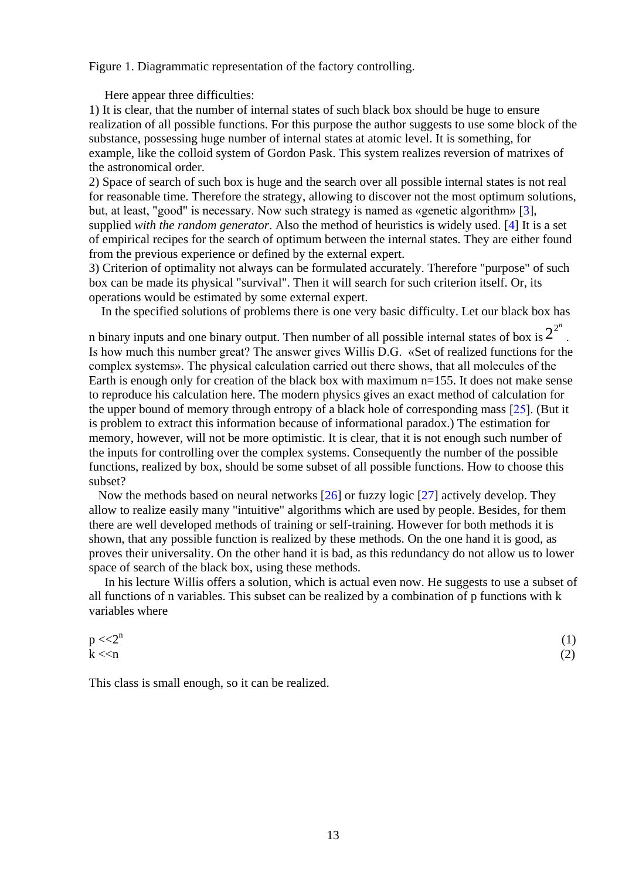Figure 1. Diagrammatic representation of the factory controlling.

Here appear three difficulties:

1) It is clear, that the number of internal states of such black box should be huge to ensure realization of all possible functions. For this purpose the author suggests to use some block of the substance, possessing huge number of internal states at atomic level. It is something, for example, like the colloid system of Gordon Pask. This system realizes reversion of matrixes of the astronomical order.

2) Space of search of such box is huge and the search over all possible internal states is not real for reasonable time. Therefore the strategy, allowing to discover not the most optimum solutions, but, at least, "good" is necessary. Now such strategy is named as «genetic algorithm» [3], supplied *with the random generator*. Also the method of heuristics is widely used. [4] It is a set of empirical recipes for the search of optimum between the internal states. They are either found from the previous experience or defined by the external expert.

3) Criterion of optimality not always can be formulated accurately. Therefore "purpose" of such box can be made its physical "survival". Then it will search for such criterion itself. Or, its operations would be estimated by some external expert.

In the specified solutions of problems there is one very basic difficulty. Let our black box has n binary inputs and one binary output. Then number of all possible internal states of box is $2^{2^n}$. Is how much this number great? The answer gives Willis D.G. «Set of realized functions for the complex systems». The physical calculation carried out there shows, that all molecules of the Earth is enough only for creation of the black box with maximum n=155. It does not make sense to reproduce his calculation here. The modern physics gives an exact method of calculation for the upper bound of memory through entropy of a black hole of corresponding mass [25]. (But it is problem to extract this information because of informational paradox.) The estimation for memory, however, will not be more optimistic. It is clear, that it is not enough such number of the inputs for controlling over the complex systems. Consequently the number of the possible functions, realized by box, should be some subset of all possible functions. How to choose this subset?

Now the methods based on neural networks [26] or fuzzy logic [27] actively develop. They allow to realize easily many "intuitive" algorithms which are used by people. Besides, for them there are well developed methods of training or self-training. However for both methods it is shown, that any possible function is realized by these methods. On the one hand it is good, as proves their universality. On the other hand it is bad, as this redundancy do not allow us to lower space of search of the black box, using these methods.

In his lecture Willis offers a solution, which is actual even now. He suggests to use a subset of all functions of n variables. This subset can be realized by a combination of p functions with k variables where

$$p \ll 2^n \tag{1}$$

$$k \ll n \tag{2}$$

This class is small enough, so it can be realized.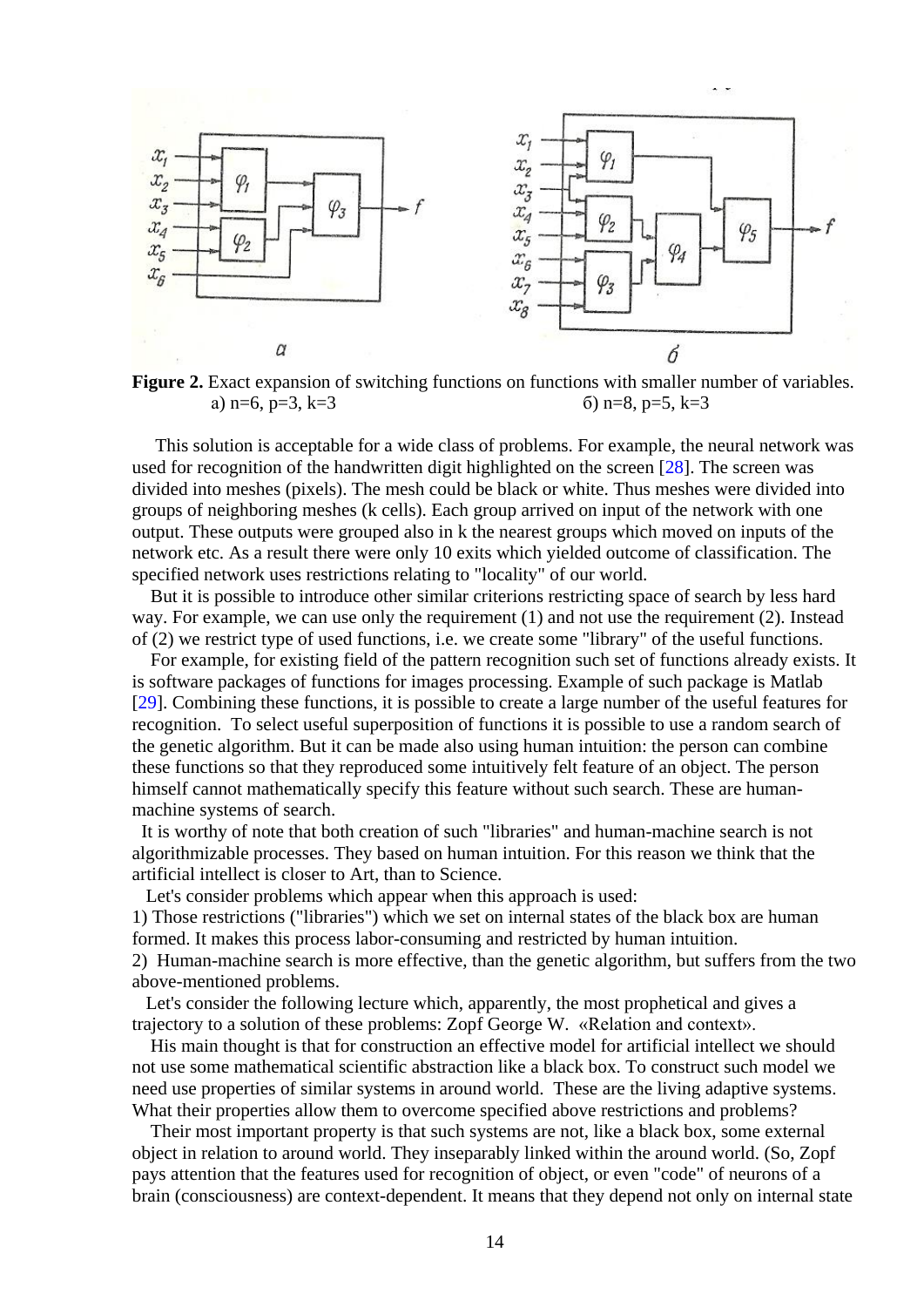**Figure 2.** Exact expansion of switching functions on functions with smaller number of variables.
а) n=6, p=3, k=3 б) n=8, p=5, k=3

This solution is acceptable for a wide class of problems. For example, the neural network was used for recognition of the handwritten digit highlighted on the screen [28]. The screen was divided into meshes (pixels). The mesh could be black or white. Thus meshes were divided into groups of neighboring meshes (k cells). Each group arrived on input of the network with one output. These outputs were grouped also in k the nearest groups which moved on inputs of the network etc. As a result there were only 10 exits which yielded outcome of classification. The specified network uses restrictions relating to "locality" of our world.

But it is possible to introduce other similar criterions restricting space of search by less hard way. For example, we can use only the requirement (1) and not use the requirement (2). Instead of (2) we restrict type of used functions, i.e. we create some "library" of the useful functions.

For example, for existing field of the pattern recognition such set of functions already exists. It is software packages of functions for images processing. Example of such package is Matlab [29]. Combining these functions, it is possible to create a large number of the useful features for recognition. To select useful superposition of functions it is possible to use a random search of the genetic algorithm. But it can be made also using human intuition: the person can combine these functions so that they reproduced some intuitively felt feature of an object. The person himself cannot mathematically specify this feature without such search. These are human-machine systems of search.

It is worthy of note that both creation of such "libraries" and human-machine search is not algorithmizable processes. They based on human intuition. For this reason we think that the artificial intellect is closer to Art, than to Science.

Let's consider problems which appear when this approach is used:

1) Those restrictions ("libraries") which we set on internal states of the black box are human formed. It makes this process labor-consuming and restricted by human intuition.

2) Human-machine search is more effective, than the genetic algorithm, but suffers from the two above-mentioned problems.

Let's consider the following lecture which, apparently, the most prophetical and gives a trajectory to a solution of these problems: Zopf George W. «Relation and context».

His main thought is that for construction an effective model for artificial intellect we should not use some mathematical scientific abstraction like a black box. To construct such model we need use properties of similar systems in around world. These are the living adaptive systems. What their properties allow them to overcome specified above restrictions and problems?

Their most important property is that such systems are not, like a black box, some external object in relation to around world. They inseparably linked within the around world. (So, Zopf pays attention that the features used for recognition of object, or even "code" of neurons of a brain (consciousness) are context-dependent. It means that they depend not only on internal state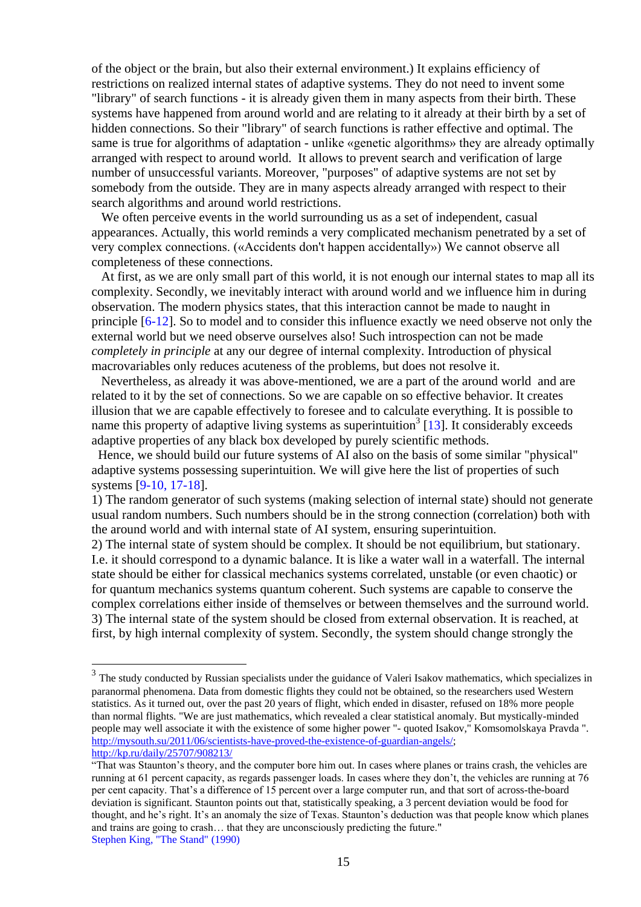of the object or the brain, but also their external environment.) It explains efficiency of restrictions on realized internal states of adaptive systems. They do not need to invent some "library" of search functions - it is already given them in many aspects from their birth. These systems have happened from around world and are relating to it already at their birth by a set of hidden connections. So their "library" of search functions is rather effective and optimal. The same is true for algorithms of adaptation - unlike «genetic algorithms» they are already optimally arranged with respect to around world. It allows to prevent search and verification of large number of unsuccessful variants. Moreover, "purposes" of adaptive systems are not set by somebody from the outside. They are in many aspects already arranged with respect to their search algorithms and around world restrictions.

We often perceive events in the world surrounding us as a set of independent, casual appearances. Actually, this world reminds a very complicated mechanism penetrated by a set of very complex connections. («Accidents don't happen accidentally») We cannot observe all completeness of these connections.

At first, as we are only small part of this world, it is not enough our internal states to map all its complexity. Secondly, we inevitably interact with around world and we influence him in during observation. The modern physics states, that this interaction cannot be made to naught in principle [6-12]. So to model and to consider this influence exactly we need observe not only the external world but we need observe ourselves also! Such introspection can not be made *completely in principle* at any our degree of internal complexity. Introduction of physical macrovariables only reduces acuteness of the problems, but does not resolve it.

Nevertheless, as already it was above-mentioned, we are a part of the around world and are related to it by the set of connections. So we are capable on so effective behavior. It creates illusion that we are capable effectively to foresee and to calculate everything. It is possible to name this property of adaptive living systems as superintuition[3] [13]. It considerably exceeds adaptive properties of any black box developed by purely scientific methods.

Hence, we should build our future systems of AI also on the basis of some similar "physical" adaptive systems possessing superintuition. We will give here the list of properties of such systems [9-10, 17-18].

1) The random generator of such systems (making selection of internal state) should not generate usual random numbers. Such numbers should be in the strong connection (correlation) both with the around world and with internal state of AI system, ensuring superintuition.
2) The internal state of system should be complex. It should be not equilibrium, but stationary. I.e. it should correspond to a dynamic balance. It is like a water wall in a waterfall. The internal state should be either for classical mechanics systems correlated, unstable (or even chaotic) or for quantum mechanics systems quantum coherent. Such systems are capable to conserve the complex correlations either inside of themselves or between themselves and the surround world.
3) The internal state of the system should be closed from external observation. It is reached, at first, by high internal complexity of system. Secondly, the system should change strongly the

---

[3] The study conducted by Russian specialists under the guidance of Valeri Isakov mathematics, which specializes in paranormal phenomena. Data from domestic flights they could not be obtained, so the researchers used Western statistics. As it turned out, over the past 20 years of flight, which ended in disaster, refused on 18% more people than normal flights. "We are just mathematics, which revealed a clear statistical anomaly. But mystically-minded people may well associate it with the existence of some higher power "- quoted Isakov," Komsomolskaya Pravda ". http://mysouth.su/2011/06/scientists-have-proved-the-existence-of-guardian-angels/; http://kp.ru/daily/25707/908213/

"That was Staunton's theory, and the computer bore him out. In cases where planes or trains crash, the vehicles are running at 61 percent capacity, as regards passenger loads. In cases where they don't, the vehicles are running at 76 per cent capacity. That's a difference of 15 percent over a large computer run, and that sort of across-the-board deviation is significant. Staunton points out that, statistically speaking, a 3 percent deviation would be food for thought, and he's right. It's an anomaly the size of Texas. Staunton's deduction was that people know which planes and trains are going to crash… that they are unconsciously predicting the future."
Stephen King, "The Stand" (1990)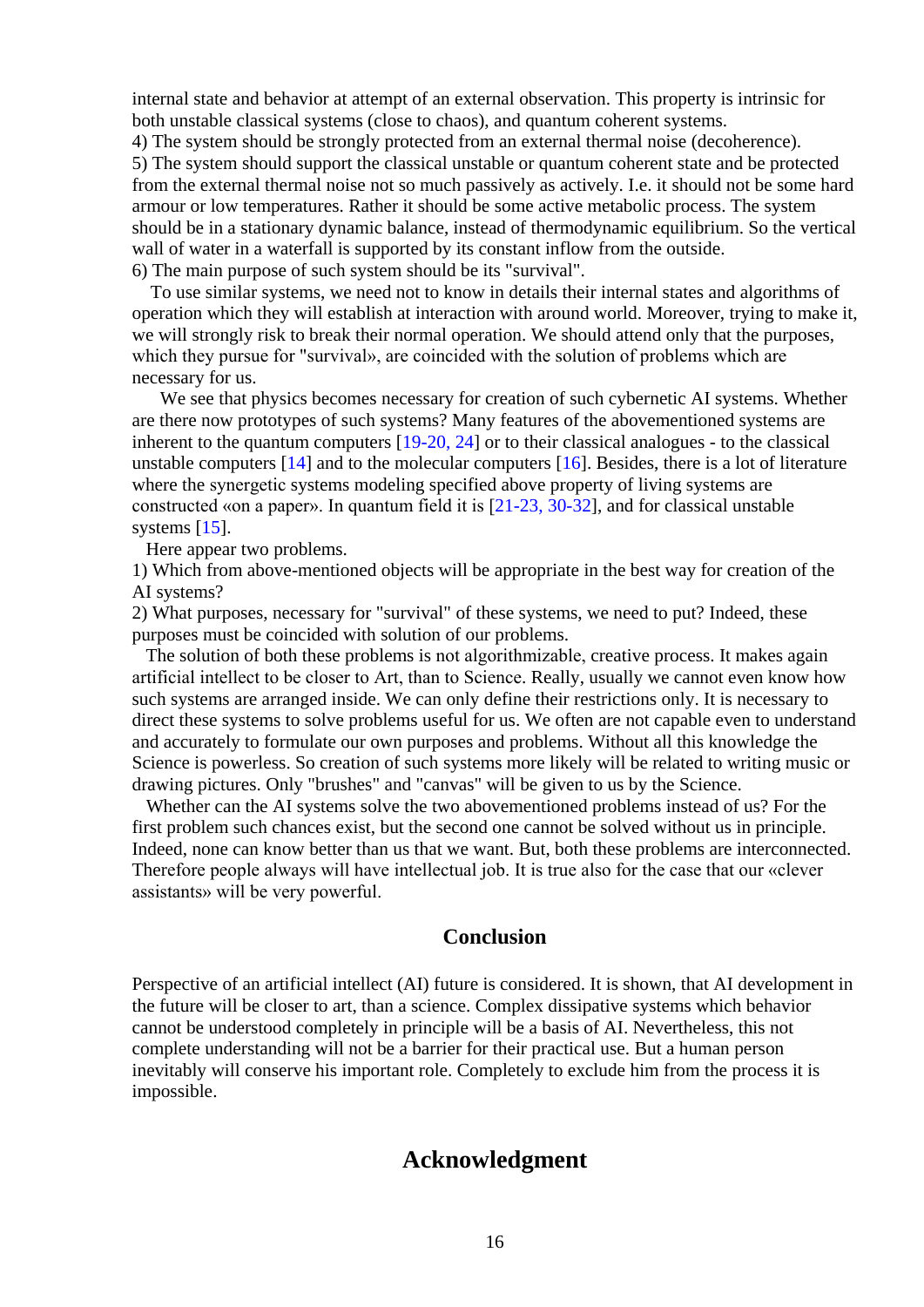internal state and behavior at attempt of an external observation. This property is intrinsic for both unstable classical systems (close to chaos), and quantum coherent systems.

4) The system should be strongly protected from an external thermal noise (decoherence).

5) The system should support the classical unstable or quantum coherent state and be protected from the external thermal noise not so much passively as actively. I.e. it should not be some hard armour or low temperatures. Rather it should be some active metabolic process. The system should be in a stationary dynamic balance, instead of thermodynamic equilibrium. So the vertical wall of water in a waterfall is supported by its constant inflow from the outside.

6) The main purpose of such system should be its "survival".

To use similar systems, we need not to know in details their internal states and algorithms of operation which they will establish at interaction with around world. Moreover, trying to make it, we will strongly risk to break their normal operation. We should attend only that the purposes, which they pursue for "survival», are coincided with the solution of problems which are necessary for us.

We see that physics becomes necessary for creation of such cybernetic AI systems. Whether are there now prototypes of such systems? Many features of the abovementioned systems are inherent to the quantum computers [19-20, 24] or to their classical analogues - to the classical unstable computers [14] and to the molecular computers [16]. Besides, there is a lot of literature where the synergetic systems modeling specified above property of living systems are constructed «on a paper». In quantum field it is [21-23, 30-32], and for classical unstable systems [15].

Here appear two problems.

1) Which from above-mentioned objects will be appropriate in the best way for creation of the AI systems?

2) What purposes, necessary for "survival" of these systems, we need to put? Indeed, these purposes must be coincided with solution of our problems.

The solution of both these problems is not algorithmizable, creative process. It makes again artificial intellect to be closer to Art, than to Science. Really, usually we cannot even know how such systems are arranged inside. We can only define their restrictions only. It is necessary to direct these systems to solve problems useful for us. We often are not capable even to understand and accurately to formulate our own purposes and problems. Without all this knowledge the Science is powerless. So creation of such systems more likely will be related to writing music or drawing pictures. Only "brushes" and "canvas" will be given to us by the Science.

Whether can the AI systems solve the two abovementioned problems instead of us? For the first problem such chances exist, but the second one cannot be solved without us in principle. Indeed, none can know better than us that we want. But, both these problems are interconnected. Therefore people always will have intellectual job. It is true also for the case that our «clever assistants» will be very powerful.

## Conclusion

Perspective of an artificial intellect (AI) future is considered. It is shown, that AI development in the future will be closer to art, than a science. Complex dissipative systems which behavior cannot be understood completely in principle will be a basis of AI. Nevertheless, this not complete understanding will not be a barrier for their practical use. But a human person inevitably will conserve his important role. Completely to exclude him from the process it is impossible.

# Acknowledgment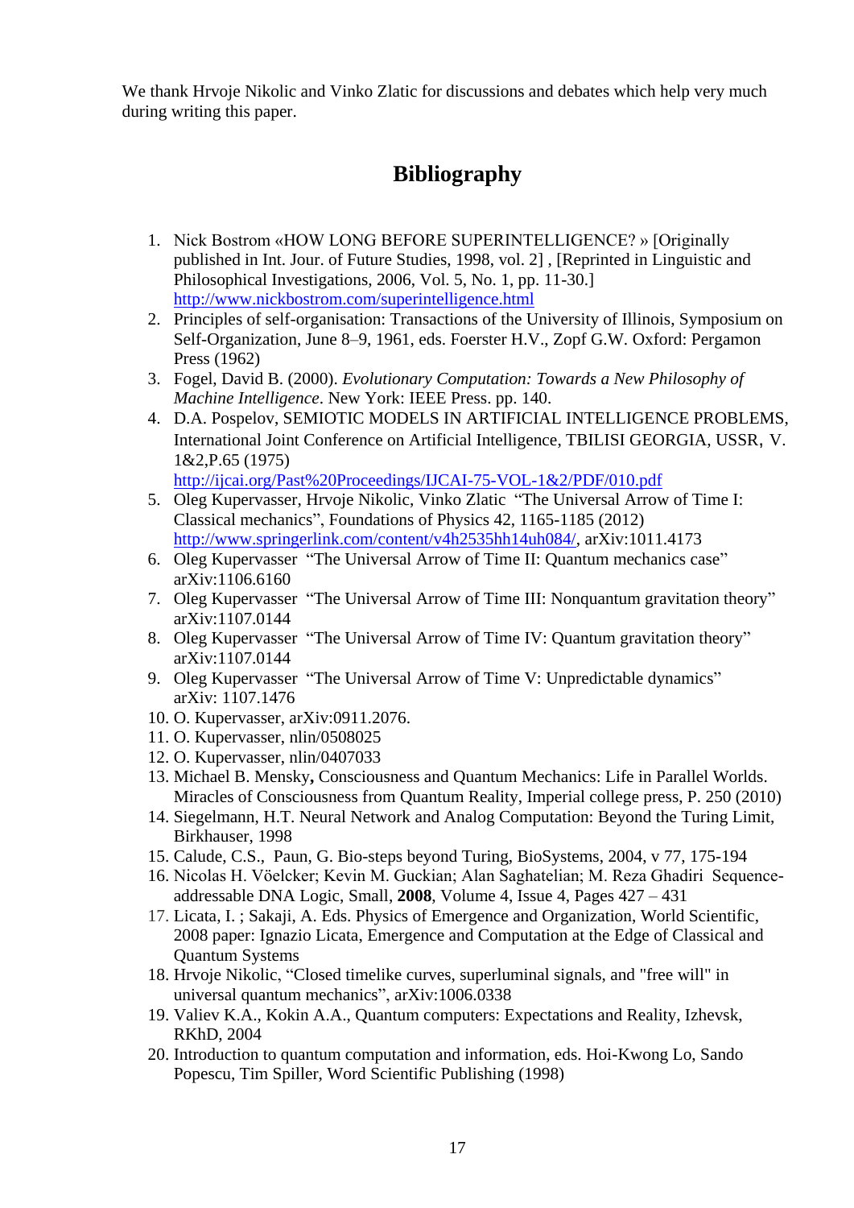We thank Hrvoje Nikolic and Vinko Zlatic for discussions and debates which help very much during writing this paper.

# Bibliography

1. Nick Bostrom «HOW LONG BEFORE SUPERINTELLIGENCE? » [Originally published in Int. Jour. of Future Studies, 1998, vol. 2] , [Reprinted in Linguistic and Philosophical Investigations, 2006, Vol. 5, No. 1, pp. 11-30.] http://www.nickbostrom.com/superintelligence.html
2. Principles of self-organisation: Transactions of the University of Illinois, Symposium on Self-Organization, June 8–9, 1961, eds. Foerster H.V., Zopf G.W. Oxford: Pergamon Press (1962)
3. Fogel, David B. (2000). *Evolutionary Computation: Towards a New Philosophy of Machine Intelligence*. New York: IEEE Press. pp. 140.
4. D.A. Pospelov, SEMIOTIC MODELS IN ARTIFICIAL INTELLIGENCE PROBLEMS, International Joint Conference on Artificial Intelligence, TBILISI GEORGIA, USSR, V. 1&2,P.65 (1975) http://ijcai.org/Past%20Proceedings/IJCAI-75-VOL-1&2/PDF/010.pdf
5. Oleg Kupervasser, Hrvoje Nikolic, Vinko Zlatic "The Universal Arrow of Time I: Classical mechanics", Foundations of Physics 42, 1165-1185 (2012) http://www.springerlink.com/content/v4h2535hh14uh084/, arXiv:1011.4173
6. Oleg Kupervasser "The Universal Arrow of Time II: Quantum mechanics case" arXiv:1106.6160
7. Oleg Kupervasser "The Universal Arrow of Time III: Nonquantum gravitation theory" arXiv:1107.0144
8. Oleg Kupervasser "The Universal Arrow of Time IV: Quantum gravitation theory" arXiv:1107.0144
9. Oleg Kupervasser "The Universal Arrow of Time V: Unpredictable dynamics" arXiv: 1107.1476
10. O. Kupervasser, arXiv:0911.2076.
11. O. Kupervasser, nlin/0508025
12. O. Kupervasser, nlin/0407033
13. Michael B. Mensky**,** Consciousness and Quantum Mechanics: Life in Parallel Worlds. Miracles of Consciousness from Quantum Reality, Imperial college press, P. 250 (2010)
14. Siegelmann, H.T. Neural Network and Analog Computation: Beyond the Turing Limit, Birkhauser, 1998
15. Calude, C.S., Paun, G. Bio-steps beyond Turing, BioSystems, 2004, v 77, 175-194
16. Nicolas H. Vöelcker; Kevin M. Guckian; Alan Saghatelian; M. Reza Ghadiri Sequence-addressable DNA Logic, Small, **2008**, Volume 4, Issue 4, Pages 427 – 431
17. Licata, I. ; Sakaji, A. Eds. Physics of Emergence and Organization, World Scientific, 2008 paper: Ignazio Licata, Emergence and Computation at the Edge of Classical and Quantum Systems
18. Hrvoje Nikolic, "Closed timelike curves, superluminal signals, and "free will" in universal quantum mechanics", arXiv:1006.0338
19. Valiev K.A., Kokin A.A., Quantum computers: Expectations and Reality, Izhevsk, RKhD, 2004
20. Introduction to quantum computation and information, eds. Hoi-Kwong Lo, Sando Popescu, Tim Spiller, Word Scientific Publishing (1998)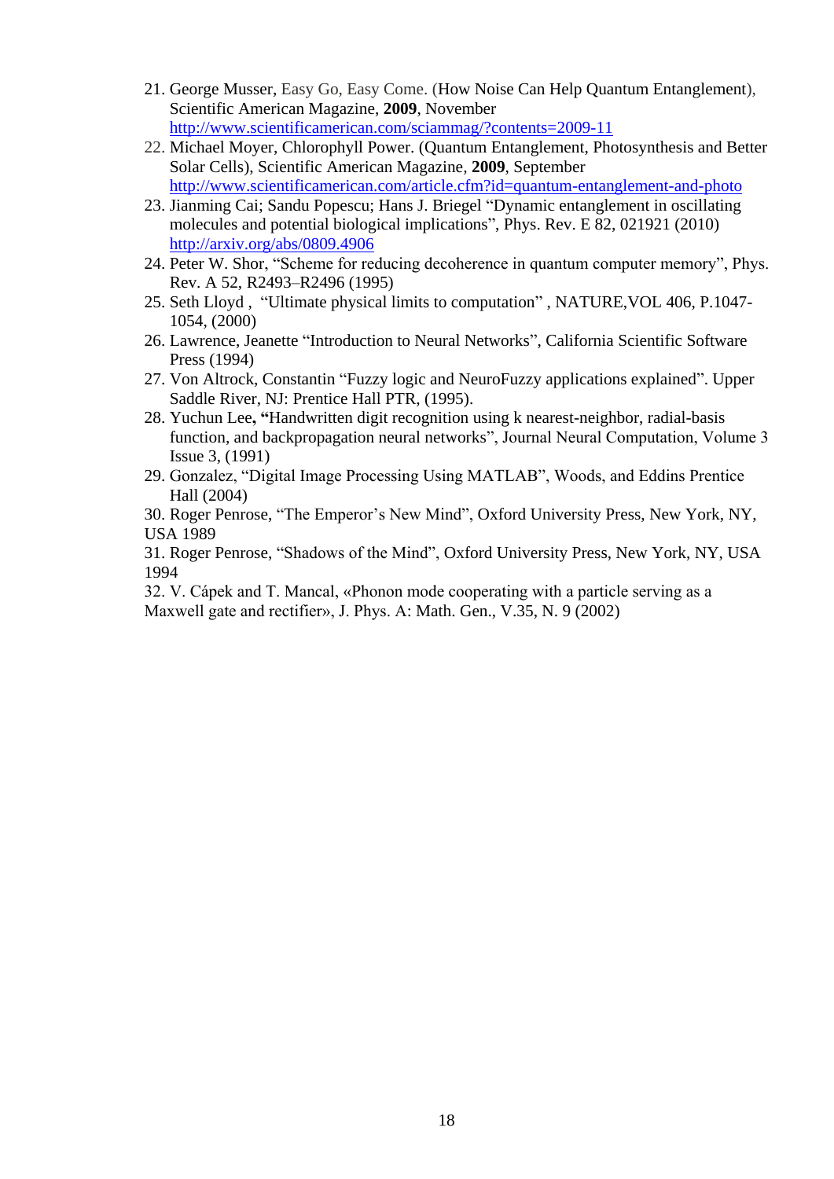21. George Musser, Easy Go, Easy Come. (How Noise Can Help Quantum Entanglement), Scientific American Magazine, **2009**, November http://www.scientificamerican.com/sciammag/?contents=2009-11
22. Michael Moyer, Chlorophyll Power. (Quantum Entanglement, Photosynthesis and Better Solar Cells), Scientific American Magazine, **2009**, September http://www.scientificamerican.com/article.cfm?id=quantum-entanglement-and-photo
23. Jianming Cai; Sandu Popescu; Hans J. Briegel "Dynamic entanglement in oscillating molecules and potential biological implications", Phys. Rev. E 82, 021921 (2010) http://arxiv.org/abs/0809.4906
24. Peter W. Shor, "Scheme for reducing decoherence in quantum computer memory", Phys. Rev. A 52, R2493–R2496 (1995)
25. Seth Lloyd , "Ultimate physical limits to computation" , NATURE,VOL 406, P.1047-1054, (2000)
26. Lawrence, Jeanette "Introduction to Neural Networks", California Scientific Software Press (1994)
27. Von Altrock, Constantin "Fuzzy logic and NeuroFuzzy applications explained". Upper Saddle River, NJ: Prentice Hall PTR, (1995).
28. Yuchun Lee**, "**Handwritten digit recognition using k nearest-neighbor, radial-basis function, and backpropagation neural networks", Journal Neural Computation, Volume 3 Issue 3, (1991)
29. Gonzalez, "Digital Image Processing Using MATLAB", Woods, and Eddins Prentice Hall (2004)
30. Roger Penrose, "The Emperor's New Mind", Oxford University Press, New York, NY, USA 1989
31. Roger Penrose, "Shadows of the Mind", Oxford University Press, New York, NY, USA 1994
32. V. Cápek and T. Mancal, «Phonon mode cooperating with a particle serving as a Maxwell gate and rectifier», J. Phys. A: Math. Gen., V.35, N. 9 (2002)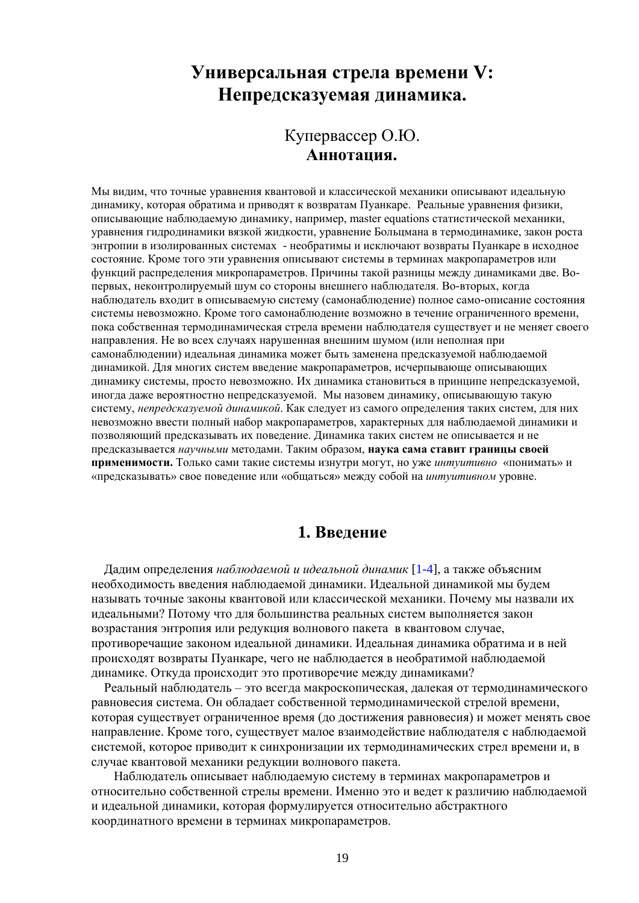# Универсальная стрела времени V: Непредсказуемая динамика.

Купервассер О.Ю.

**Аннотация.**

Мы видим, что точные уравнения квантовой и классической механики описывают идеальную динамику, которая обратима и приводят к возвратам Пуанкаре. Реальные уравнения физики, описывающие наблюдаемую динамику, например, master equations статистической механики, уравнения гидродинамики вязкой жидкости, уравнение Больцмана в термодинамике, закон роста энтропии в изолированных системах - необратимы и исключают возвраты Пуанкаре в исходное состояние. Кроме того эти уравнения описывают системы в терминах макропараметров или функций распределения микропараметров. Причины такой разницы между динамиками две. Во-первых, неконтролируемый шум со стороны внешнего наблюдателя. Во-вторых, когда наблюдатель входит в описываемую систему (самонаблюдение) полное само-описание состояния системы невозможно. Кроме того самонаблюдение возможно в течение ограниченного времени, пока собственная термодинамическая стрела времени наблюдателя существует и не меняет своего направления. Не во всех случаях нарушенная внешним шумом (или неполная при самонаблюдении) идеальная динамика может быть заменена предсказуемой наблюдаемой динамикой. Для многих систем введение макропараметров, исчерпывающе описывающих динамику системы, просто невозможно. Их динамика становиться в принципе непредсказуемой, иногда даже вероятностно непредсказуемой. Мы назовем динамику, описывающую такую систему, *непредсказуемой динамикой*. Как следует из самого определения таких систем, для них невозможно ввести полный набор макропараметров, характерных для наблюдаемой динамики и позволяющий предсказывать их поведение. Динамика таких систем не описывается и не предсказывается *научными* методами. Таким образом, **наука сама ставит границы своей применимости.** Только сами такие системы изнутри могут, но уже *интуитивно* «понимать» и «предсказывать» свое поведение или «общаться» между собой на *интуитивном* уровне.

## 1. Введение

Дадим определения *наблюдаемой и идеальной динамик* [1-4], а также объясним необходимость введения наблюдаемой динамики. Идеальной динамикой мы будем называть точные законы квантовой или классической механики. Почему мы назвали их идеальными? Потому что для большинства реальных систем выполняется закон возрастания энтропия или редукция волнового пакета в квантовом случае, противоречащие законом идеальной динамики. Идеальная динамика обратима и в ней происходят возвраты Пуанкаре, чего не наблюдается в необратимой наблюдаемой динамике. Откуда происходит это противоречие между динамиками?

Реальный наблюдатель – это всегда макроскопическая, далекая от термодинамического равновесия система. Он обладает собственной термодинамической стрелой времени, которая существует ограниченное время (до достижения равновесия) и может менять свое направление. Кроме того, существует малое взаимодействие наблюдателя с наблюдаемой системой, которое приводит к синхронизации их термодинамических стрел времени и, в случае квантовой механики редукции волнового пакета.

Наблюдатель описывает наблюдаемую систему в терминах макропараметров и относительно собственной стрелы времени. Именно это и ведет к различию наблюдаемой и идеальной динамики, которая формулируется относительно абстрактного координатного времени в терминах микропараметров.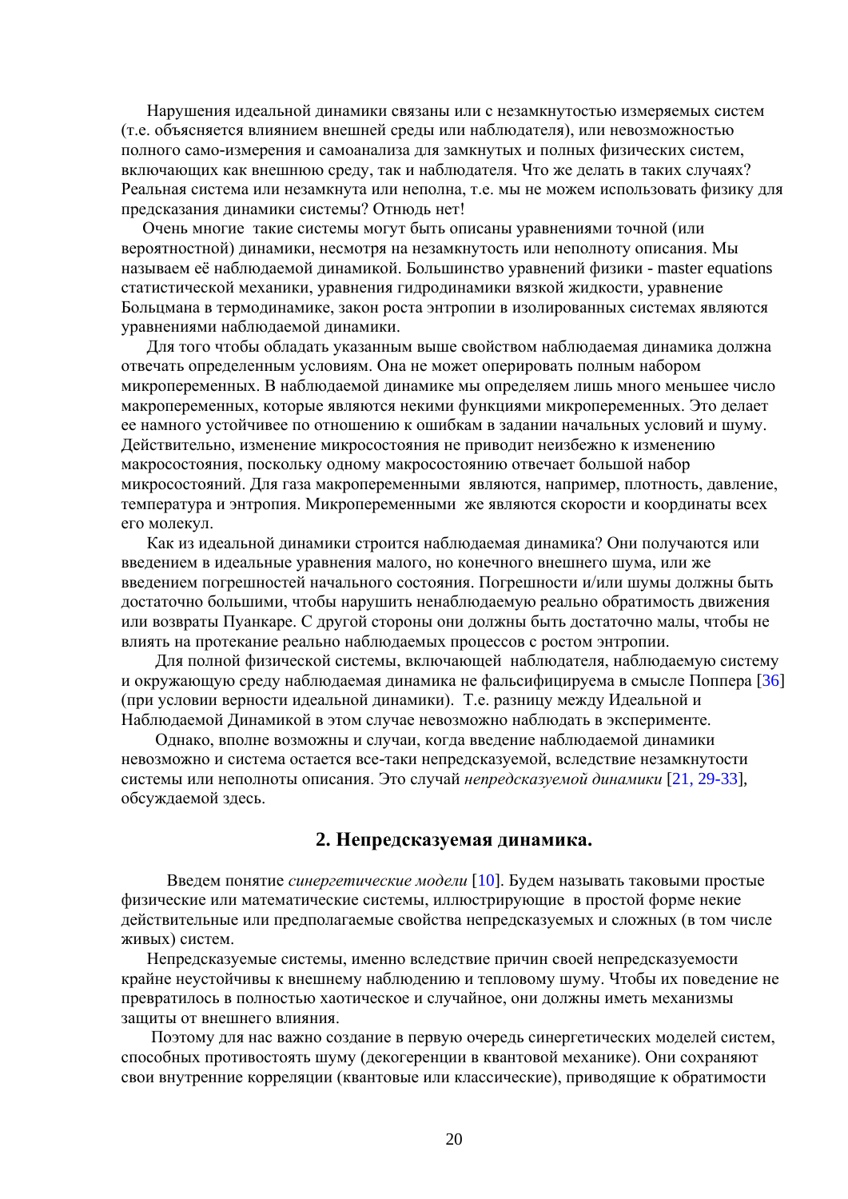Нарушения идеальной динамики связаны или с незамкнутостью измеряемых систем (т.е. объясняется влиянием внешней среды или наблюдателя), или невозможностью полного само-измерения и самоанализа для замкнутых и полных физических систем, включающих как внешнюю среду, так и наблюдателя. Что же делать в таких случаях? Реальная система или незамкнута или неполна, т.е. мы не можем использовать физику для предсказания динамики системы? Отнюдь нет!

Очень многие такие системы могут быть описаны уравнениями точной (или вероятностной) динамики, несмотря на незамкнутость или неполноту описания. Мы называем её наблюдаемой динамикой. Большинство уравнений физики - master equations статистической механики, уравнения гидродинамики вязкой жидкости, уравнение Больцмана в термодинамике, закон роста энтропии в изолированных системах являются уравнениями наблюдаемой динамики.

Для того чтобы обладать указанным выше свойством наблюдаемая динамика должна отвечать определенным условиям. Она не может оперировать полным набором микропеременных. В наблюдаемой динамике мы определяем лишь много меньшее число макропеременных, которые являются некими функциями микропеременных. Это делает ее намного устойчивее по отношению к ошибкам в задании начальных условий и шуму. Действительно, изменение микросостояния не приводит неизбежно к изменению макросостояния, поскольку одному макросостоянию отвечает большой набор микросостояний. Для газа макропеременными являются, например, плотность, давление, температура и энтропия. Микропеременными же являются скорости и координаты всех его молекул.

Как из идеальной динамики строится наблюдаемая динамика? Они получаются или введением в идеальные уравнения малого, но конечного внешнего шума, или же введением погрешностей начального состояния. Погрешности и/или шумы должны быть достаточно большими, чтобы нарушить ненаблюдаемую реально обратимость движения или возвраты Пуанкаре. С другой стороны они должны быть достаточно малы, чтобы не влиять на протекание реально наблюдаемых процессов с ростом энтропии.

Для полной физической системы, включающей наблюдателя, наблюдаемую систему и окружающую среду наблюдаемая динамика не фальсифицируема в смысле Поппера [36] (при условии верности идеальной динамики). Т.е. разницу между Идеальной и Наблюдаемой Динамикой в этом случае невозможно наблюдать в эксперименте.

Однако, вполне возможны и случаи, когда введение наблюдаемой динамики невозможно и система остается все-таки непредсказуемой, вследствие незамкнутости системы или неполноты описания. Это случай *непредсказуемой динамики* [21, 29-33], обсуждаемой здесь.

## 2. Непредсказуемая динамика.

Введем понятие *синергетические модели* [10]. Будем называть таковыми простые физические или математические системы, иллюстрирующие в простой форме некие действительные или предполагаемые свойства непредсказуемых и сложных (в том числе живых) систем.

Непредсказуемые системы, именно вследствие причин своей непредсказуемости крайне неустойчивы к внешнему наблюдению и тепловому шуму. Чтобы их поведение не превратилось в полностью хаотическое и случайное, они должны иметь механизмы защиты от внешнего влияния.

Поэтому для нас важно создание в первую очередь синергетических моделей систем, способных противостоять шуму (декогеренции в квантовой механике). Они сохраняют свои внутренние корреляции (квантовые или классические), приводящие к обратимости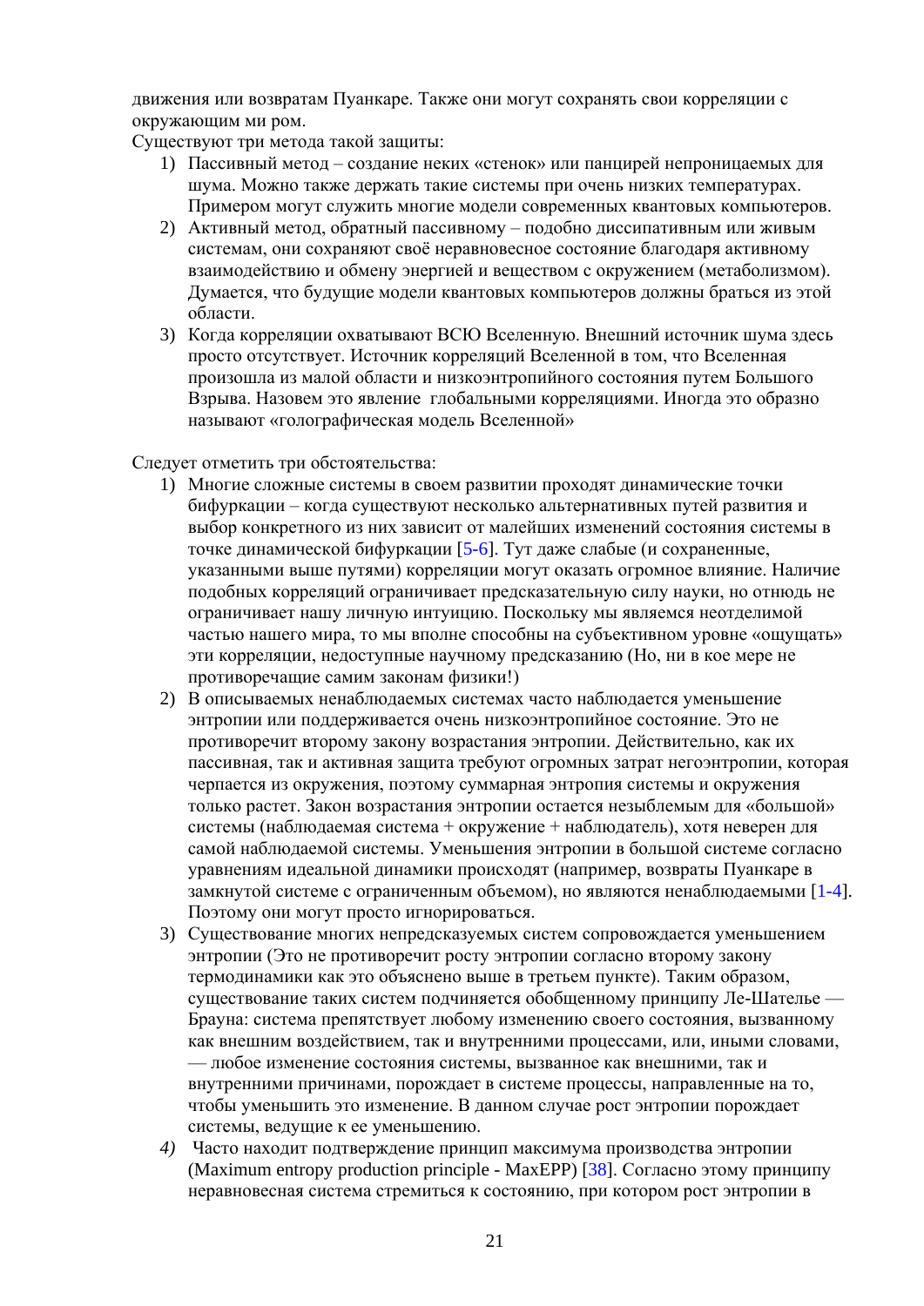движения или возвратам Пуанкаре. Также они могут сохранять свои корреляции с окружающим ми ром.

Существуют три метода такой защиты:

1) Пассивный метод – создание неких «стенок» или панцирей непроницаемых для шума. Можно также держать такие системы при очень низких температурах. Примером могут служить многие модели современных квантовых компьютеров.
2) Активный метод, обратный пассивному – подобно диссипативным или живым системам, они сохраняют своё неравновесное состояние благодаря активному взаимодействию и обмену энергией и веществом с окружением (метаболизмом). Думается, что будущие модели квантовых компьютеров должны браться из этой области.
3) Когда корреляции охватывают ВСЮ Вселенную. Внешний источник шума здесь просто отсутствует. Источник корреляций Вселенной в том, что Вселенная произошла из малой области и низкоэнтропийного состояния путем Большого Взрыва. Назовем это явление глобальными корреляциями. Иногда это образно называют «голографическая модель Вселенной»

Следует отметить три обстоятельства:

1) Многие сложные системы в своем развитии проходят динамические точки бифуркации – когда существуют несколько альтернативных путей развития и выбор конкретного из них зависит от малейших изменений состояния системы в точке динамической бифуркации [5-6]. Тут даже слабые (и сохраненные, указанными выше путями) корреляции могут оказать огромное влияние. Наличие подобных корреляций ограничивает предсказательную силу науки, но отнюдь не ограничивает нашу личную интуицию. Поскольку мы являемся неотделимой частью нашего мира, то мы вполне способны на субъективном уровне «ощущать» эти корреляции, недоступные научному предсказанию (Но, ни в кое мере не противоречащие самим законам физики!)
2) В описываемых ненаблюдаемых системах часто наблюдается уменьшение энтропии или поддерживается очень низкоэнтропийное состояние. Это не противоречит второму закону возрастания энтропии. Действительно, как их пассивная, так и активная защита требуют огромных затрат негоэнтропии, которая черпается из окружения, поэтому суммарная энтропия системы и окружения только растет. Закон возрастания энтропии остается незыблемым для «большой» системы (наблюдаемая система + окружение + наблюдатель), хотя неверен для самой наблюдаемой системы. Уменьшения энтропии в большой системе согласно уравнениям идеальной динамики происходят (например, возвраты Пуанкаре в замкнутой системе с ограниченным объемом), но являются ненаблюдаемыми [1-4]. Поэтому они могут просто игнорироваться.
3) Существование многих непредсказуемых систем сопровождается уменьшением энтропии (Это не противоречит росту энтропии согласно второму закону термодинамики как это объяснено выше в третьем пункте). Таким образом, существование таких систем подчиняется обобщенному принципу Ле-Шателье — Брауна: система препятствует любому изменению своего состояния, вызванному как внешним воздействием, так и внутренними процессами, или, иными словами, — любое изменение состояния системы, вызванное как внешними, так и внутренними причинами, порождает в системе процессы, направленные на то, чтобы уменьшить это изменение. В данном случае рост энтропии порождает системы, ведущие к ее уменьшению.
4) Часто находит подтверждение принцип максимума производства энтропии (Maximum entropy production principle - MaxEPP) [38]. Согласно этому принципу неравновесная система стремиться к состоянию, при котором рост энтропии в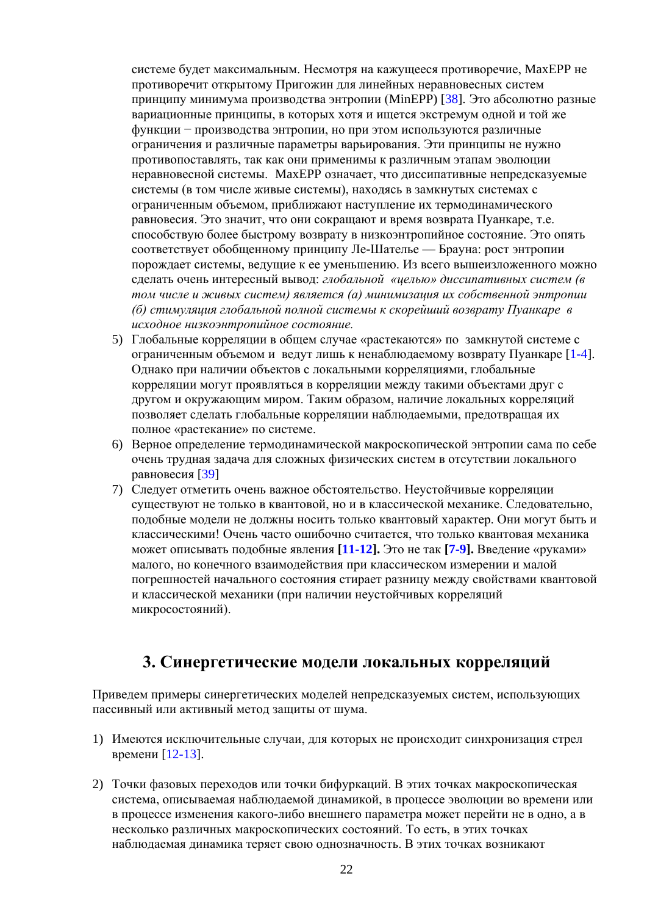системе будет максимальным. Несмотря на кажущееся противоречие, MaxEPP не противоречит открытому Пригожин для линейных неравновесных систем принципу минимума производства энтропии (MinEPP) [38]. Это абсолютно разные вариационные принципы, в которых хотя и ищется экстремум одной и той же функции − производства энтропии, но при этом используются различные ограничения и различные параметры варьирования. Эти принципы не нужно противопоставлять, так как они применимы к различным этапам эволюции неравновесной системы. MaxEPP означает, что диссипативные непредсказуемые системы (в том числе живые системы), находясь в замкнутых системах с ограниченным объемом, приближают наступление их термодинамического равновесия. Это значит, что они сокращают и время возврата Пуанкаре, т.е. способствую более быстрому возврату в низкоэнтропийное состояние. Это опять соответствует обобщенному принципу Ле-Шателье — Брауна: рост энтропии порождает системы, ведущие к ее уменьшению. Из всего вышеизложенного можно сделать очень интересный вывод: *глобальной «целью» диссипативных систем (в том числе и живых систем) является (а) минимизация их собственной энтропии (б) стимуляция глобальной полной системы к скорейший возврату Пуанкаре в исходное низкоэнтропийное состояние.*

5) Глобальные корреляции в общем случае «растекаются» по замкнутой системе с ограниченным объемом и ведут лишь к ненаблюдаемому возврату Пуанкаре [1-4]. Однако при наличии объектов с локальными корреляциями, глобальные корреляции могут проявляться в корреляции между такими объектами друг с другом и окружающим миром. Таким образом, наличие локальных корреляций позволяет сделать глобальные корреляции наблюдаемыми, предотвращая их полное «растекание» по системе.
6) Верное определение термодинамической макроскопической энтропии сама по себе очень трудная задача для сложных физических систем в отсутствии локального равновесия [39]
7) Следует отметить очень важное обстоятельство. Неустойчивые корреляции существуют не только в квантовой, но и в классической механике. Следовательно, подобные модели не должны носить только квантовый характер. Они могут быть и классическими! Очень часто ошибочно считается, что только квантовая механика может описывать подобные явления **[11-12].** Это не так **[7-9].** Введение «руками» малого, но конечного взаимодействия при классическом измерении и малой погрешностей начального состояния стирает разницу между свойствами квантовой и классической механики (при наличии неустойчивых корреляций микросостояний).

## 3. Синергетические модели локальных корреляций

Приведем примеры синергетических моделей непредсказуемых систем, использующих пассивный или активный метод защиты от шума.

1) Имеются исключительные случаи, для которых не происходит синхронизация стрел времени [12-13].

2) Точки фазовых переходов или точки бифуркаций. В этих точках макроскопическая система, описываемая наблюдаемой динамикой, в процессе эволюции во времени или в процессе изменения какого-либо внешнего параметра может перейти не в одно, а в несколько различных макроскопических состояний. То есть, в этих точках наблюдаемая динамика теряет свою однозначность. В этих точках возникают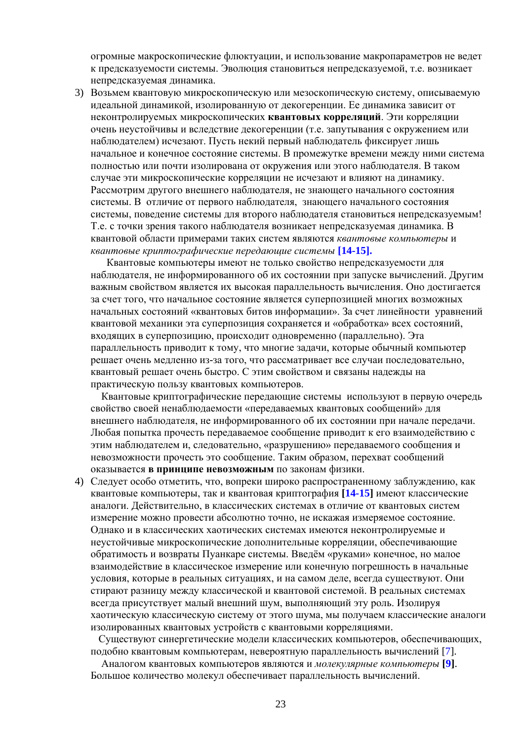огромные макроскопические флюктуации, и использование макропараметров не ведет к предсказуемости системы. Эволюция становиться непредсказуемой, т.е. возникает непредсказуемая динамика.

3) Возьмем квантовую микроскопическую или мезоскопическую систему, описываемую идеальной динамикой, изолированную от декогеренции. Ее динамика зависит от неконтролируемых микроскопических **квантовых корреляций**. Эти корреляции очень неустойчивы и вследствие декогеренции (т.е. запутывания с окружением или наблюдателем) исчезают. Пусть некий первый наблюдатель фиксирует лишь начальное и конечное состояние системы. В промежутке времени между ними система полностью или почти изолирована от окружения или этого наблюдателя. В таком случае эти микроскопические корреляции не исчезают и влияют на динамику. Рассмотрим другого внешнего наблюдателя, не знающего начального состояния системы. В отличие от первого наблюдателя, знающего начального состояния системы, поведение системы для второго наблюдателя становиться непредсказуемым! Т.е. с точки зрения такого наблюдателя возникает непредсказуемая динамика. В квантовой области примерами таких систем являются *квантовые компьютеры* и *квантовые криптографические передающие системы* **[14-15].**

   Квантовые компьютеры имеют не только свойство непредсказуемости для наблюдателя, не информированного об их состоянии при запуске вычислений. Другим важным свойством является их высокая параллельность вычисления. Оно достигается за счет того, что начальное состояние является суперпозицией многих возможных начальных состояний «квантовых битов информации». За счет линейности уравнений квантовой механики эта суперпозиция сохраняется и «обработка» всех состояний, входящих в суперпозицию, происходит одновременно (параллельно). Эта параллельность приводит к тому, что многие задачи, которые обычный компьютер решает очень медленно из-за того, что рассматривает все случаи последовательно, квантовый решает очень быстро. С этим свойством и связаны надежды на практическую пользу квантовых компьютеров.

   Квантовые криптографические передающие системы используют в первую очередь свойство своей ненаблюдаемости «передаваемых квантовых сообщений» для внешнего наблюдателя, не информированного об их состоянии при начале передачи. Любая попытка прочесть передаваемое сообщение приводит к его взаимодействию с этим наблюдателем и, следовательно, «разрушению» передаваемого сообщения и невозможности прочесть это сообщение. Таким образом, перехват сообщений оказывается **в принципе невозможным** по законам физики.

4) Следует особо отметить, что, вопреки широко распространенному заблуждению, как квантовые компьютеры, так и квантовая криптография **[14-15]** имеют классические аналоги. Действительно, в классических системах в отличие от квантовых систем измерение можно провести абсолютно точно, не искажая измеряемое состояние. Однако и в классических хаотических системах имеются неконтролируемые и неустойчивые микроскопические дополнительные корреляции, обеспечивающие обратимость и возвраты Пуанкаре системы. Введём «руками» конечное, но малое взаимодействие в классическое измерение или конечную погрешность в начальные условия, которые в реальных ситуациях, и на самом деле, всегда существуют. Они стирают разницу между классической и квантовой системой. В реальных системах всегда присутствует малый внешний шум, выполняющий эту роль. Изолируя хаотическую классическую систему от этого шума, мы получаем классические аналоги изолированных квантовых устройств с квантовыми корреляциями.

   Существуют синергетические модели классических компьютеров, обеспечивающих, подобно квантовым компьютерам, невероятную параллельность вычислений [7].

   Аналогом квантовых компьютеров являются и *молекулярные компьютеры* **[9]**. Большое количество молекул обеспечивает параллельность вычислений.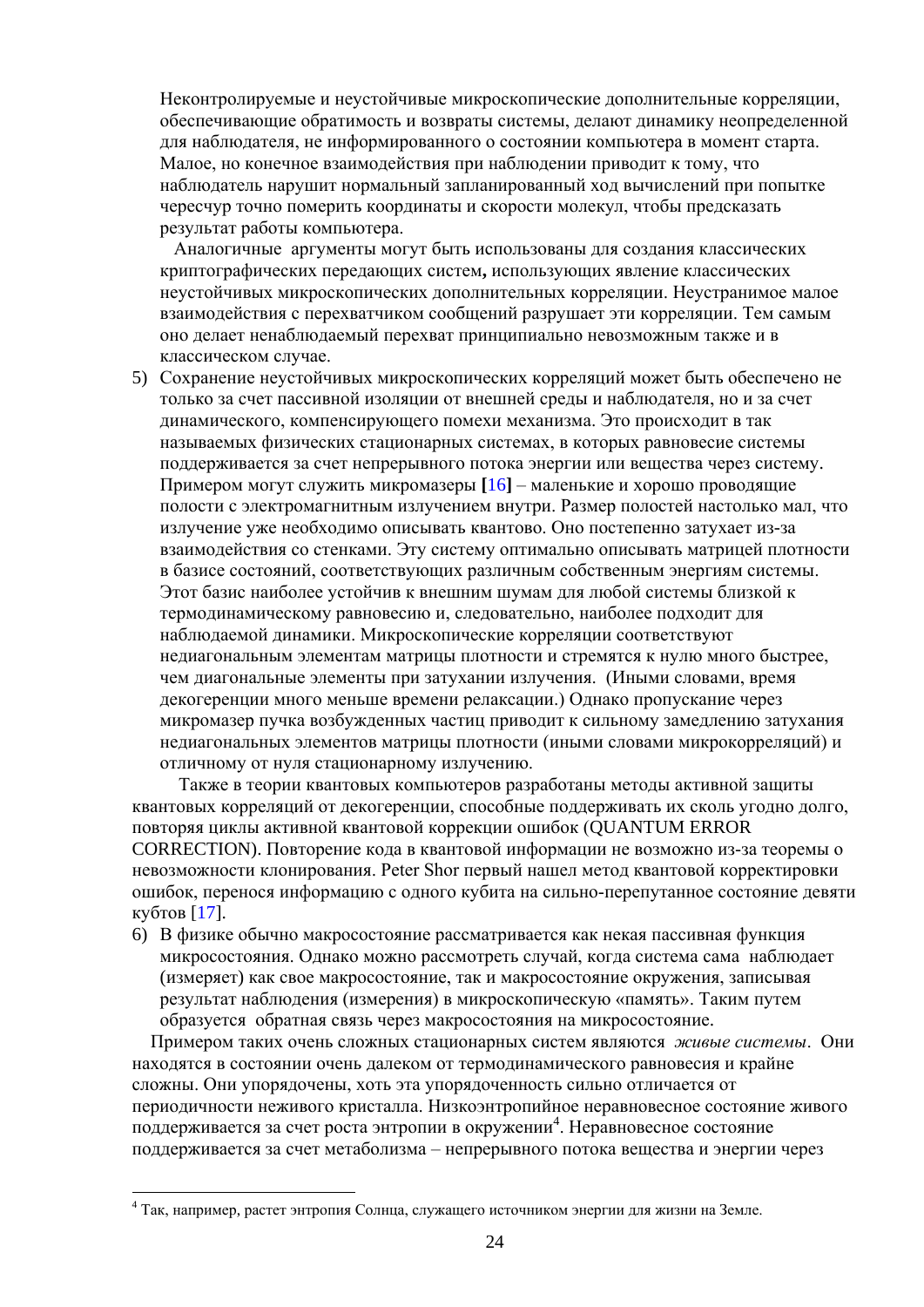Неконтролируемые и неустойчивые микроскопические дополнительные корреляции, обеспечивающие обратимость и возвраты системы, делают динамику неопределенной для наблюдателя, не информированного о состоянии компьютера в момент старта. Малое, но конечное взаимодействия при наблюдении приводит к тому, что наблюдатель нарушит нормальный запланированный ход вычислений при попытке чересчур точно померить координаты и скорости молекул, чтобы предсказать результат работы компьютера.

Аналогичные аргументы могут быть использованы для создания классических криптографических передающих систем**,** использующих явление классических неустойчивых микроскопических дополнительных корреляции. Неустранимое малое взаимодействия с перехватчиком сообщений разрушает эти корреляции. Тем самым оно делает ненаблюдаемый перехват принципиально невозможным также и в классическом случае.

5) Сохранение неустойчивых микроскопических корреляций может быть обеспечено не только за счет пассивной изоляции от внешней среды и наблюдателя, но и за счет динамического, компенсирующего помехи механизма. Это происходит в так называемых физических стационарных системах, в которых равновесие системы поддерживается за счет непрерывного потока энергии или вещества через систему. Примером могут служить микромазеры **[**[16]**]** – маленькие и хорошо проводящие полости с электромагнитным излучением внутри. Размер полостей настолько мал, что излучение уже необходимо описывать квантово. Оно постепенно затухает из-за взаимодействия со стенками. Эту систему оптимально описывать матрицей плотности в базисе состояний, соответствующих различным собственным энергиям системы. Этот базис наиболее устойчив к внешним шумам для любой системы близкой к термодинамическому равновесию и, следовательно, наиболее подходит для наблюдаемой динамики. Микроскопические корреляции соответствуют недиагональным элементам матрицы плотности и стремятся к нулю много быстрее, чем диагональные элементы при затухании излучения. (Иными словами, время декогеренции много меньше времени релаксации.) Однако пропускание через микромазер пучка возбужденных частиц приводит к сильному замедлению затухания недиагональных элементов матрицы плотности (иными словами микрокорреляций) и отличному от нуля стационарному излучению.

Также в теории квантовых компьютеров разработаны методы активной защиты квантовых корреляций от декогеренции, способные поддерживать их сколь угодно долго, повторяя циклы активной квантовой коррекции ошибок (QUANTUM ERROR CORRECTION). Повторение кода в квантовой информации не возможно из-за теоремы о невозможности клонирования. Peter Shor первый нашел метод квантовой корректировки ошибок, перенося информацию с одного кубита на сильно-перепутанное состояние девяти кубтов [17].

6) В физике обычно макросостояние рассматривается как некая пассивная функция микросостояния. Однако можно рассмотреть случай, когда система сама наблюдает (измеряет) как свое макросостояние, так и макросостояние окружения, записывая результат наблюдения (измерения) в микроскопическую «память». Таким путем образуется обратная связь через макросостояния на микросостояние.

Примером таких очень сложных стационарных систем являются *живые системы*. Они находятся в состоянии очень далеком от термодинамического равновесия и крайне сложны. Они упорядочены, хоть эта упорядоченность сильно отличается от периодичности неживого кристалла. Низкоэнтропийное неравновесное состояние живого поддерживается за счет роста энтропии в окружении[4]. Неравновесное состояние поддерживается за счет метаболизма – непрерывного потока вещества и энергии через

---

[4] Так, например, растет энтропия Солнца, служащего источником энергии для жизни на Земле.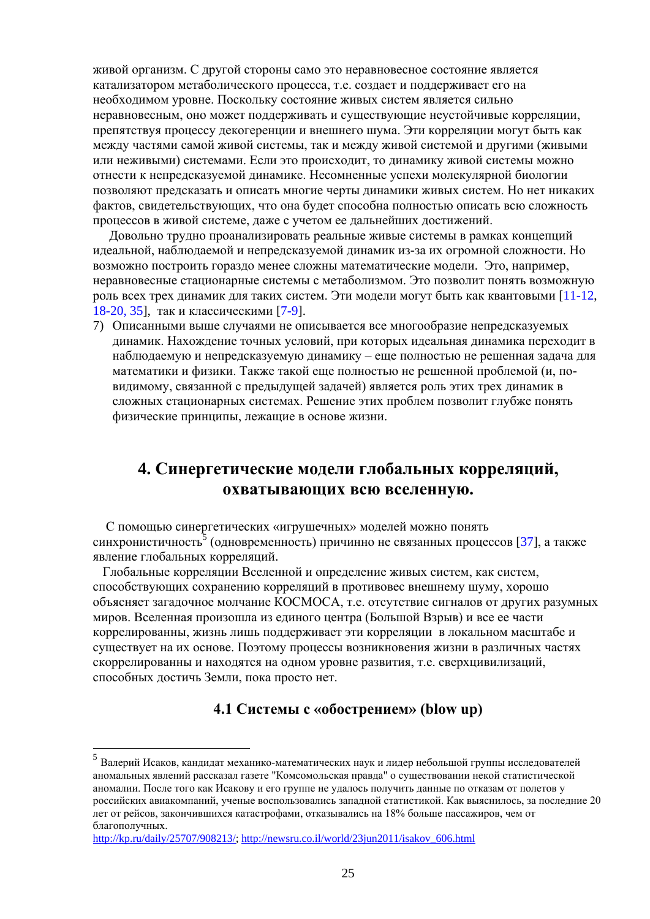живой организм. С другой стороны само это неравновесное состояние является катализатором метаболического процесса, т.е. создает и поддерживает его на необходимом уровне. Поскольку состояние живых систем является сильно неравновесным, оно может поддерживать и существующие неустойчивые корреляции, препятствуя процессу декогеренции и внешнего шума. Эти корреляции могут быть как между частями самой живой системы, так и между живой системой и другими (живыми или неживыми) системами. Если это происходит, то динамику живой системы можно отнести к непредсказуемой динамике. Несомненные успехи молекулярной биологии позволяют предсказать и описать многие черты динамики живых систем. Но нет никаких фактов, свидетельствующих, что она будет способна полностью описать всю сложность процессов в живой системе, даже с учетом ее дальнейших достижений.

Довольно трудно проанализировать реальные живые системы в рамках концепций идеальной, наблюдаемой и непредсказуемой динамик из-за их огромной сложности. Но возможно построить гораздо менее сложны математические модели. Это, например, неравновесные стационарные системы с метаболизмом. Это позволит понять возможную роль всех трех динамик для таких систем. Эти модели могут быть как квантовыми [11-12, 18-20, 35], так и классическими [7-9].

7) Описанными выше случаями не описывается все многообразие непредсказуемых динамик. Нахождение точных условий, при которых идеальная динамика переходит в наблюдаемую и непредсказуемую динамику – еще полностью не решенная задача для математики и физики. Также такой еще полностью не решенной проблемой (и, по-видимому, связанной с предыдущей задачей) является роль этих трех динамик в сложных стационарных системах. Решение этих проблем позволит глубже понять физические принципы, лежащие в основе жизни.

## 4. Синергетические модели глобальных корреляций, охватывающих всю вселенную.

С помощью синергетических «игрушечных» моделей можно понять синхронистичность[5] (одновременность) причинно не связанных процессов [37], а также явление глобальных корреляций.

Глобальные корреляции Вселенной и определение живых систем, как систем, способствующих сохранению корреляций в противовес внешнему шуму, хорошо объясняет загадочное молчание КОСМОСА, т.е. отсутствие сигналов от других разумных миров. Вселенная произошла из единого центра (Большой Взрыв) и все ее части коррелированны, жизнь лишь поддерживает эти корреляции в локальном масштабе и существует на их основе. Поэтому процессы возникновения жизни в различных частях скоррелированны и находятся на одном уровне развития, т.е. сверхцивилизаций, способных достичь Земли, пока просто нет.

### 4.1 Системы с «обострением» (blow up)

---

[5] Валерий Исаков, кандидат механико-математических наук и лидер небольшой группы исследователей аномальных явлений рассказал газете "Комсомольская правда" о существовании некой статистической аномалии. После того как Исакову и его группе не удалось получить данные по отказам от полетов у российских авиакомпаний, ученые воспользовались западной статистикой. Как выяснилось, за последние 20 лет от рейсов, закончившихся катастрофами, отказывались на 18% больше пассажиров, чем от благополучных.
http://kp.ru/daily/25707/908213/; http://newsru.co.il/world/23jun2011/isakov_606.html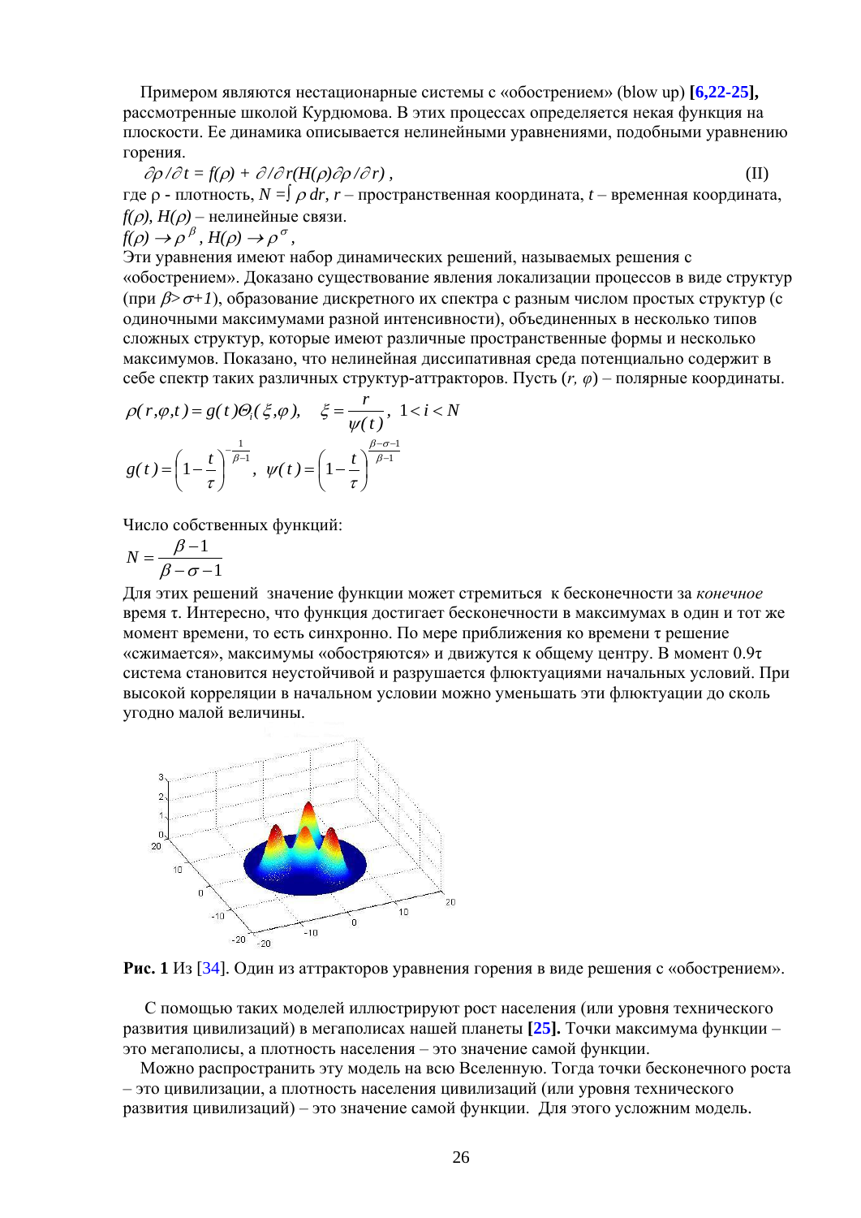Примером являются нестационарные системы с «обострением» (blow up) **[6,22-25],** рассмотренные школой Курдюмова. В этих процессах определяется некая функция на плоскости. Ее динамика описывается нелинейными уравнениями, подобными уравнению горения.

$$\partial\rho/\partial t = f(\rho) + \partial/\partial r(H(\rho)\partial\rho/\partial r)\,, \qquad \text{(II)}$$

где ρ - плотность, $N = \int \rho\, dr$, $r$ – пространственная координата, $t$ – временная координата, $f(\rho)$, $H(\rho)$ – нелинейные связи.

$f(\rho) \to \rho^{\beta}$, $H(\rho) \to \rho^{\sigma}$,

Эти уравнения имеют набор динамических решений, называемых решения с «обострением». Доказано существование явления локализации процессов в виде структур (при $\beta > \sigma + 1$), образование дискретного их спектра с разным числом простых структур (с одиночными максимумами разной интенсивности), объединенных в несколько типов сложных структур, которые имеют различные пространственные формы и несколько максимумов. Показано, что нелинейная диссипативная среда потенциально содержит в себе спектр таких различных структур-аттракторов. Пусть $(r, \varphi)$ – полярные координаты.

$$\rho(r,\varphi,t) = g(t)\Theta_i(\xi,\varphi), \quad \xi = \frac{r}{\psi(t)}, \ 1 < i < N$$

$$g(t) = \left(1 - \frac{t}{\tau}\right)^{-\frac{1}{\beta-1}}, \ \psi(t) = \left(1 - \frac{t}{\tau}\right)^{\frac{\beta-\sigma-1}{\beta-1}}$$

Число собственных функций:

$$N = \frac{\beta - 1}{\beta - \sigma - 1}$$

Для этих решений значение функции может стремиться к бесконечности за *конечное* время τ. Интересно, что функция достигает бесконечности в максимумах в один и тот же момент времени, то есть синхронно. По мере приближения ко времени τ решение «сжимается», максимумы «обостряются» и движутся к общему центру. В момент 0.9τ система становится неустойчивой и разрушается флюктуациями начальных условий. При высокой корреляции в начальном условии можно уменьшать эти флюктуации до сколь угодно малой величины.

**Рис. 1** Из [34]. Один из аттракторов уравнения горения в виде решения с «обострением».

С помощью таких моделей иллюстрируют рост населения (или уровня технического развития цивилизаций) в мегаполисах нашей планеты **[25].** Точки максимума функции – это мегаполисы, а плотность населения – это значение самой функции.

Можно распространить эту модель на всю Вселенную. Тогда точки бесконечного роста – это цивилизации, а плотность населения цивилизаций (или уровня технического развития цивилизаций) – это значение самой функции. Для этого усложним модель.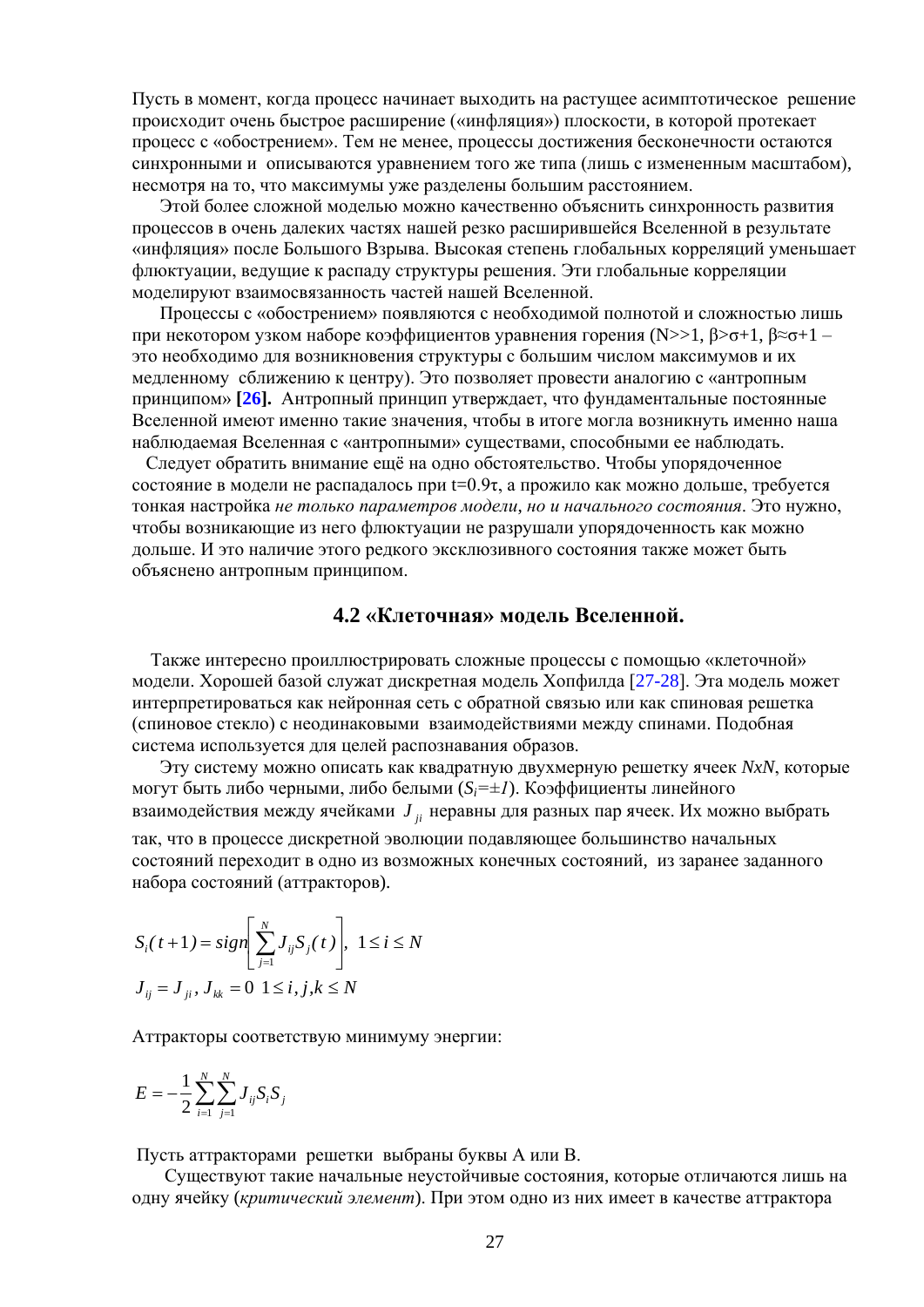Пусть в момент, когда процесс начинает выходить на растущее асимптотическое решение происходит очень быстрое расширение («инфляция») плоскости, в которой протекает процесс с «обострением». Тем не менее, процессы достижения бесконечности остаются синхронными и описываются уравнением того же типа (лишь с измененным масштабом), несмотря на то, что максимумы уже разделены большим расстоянием.

Этой более сложной моделью можно качественно объяснить синхронность развития процессов в очень далеких частях нашей резко расширившейся Вселенной в результате «инфляция» после Большого Взрыва. Высокая степень глобальных корреляций уменьшает флюктуации, ведущие к распаду структуры решения. Эти глобальные корреляции моделируют взаимосвязанность частей нашей Вселенной.

Процессы с «обострением» появляются с необходимой полнотой и сложностью лишь при некотором узком наборе коэффициентов уравнения горения ($N>>1$, $\beta>\sigma+1$, $\beta\approx\sigma+1$ – это необходимо для возникновения структуры с большим числом максимумов и их медленному сближению к центру). Это позволяет провести аналогию с «антропным принципом» **[26]**. Антропный принцип утверждает, что фундаментальные постоянные Вселенной имеют именно такие значения, чтобы в итоге могла возникнуть именно наша наблюдаемая Вселенная с «антропными» существами, способными ее наблюдать.

Следует обратить внимание ещё на одно обстоятельство. Чтобы упорядоченное состояние в модели не распадалось при $t=0.9\tau$, а прожило как можно дольше, требуется тонкая настройка *не только параметров модели, но и начального состояния*. Это нужно, чтобы возникающие из него флюктуации не разрушали упорядоченность как можно дольше. И это наличие этого редкого эксклюзивного состояния также может быть объяснено антропным принципом.

### 4.2 «Клеточная» модель Вселенной.

Также интересно проиллюстрировать сложные процессы с помощью «клеточной» модели. Хорошей базой служат дискретная модель Хопфилда [27-28]. Эта модель может интерпретироваться как нейронная сеть с обратной связью или как спиновая решетка (спиновое стекло) с неодинаковыми взаимодействиями между спинами. Подобная система используется для целей распознавания образов.

Эту систему можно описать как квадратную двухмерную решетку ячеек *NxN*, которые могут быть либо черными, либо белыми ($S_i=\pm 1$). Коэффициенты линейного взаимодействия между ячейками $J_{ji}$ неравны для разных пар ячеек. Их можно выбрать так, что в процессе дискретной эволюции подавляющее большинство начальных состояний переходит в одно из возможных конечных состояний, из заранее заданного набора состояний (аттракторов).

$$S_i(t+1) = sign\left[\sum_{j=1}^{N} J_{ij} S_j(t)\right],\ 1 \le i \le N$$

$$J_{ij} = J_{ji},\ J_{kk} = 0\ \ 1 \le i, j, k \le N$$

Аттракторы соответствую минимуму энергии:

$$E = -\frac{1}{2}\sum_{i=1}^{N}\sum_{j=1}^{N} J_{ij} S_i S_j$$

Пусть аттракторами решетки выбраны буквы A или B.

Существуют такие начальные неустойчивые состояния, которые отличаются лишь на одну ячейку (*критический элемент*). При этом одно из них имеет в качестве аттрактора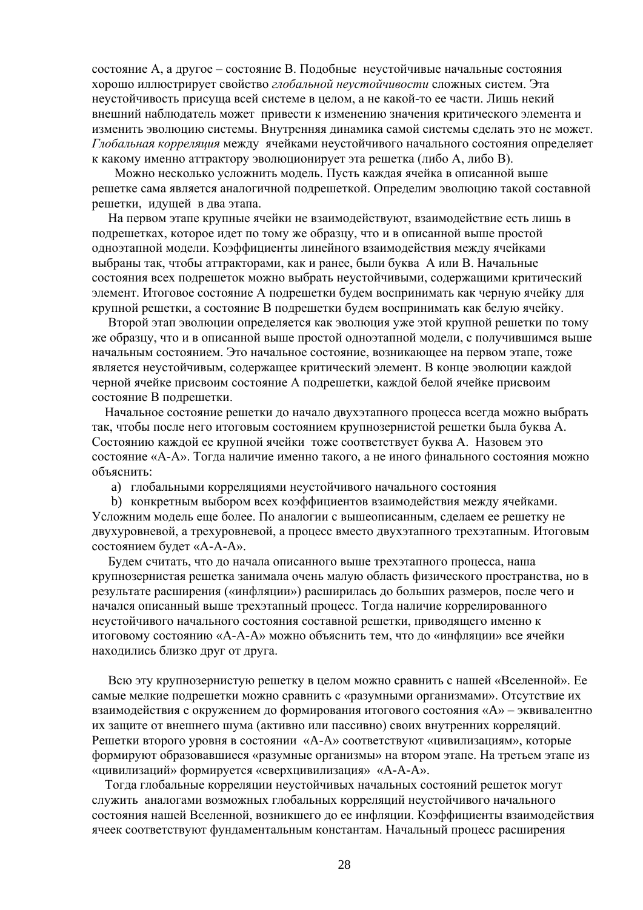состояние А, а другое – состояние В. Подобные неустойчивые начальные состояния хорошо иллюстрирует свойство *глобальной неустойчивости* сложных систем. Эта неустойчивость присуща всей системе в целом, а не какой-то ее части. Лишь некий внешний наблюдатель может привести к изменению значения критического элемента и изменить эволюцию системы. Внутренняя динамика самой системы сделать это не может. *Глобальная корреляция* между ячейками неустойчивого начального состояния определяет к какому именно аттрактору эволюционирует эта решетка (либо А, либо В).

Можно несколько усложнить модель. Пусть каждая ячейка в описанной выше решетке сама является аналогичной подрешеткой. Определим эволюцию такой составной решетки, идущей в два этапа.

На первом этапе крупные ячейки не взаимодействуют, взаимодействие есть лишь в подрешетках, которое идет по тому же образцу, что и в описанной выше простой одноэтапной модели. Коэффициенты линейного взаимодействия между ячейками выбраны так, чтобы аттракторами, как и ранее, были буква А или В. Начальные состояния всех подрешеток можно выбрать неустойчивыми, содержащими критический элемент. Итоговое состояние А подрешетки будем воспринимать как черную ячейку для крупной решетки, а состояние В подрешетки будем воспринимать как белую ячейку.

Второй этап эволюции определяется как эволюция уже этой крупной решетки по тому же образцу, что и в описанной выше простой одноэтапной модели, с получившимся выше начальным состоянием. Это начальное состояние, возникающее на первом этапе, тоже является неустойчивым, содержащее критический элемент. В конце эволюции каждой черной ячейке присвоим состояние А подрешетки, каждой белой ячейке присвоим состояние В подрешетки.

Начальное состояние решетки до начало двухэтапного процесса всегда можно выбрать так, чтобы после него итоговым состоянием крупнозернистой решетки была буква А. Состоянию каждой ее крупной ячейки тоже соответствует буква А. Назовем это состояние «А-А». Тогда наличие именно такого, а не иного финального состояния можно объяснить:

a) глобальными корреляциями неустойчивого начального состояния
b) конкретным выбором всех коэффициентов взаимодействия между ячейками.

Усложним модель еще более. По аналогии с вышеописанным, сделаем ее решетку не двухуровневой, а трехуровневой, а процесс вместо двухэтапного трехэтапным. Итоговым состоянием будет «А-А-А».

Будем считать, что до начала описанного выше трехэтапного процесса, наша крупнозернистая решетка занимала очень малую область физического пространства, но в результате расширения («инфляции») расширилась до больших размеров, после чего и начался описанный выше трехэтапный процесс. Тогда наличие коррелированного неустойчивого начального состояния составной решетки, приводящего именно к итоговому состоянию «А-А-А» можно объяснить тем, что до «инфляции» все ячейки находились близко друг от друга.

Всю эту крупнозернистую решетку в целом можно сравнить с нашей «Вселенной». Ее самые мелкие подрешетки можно сравнить с «разумными организмами». Отсутствие их взаимодействия с окружением до формирования итогового состояния «А» – эквивалентно их защите от внешнего шума (активно или пассивно) своих внутренних корреляций. Решетки второго уровня в состоянии «А-А» соответствуют «цивилизациям», которые формируют образовавшиеся «разумные организмы» на втором этапе. На третьем этапе из «цивилизаций» формируется «сверхцивилизация» «А-А-А».

Тогда глобальные корреляции неустойчивых начальных состояний решеток могут служить аналогами возможных глобальных корреляций неустойчивого начального состояния нашей Вселенной, возникшего до ее инфляции. Коэффициенты взаимодействия ячеек соответствуют фундаментальным константам. Начальный процесс расширения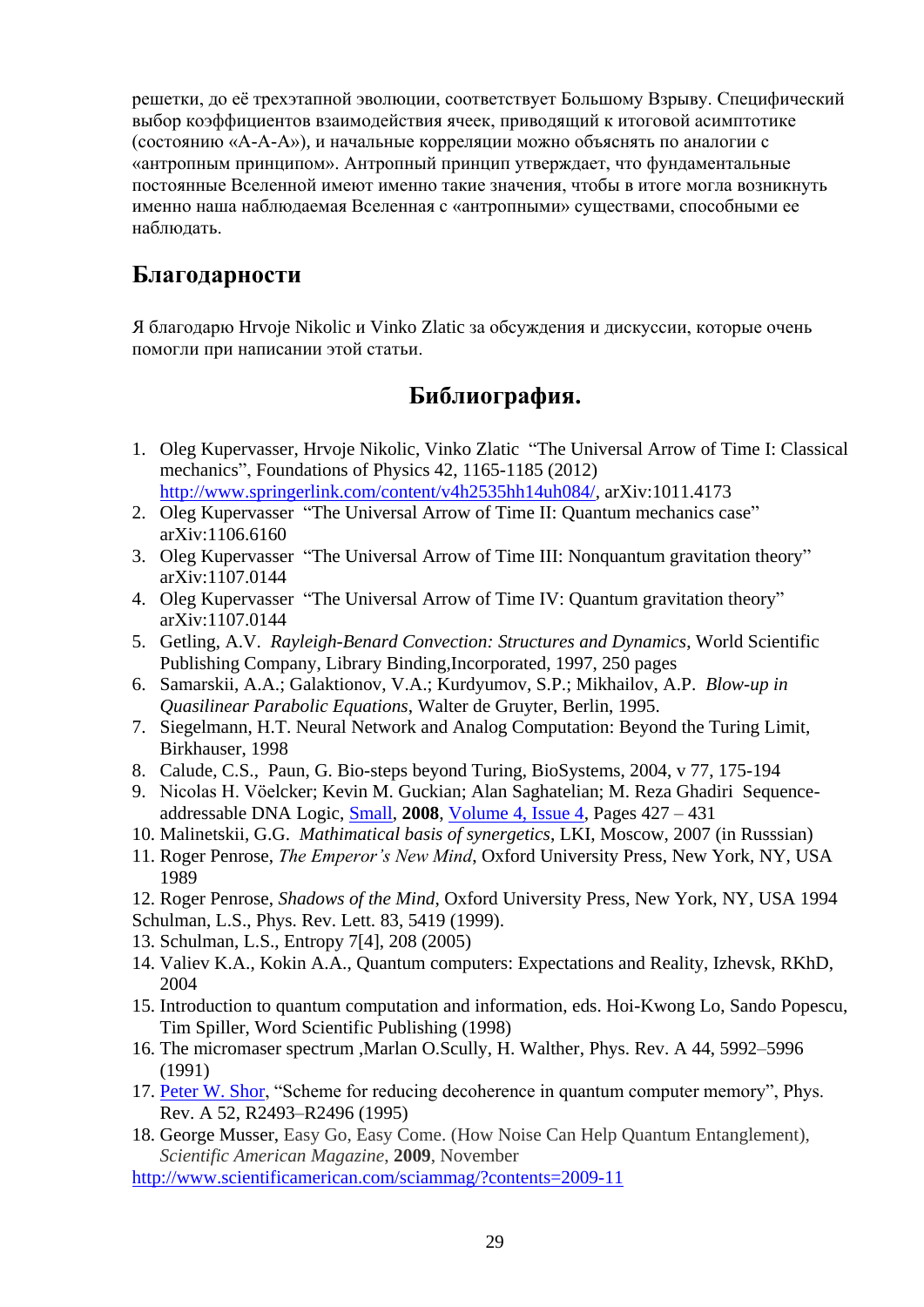решетки, до её трехэтапной эволюции, соответствует Большому Взрыву. Специфический выбор коэффициентов взаимодействия ячеек, приводящий к итоговой асимптотике (состоянию «A-A-A»), и начальные корреляции можно объяснять по аналогии с «антропным принципом». Антропный принцип утверждает, что фундаментальные постоянные Вселенной имеют именно такие значения, чтобы в итоге могла возникнуть именно наша наблюдаемая Вселенная с «антропными» существами, способными ее наблюдать.

## Благодарности

Я благодарю Hrvoje Nikolic и Vinko Zlatic за обсуждения и дискуссии, которые очень помогли при написании этой статьи.

## Библиография.

1. Oleg Kupervasser, Hrvoje Nikolic, Vinko Zlatic "The Universal Arrow of Time I: Classical mechanics", Foundations of Physics 42, 1165-1185 (2012) http://www.springerlink.com/content/v4h2535hh14uh084/, arXiv:1011.4173
2. Oleg Kupervasser "The Universal Arrow of Time II: Quantum mechanics case" arXiv:1106.6160
3. Oleg Kupervasser "The Universal Arrow of Time III: Nonquantum gravitation theory" arXiv:1107.0144
4. Oleg Kupervasser "The Universal Arrow of Time IV: Quantum gravitation theory" arXiv:1107.0144
5. Getling, A.V. *Rayleigh-Benard Convection: Structures and Dynamics*, World Scientific Publishing Company, Library Binding,Incorporated, 1997, 250 pages
6. Samarskii, A.A.; Galaktionov, V.A.; Kurdyumov, S.P.; Mikhailov, A.P. *Blow-up in Quasilinear Parabolic Equations*, Walter de Gruyter, Berlin, 1995.
7. Siegelmann, H.T. Neural Network and Analog Computation: Beyond the Turing Limit, Birkhauser, 1998
8. Calude, C.S., Paun, G. Bio-steps beyond Turing, BioSystems, 2004, v 77, 175-194
9. Nicolas H. Vöelcker; Kevin M. Guckian; Alan Saghatelian; M. Reza Ghadiri Sequence-addressable DNA Logic, Small, **2008**, Volume 4, Issue 4, Pages 427 – 431
10. Malinetskii, G.G. *Mathimatical basis of synergetics*, LKI, Moscow, 2007 (in Russsian)
11. Roger Penrose, *The Emperor's New Mind*, Oxford University Press, New York, NY, USA 1989
12. Roger Penrose, *Shadows of the Mind*, Oxford University Press, New York, NY, USA 1994

Schulman, L.S., Phys. Rev. Lett. 83, 5419 (1999).

13. Schulman, L.S., Entropy 7[4], 208 (2005)
14. Valiev K.A., Kokin A.A., Quantum computers: Expectations and Reality, Izhevsk, RKhD, 2004
15. Introduction to quantum computation and information, eds. Hoi-Kwong Lo, Sando Popescu, Tim Spiller, Word Scientific Publishing (1998)
16. The micromaser spectrum ,Marlan O.Scully, H. Walther, Phys. Rev. A 44, 5992–5996 (1991)
17. Peter W. Shor, "Scheme for reducing decoherence in quantum computer memory", Phys. Rev. A 52, R2493–R2496 (1995)
18. George Musser, Easy Go, Easy Come. (How Noise Can Help Quantum Entanglement), *Scientific American Magazine*, **2009**, November

http://www.scientificamerican.com/sciammag/?contents=2009-11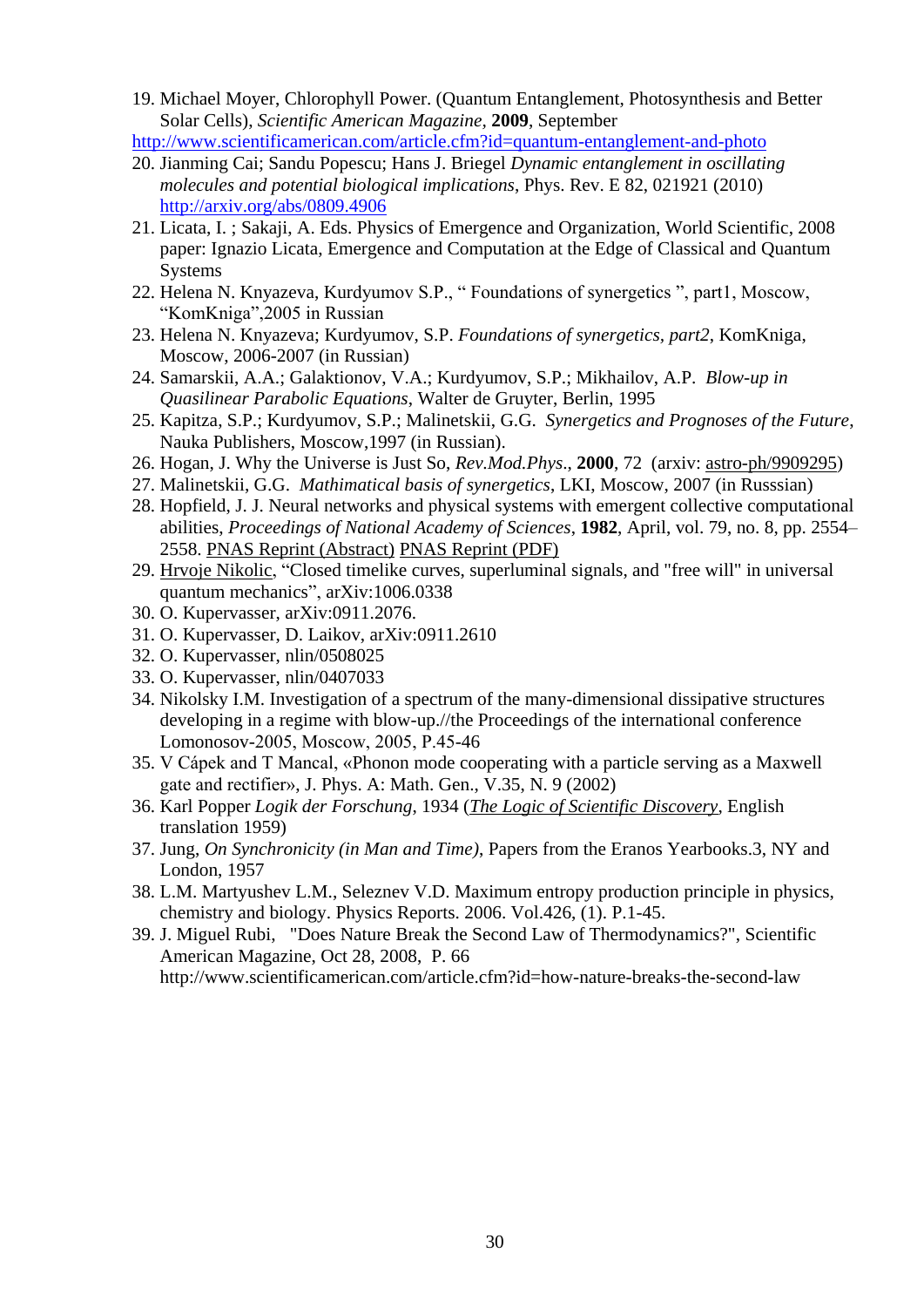19. Michael Moyer, Chlorophyll Power. (Quantum Entanglement, Photosynthesis and Better Solar Cells), *Scientific American Magazine*, **2009**, September
http://www.scientificamerican.com/article.cfm?id=quantum-entanglement-and-photo
20. Jianming Cai; Sandu Popescu; Hans J. Briegel *Dynamic entanglement in oscillating molecules and potential biological implications*, Phys. Rev. E 82, 021921 (2010) http://arxiv.org/abs/0809.4906
21. Licata, I. ; Sakaji, A. Eds. Physics of Emergence and Organization, World Scientific, 2008 paper: Ignazio Licata, Emergence and Computation at the Edge of Classical and Quantum Systems
22. Helena N. Knyazeva, Kurdyumov S.P., " Foundations of synergetics ", part1, Moscow, "KomKniga",2005 in Russian
23. Helena N. Knyazeva; Kurdyumov, S.P. *Foundations of synergetics*, *part2*, KomKniga, Moscow, 2006-2007 (in Russian)
24. Samarskii, A.A.; Galaktionov, V.A.; Kurdyumov, S.P.; Mikhailov, A.P. *Blow-up in Quasilinear Parabolic Equations*, Walter de Gruyter, Berlin, 1995
25. Kapitza, S.P.; Kurdyumov, S.P.; Malinetskii, G.G. *Synergetics and Prognoses of the Future*, Nauka Publishers, Moscow,1997 (in Russian).
26. Hogan, J. Why the Universe is Just So, *Rev.Mod.Phys*., **2000**, 72 (arxiv: astro-ph/9909295)
27. Malinetskii, G.G. *Mathimatical basis of synergetics*, LKI, Moscow, 2007 (in Russsian)
28. Hopfield, J. J. Neural networks and physical systems with emergent collective computational abilities, *Proceedings of National Academy of Sciences*, **1982**, April, vol. 79, no. 8, pp. 2554–2558. PNAS Reprint (Abstract) PNAS Reprint (PDF)
29. Hrvoje Nikolic, "Closed timelike curves, superluminal signals, and "free will" in universal quantum mechanics", arXiv:1006.0338
30. O. Kupervasser, arXiv:0911.2076.
31. O. Kupervasser, D. Laikov, arXiv:0911.2610
32. O. Kupervasser, nlin/0508025
33. O. Kupervasser, nlin/0407033
34. Nikolsky I.M. Investigation of a spectrum of the many-dimensional dissipative structures developing in a regime with blow-up.//the Proceedings of the international conference Lomonosov-2005, Moscow, 2005, P.45-46
35. V Cápek and T Mancal, «Phonon mode cooperating with a particle serving as a Maxwell gate and rectifier», J. Phys. A: Math. Gen., V.35, N. 9 (2002)
36. Karl Popper *Logik der Forschung*, 1934 (*The Logic of Scientific Discovery*, English translation 1959)
37. Jung, *On Synchronicity (in Man and Time)*, Papers from the Eranos Yearbooks.3, NY and London, 1957
38. L.M. Martyushev L.M., Seleznev V.D. Maximum entropy production principle in physics, chemistry and biology. Physics Reports. 2006. Vol.426, (1). P.1-45.
39. J. Miguel Rubi, "Does Nature Break the Second Law of Thermodynamics?", Scientific American Magazine, Oct 28, 2008, P. 66 http://www.scientificamerican.com/article.cfm?id=how-nature-breaks-the-second-law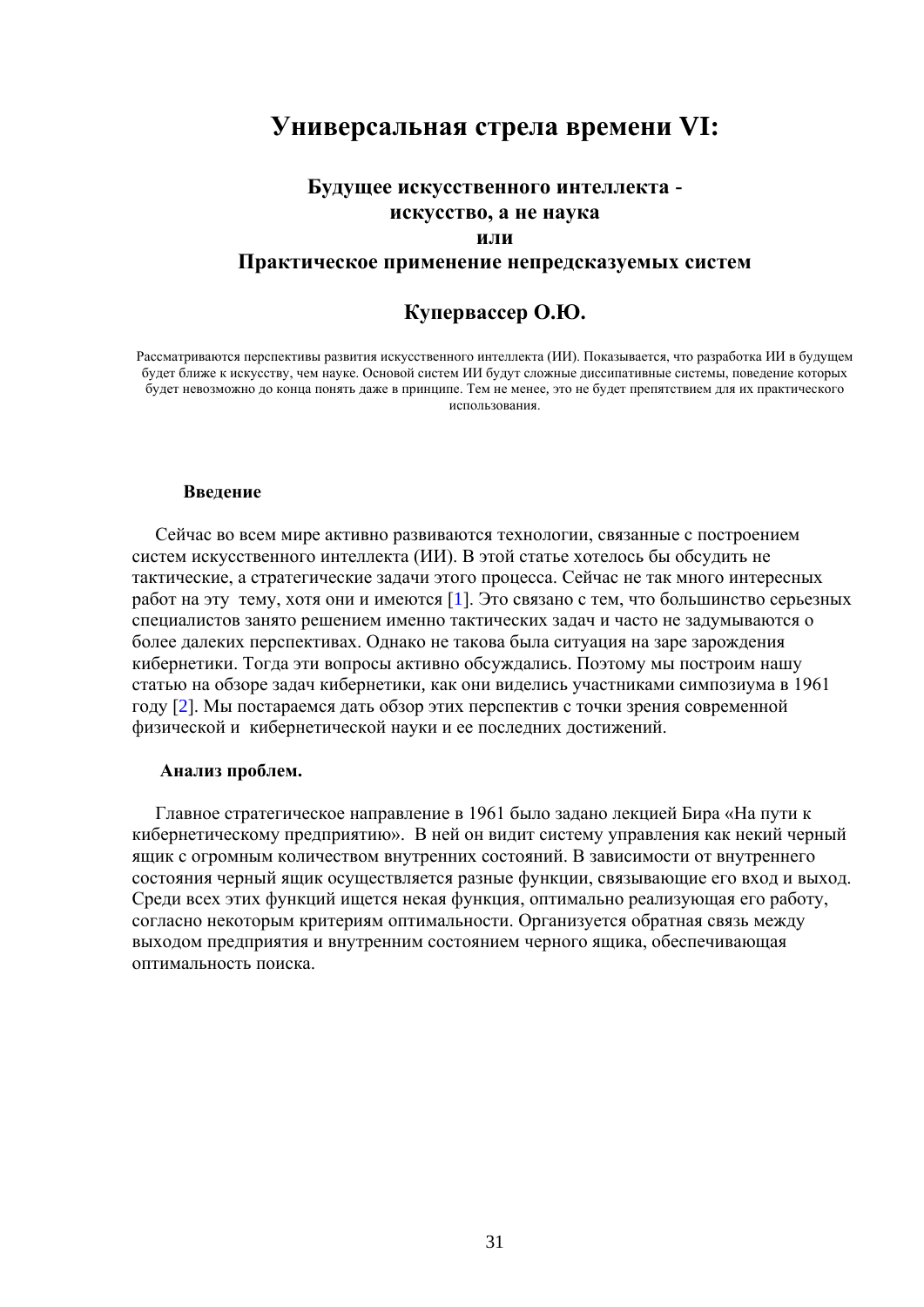# Универсальная стрела времени VI:

## Будущее искусственного интеллекта - искусство, а не наука или Практическое применение непредсказуемых систем

### Купервассер О.Ю.

Рассматриваются перспективы развития искусственного интеллекта (ИИ). Показывается, что разработка ИИ в будущем будет ближе к искусству, чем науке. Основой систем ИИ будут сложные диссипативные системы, поведение которых будет невозможно до конца понять даже в принципе. Тем не менее, это не будет препятствием для их практического использования.

**Введение**

Сейчас во всем мире активно развиваются технологии, связанные с построением систем искусственного интеллекта (ИИ). В этой статье хотелось бы обсудить не тактические, а стратегические задачи этого процесса. Сейчас не так много интересных работ на эту тему, хотя они и имеются [1]. Это связано с тем, что большинство серьезных специалистов занято решением именно тактических задач и часто не задумываются о более далеких перспективах. Однако не такова была ситуация на заре зарождения кибернетики. Тогда эти вопросы активно обсуждались. Поэтому мы построим нашу статью на обзоре задач кибернетики, как они виделись участниками симпозиума в 1961 году [2]. Мы постараемся дать обзор этих перспектив с точки зрения современной физической и кибернетической науки и ее последних достижений.

**Анализ проблем.**

Главное стратегическое направление в 1961 было задано лекцией Бира «На пути к кибернетическому предприятию». В ней он видит систему управления как некий черный ящик с огромным количеством внутренних состояний. В зависимости от внутреннего состояния черный ящик осуществляется разные функции, связывающие его вход и выход. Среди всех этих функций ищется некая функция, оптимально реализующая его работу, согласно некоторым критериям оптимальности. Организуется обратная связь между выходом предприятия и внутренним состоянием черного ящика, обеспечивающая оптимальность поиска.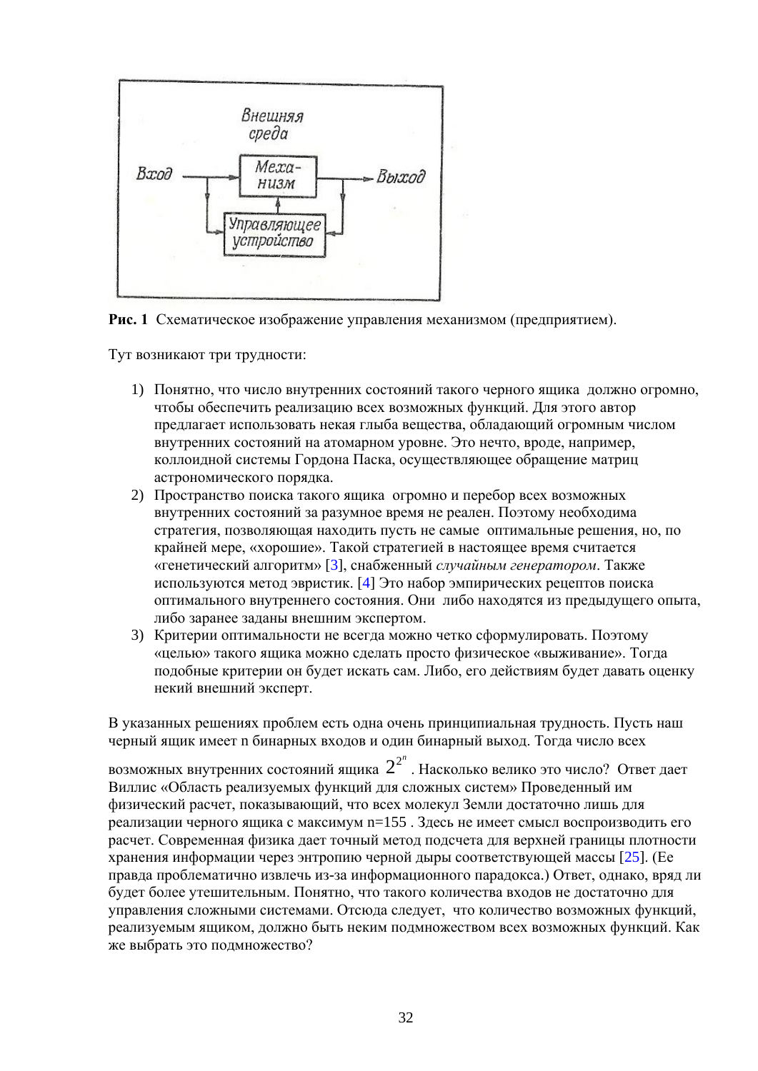**Рис. 1** Схематическое изображение управления механизмом (предприятием).

Тут возникают три трудности:

1) Понятно, что число внутренних состояний такого черного ящика должно огромно, чтобы обеспечить реализацию всех возможных функций. Для этого автор предлагает использовать некая глыба вещества, обладающий огромным числом внутренних состояний на атомарном уровне. Это нечто, вроде, например, коллоидной системы Гордона Паска, осуществляющее обращение матриц астрономического порядка.
2) Пространство поиска такого ящика огромно и перебор всех возможных внутренних состояний за разумное время не реален. Поэтому необходима стратегия, позволяющая находить пусть не самые оптимальные решения, но, по крайней мере, «хорошие». Такой стратегией в настоящее время считается «генетический алгоритм» [3], снабженный *случайным генератором*. Также используются метод эвристик. [4] Это набор эмпирических рецептов поиска оптимального внутреннего состояния. Они либо находятся из предыдущего опыта, либо заранее заданы внешним экспертом.
3) Критерии оптимальности не всегда можно четко сформулировать. Поэтому «целью» такого ящика можно сделать просто физическое «выживание». Тогда подобные критерии он будет искать сам. Либо, его действиям будет давать оценку некий внешний эксперт.

В указанных решениях проблем есть одна очень принципиальная трудность. Пусть наш черный ящик имеет n бинарных входов и один бинарный выход. Тогда число всех возможных внутренних состояний ящика $2^{2^n}$. Насколько велико это число? Ответ дает Виллис «Область реализуемых функций для сложных систем» Проведенный им физический расчет, показывающий, что всех молекул Земли достаточно лишь для реализации черного ящика с максимум n=155 . Здесь не имеет смысл воспроизводить его расчет. Современная физика дает точный метод подсчета для верхней границы плотности хранения информации через энтропию черной дыры соответствующей массы [25]. (Ее правда проблематично извлечь из-за информационного парадокса.) Ответ, однако, вряд ли будет более утешительным. Понятно, что такого количества входов не достаточно для управления сложными системами. Отсюда следует, что количество возможных функций, реализуемым ящиком, должно быть неким подмножеством всех возможных функций. Как же выбрать это подмножество?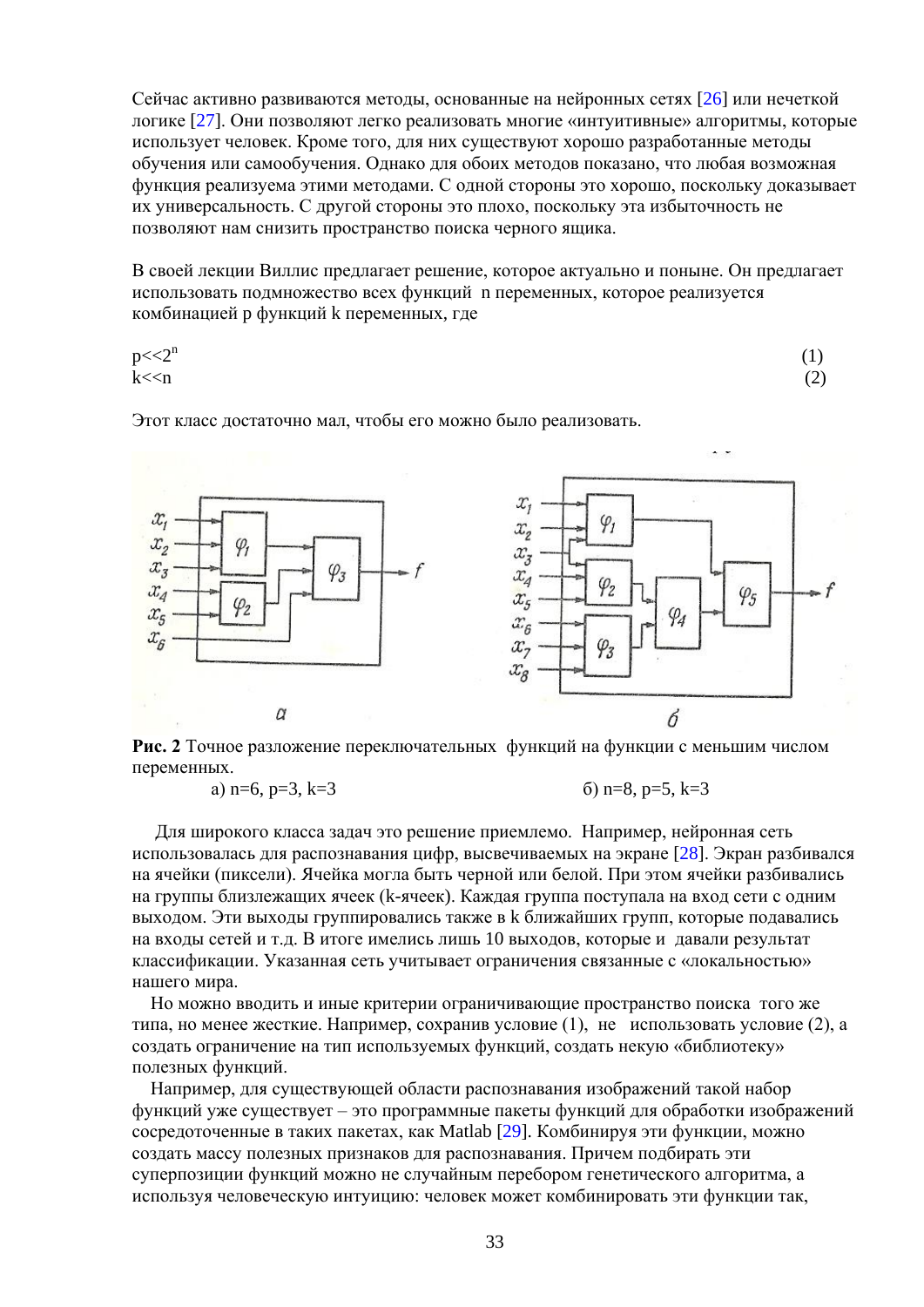Сейчас активно развиваются методы, основанные на нейронных сетях [26] или нечеткой логике [27]. Они позволяют легко реализовать многие «интуитивные» алгоритмы, которые использует человек. Кроме того, для них существуют хорошо разработанные методы обучения или самообучения. Однако для обоих методов показано, что любая возможная функция реализуема этими методами. С одной стороны это хорошо, поскольку доказывает их универсальность. С другой стороны это плохо, поскольку эта избыточность не позволяют нам снизить пространство поиска черного ящика.

В своей лекции Виллис предлагает решение, которое актуально и поныне. Он предлагает использовать подмножество всех функций n переменных, которое реализуется комбинацией p функций k переменных, где

$$p \ll 2^n \quad (1)$$

$$k \ll n \quad (2)$$

Этот класс достаточно мал, чтобы его можно было реализовать.

**Рис. 2** Точное разложение переключательных функций на функции с меньшим числом переменных.

а) n=6, p=3, k=3 б) n=8, p=5, k=3

Для широкого класса задач это решение приемлемо. Например, нейронная сеть использовалась для распознавания цифр, высвечиваемых на экране [28]. Экран разбивался на ячейки (пиксели). Ячейка могла быть черной или белой. При этом ячейки разбивались на группы близлежащих ячеек (k-ячеек). Каждая группа поступала на вход сети с одним выходом. Эти выходы группировались также в k ближайших групп, которые подавались на входы сетей и т.д. В итоге имелись лишь 10 выходов, которые и давали результат классификации. Указанная сеть учитывает ограничения связанные с «локальностью» нашего мира.

Но можно вводить и иные критерии ограничивающие пространство поиска того же типа, но менее жесткие. Например, сохранив условие (1), не использовать условие (2), а создать ограничение на тип используемых функций, создать некую «библиотеку» полезных функций.

Например, для существующей области распознавания изображений такой набор функций уже существует – это программные пакеты функций для обработки изображений сосредоточенные в таких пакетах, как Matlab [29]. Комбинируя эти функции, можно создать массу полезных признаков для распознавания. Причем подбирать эти суперпозиции функций можно не случайным перебором генетического алгоритма, а используя человеческую интуицию: человек может комбинировать эти функции так,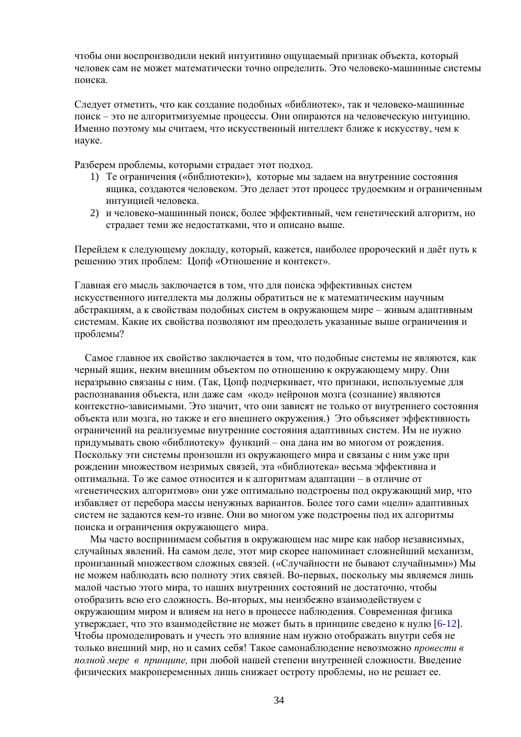чтобы они воспроизводили некий интуитивно ощущаемый признак объекта, который человек сам не может математически точно определить. Это человеко-машинные системы поиска.

Следует отметить, что как создание подобных «библиотек», так и человеко-машинные поиск – это не алгоритмизуемые процессы. Они опираются на человеческую интуицию. Именно поэтому мы считаем, что искусственный интеллект ближе к искусству, чем к науке.

Разберем проблемы, которыми страдает этот подход.

1) Те ограничения («библиотеки»), которые мы задаем на внутренние состояния ящика, создаются человеком. Это делает этот процесс трудоемким и ограниченным интуицией человека.
2) и человеко-машинный поиск, более эффективный, чем генетический алгоритм, но страдает теми же недостатками, что и описано выше.

Перейдем к следующему докладу, который, кажется, наиболее пророческий и даёт путь к решению этих проблем: Цопф «Отношение и контекст».

Главная его мысль заключается в том, что для поиска эффективных систем искусственного интеллекта мы должны обратиться не к математическим научным абстракциям, а к свойствам подобных систем в окружающем мире – живым адаптивным системам. Какие их свойства позволяют им преодолеть указанные выше ограничения и проблемы?

Самое главное их свойство заключается в том, что подобные системы не являются, как черный ящик, неким внешним объектом по отношению к окружающему миру. Они неразрывно связаны с ним. (Так, Цопф подчеркивает, что признаки, используемые для распознавания объекта, или даже сам «код» нейронов мозга (сознание) являются контекстно-зависимыми. Это значит, что они зависят не только от внутреннего состояния объекта или мозга, но также и его внешнего окружения.) Это объясняет эффективность ограничений на реализуемые внутренние состояния адаптивных систем. Им не нужно придумывать свою «библиотеку» функций – она дана им во многом от рождения. Поскольку эти системы произошли из окружающего мира и связаны с ним уже при рождении множеством незримых связей, эта «библиотека» весьма эффективна и оптимальна. То же самое относится и к алгоритмам адаптации – в отличие от «генетических алгоритмов» они уже оптимально подстроены под окружающий мир, что избавляет от перебора массы ненужных вариантов. Более того сами «цели» адаптивных систем не задаются кем-то извне. Они во многом уже подстроены под их алгоритмы поиска и ограничения окружающего мира.

Мы часто воспринимаем события в окружающем нас мире как набор независимых, случайных явлений. На самом деле, этот мир скорее напоминает сложнейший механизм, пронизанный множеством сложных связей. («Случайности не бывают случайными») Мы не можем наблюдать всю полноту этих связей. Во-первых, поскольку мы являемся лишь малой частью этого мира, то наших внутренних состояний не достаточно, чтобы отобразить всю его сложность. Во-вторых, мы неизбежно взаимодействуем с окружающим миром и влияем на него в процессе наблюдения. Современная физика утверждает, что это взаимодействие не может быть в принципе сведено к нулю [6-12]. Чтобы промоделировать и учесть это влияние нам нужно отображать внутри себя не только внешний мир, но и самих себя! Такое самонаблюдение невозможно *провести в полной мере в принципе,* при любой нашей степени внутренней сложности. Введение физических макропеременных лишь снижает остроту проблемы, но не решает ее.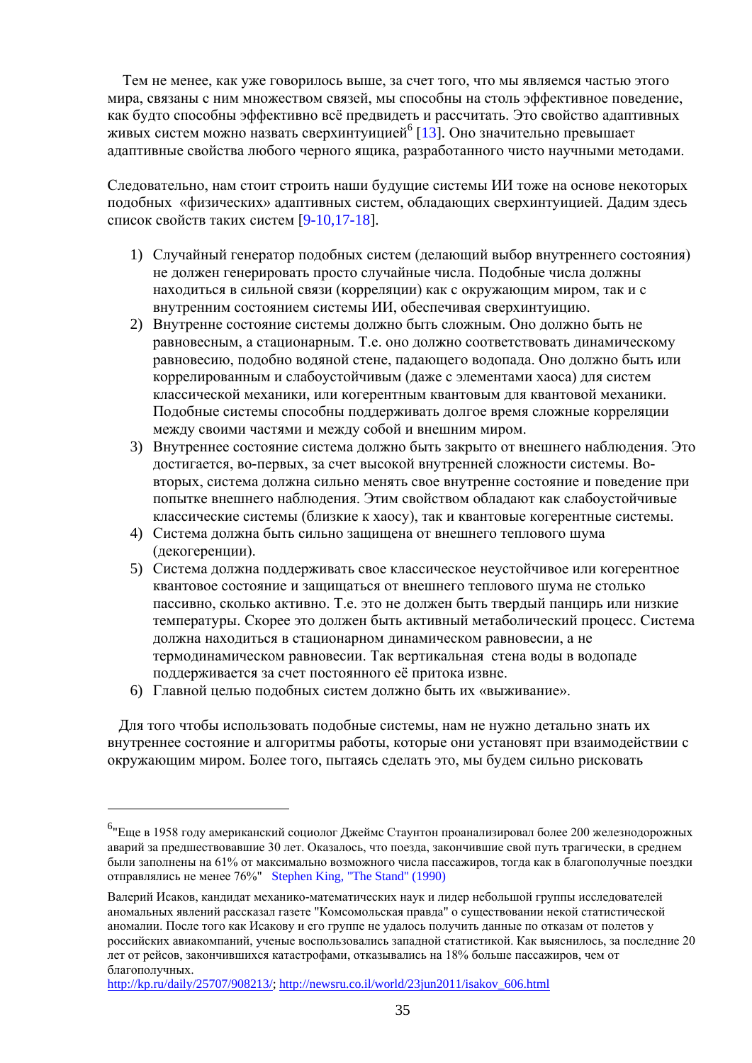Тем не менее, как уже говорилось выше, за счет того, что мы являемся частью этого мира, связаны с ним множеством связей, мы способны на столь эффективное поведение, как будто способны эффективно всё предвидеть и рассчитать. Это свойство адаптивных живых систем можно назвать сверхинтуицией[6] [13]. Оно значительно превышает адаптивные свойства любого черного ящика, разработанного чисто научными методами.

Следовательно, нам стоит строить наши будущие системы ИИ тоже на основе некоторых подобных «физических» адаптивных систем, обладающих сверхинтуицией. Дадим здесь список свойств таких систем [9-10,17-18].

1) Случайный генератор подобных систем (делающий выбор внутреннего состояния) не должен генерировать просто случайные числа. Подобные числа должны находиться в сильной связи (корреляции) как с окружающим миром, так и с внутренним состоянием системы ИИ, обеспечивая сверхинтуицию.
2) Внутренне состояние системы должно быть сложным. Оно должно быть не равновесным, а стационарным. Т.е. оно должно соответствовать динамическому равновесию, подобно водяной стене, падающего водопада. Оно должно быть или коррелированным и слабоустойчивым (даже с элементами хаоса) для систем классической механики, или когерентным квантовым для квантовой механики. Подобные системы способны поддерживать долгое время сложные корреляции между своими частями и между собой и внешним миром.
3) Внутреннее состояние система должно быть закрыто от внешнего наблюдения. Это достигается, во-первых, за счет высокой внутренней сложности системы. Во-вторых, система должна сильно менять свое внутренне состояние и поведение при попытке внешнего наблюдения. Этим свойством обладают как слабоустойчивые классические системы (близкие к хаосу), так и квантовые когерентные системы.
4) Система должна быть сильно защищена от внешнего теплового шума (декогеренции).
5) Система должна поддерживать свое классическое неустойчивое или когерентное квантовое состояние и защищаться от внешнего теплового шума не столько пассивно, сколько активно. Т.е. это не должен быть твердый панцирь или низкие температуры. Скорее это должен быть активный метаболический процесс. Система должна находиться в стационарном динамическом равновесии, а не термодинамическом равновесии. Так вертикальная стена воды в водопаде поддерживается за счет постоянного её притока извне.
6) Главной целью подобных систем должно быть их «выживание».

Для того чтобы использовать подобные системы, нам не нужно детально знать их внутреннее состояние и алгоритмы работы, которые они установят при взаимодействии с окружающим миром. Более того, пытаясь сделать это, мы будем сильно рисковать

---

[6] "Еще в 1958 году американский социолог Джеймс Стаунтон проанализировал более 200 железнодорожных аварий за предшествовавшие 30 лет. Оказалось, что поезда, закончившие свой путь трагически, в среднем были заполнены на 61% от максимально возможного числа пассажиров, тогда как в благополучные поездки отправлялись не менее 76%" Stephen King, "The Stand" (1990)

Валерий Исаков, кандидат механико-математических наук и лидер небольшой группы исследователей аномальных явлений рассказал газете "Комсомольская правда" о существовании некой статистической аномалии. После того как Исакову и его группе не удалось получить данные по отказам от полетов у российских авиакомпаний, ученые воспользовались западной статистикой. Как выяснилось, за последние 20 лет от рейсов, закончившихся катастрофами, отказывались на 18% больше пассажиров, чем от благополучных.
http://kp.ru/daily/25707/908213/; http://newsru.co.il/world/23jun2011/isakov_606.html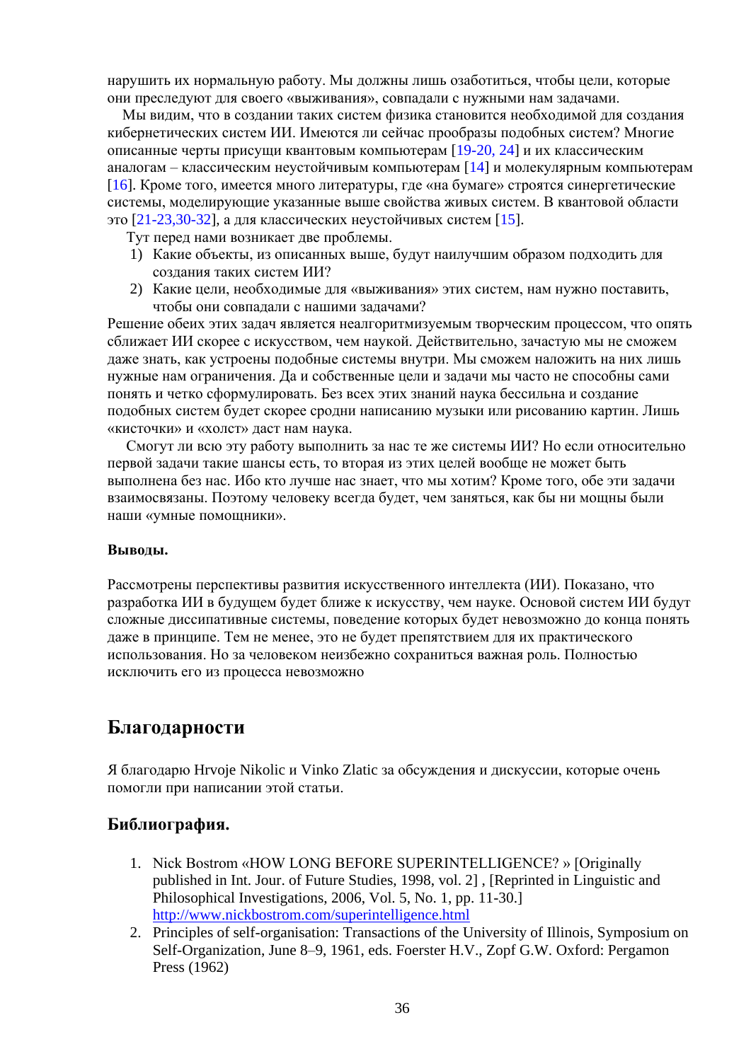нарушить их нормальную работу. Мы должны лишь озаботиться, чтобы цели, которые они преследуют для своего «выживания», совпадали с нужными нам задачами.

Мы видим, что в создании таких систем физика становится необходимой для создания кибернетических систем ИИ. Имеются ли сейчас прообразы подобных систем? Многие описанные черты присущи квантовым компьютерам [19-20, 24] и их классическим аналогам – классическим неустойчивым компьютерам [14] и молекулярным компьютерам [16]. Кроме того, имеется много литературы, где «на бумаге» строятся синергетические системы, моделирующие указанные выше свойства живых систем. В квантовой области это [21-23,30-32], а для классических неустойчивых систем [15].

Тут перед нами возникает две проблемы.

1) Какие объекты, из описанных выше, будут наилучшим образом подходить для создания таких систем ИИ?
2) Какие цели, необходимые для «выживания» этих систем, нам нужно поставить, чтобы они совпадали с нашими задачами?

Решение обеих этих задач является неалгоритмизуемым творческим процессом, что опять сближает ИИ скорее с искусством, чем наукой. Действительно, зачастую мы не сможем даже знать, как устроены подобные системы внутри. Мы сможем наложить на них лишь нужные нам ограничения. Да и собственные цели и задачи мы часто не способны сами понять и четко сформулировать. Без всех этих знаний наука бессильна и создание подобных систем будет скорее сродни написанию музыки или рисованию картин. Лишь «кисточки» и «холст» даст нам наука.

Смогут ли всю эту работу выполнить за нас те же системы ИИ? Но если относительно первой задачи такие шансы есть, то вторая из этих целей вообще не может быть выполнена без нас. Ибо кто лучше нас знает, что мы хотим? Кроме того, обе эти задачи взаимосвязаны. Поэтому человеку всегда будет, чем заняться, как бы ни мощны были наши «умные помощники».

**Выводы.**

Рассмотрены перспективы развития искусственного интеллекта (ИИ). Показано, что разработка ИИ в будущем будет ближе к искусству, чем науке. Основой систем ИИ будут сложные диссипативные системы, поведение которых будет невозможно до конца понять даже в принципе. Тем не менее, это не будет препятствием для их практического использования. Но за человеком неизбежно сохраниться важная роль. Полностью исключить его из процесса невозможно

## Благодарности

Я благодарю Hrvoje Nikolic и Vinko Zlatic за обсуждения и дискуссии, которые очень помогли при написании этой статьи.

### Библиография.

1. Nick Bostrom «HOW LONG BEFORE SUPERINTELLIGENCE? » [Originally published in Int. Jour. of Future Studies, 1998, vol. 2] , [Reprinted in Linguistic and Philosophical Investigations, 2006, Vol. 5, No. 1, pp. 11-30.] http://www.nickbostrom.com/superintelligence.html
2. Principles of self-organisation: Transactions of the University of Illinois, Symposium on Self-Organization, June 8–9, 1961, eds. Foerster H.V., Zopf G.W. Oxford: Pergamon Press (1962)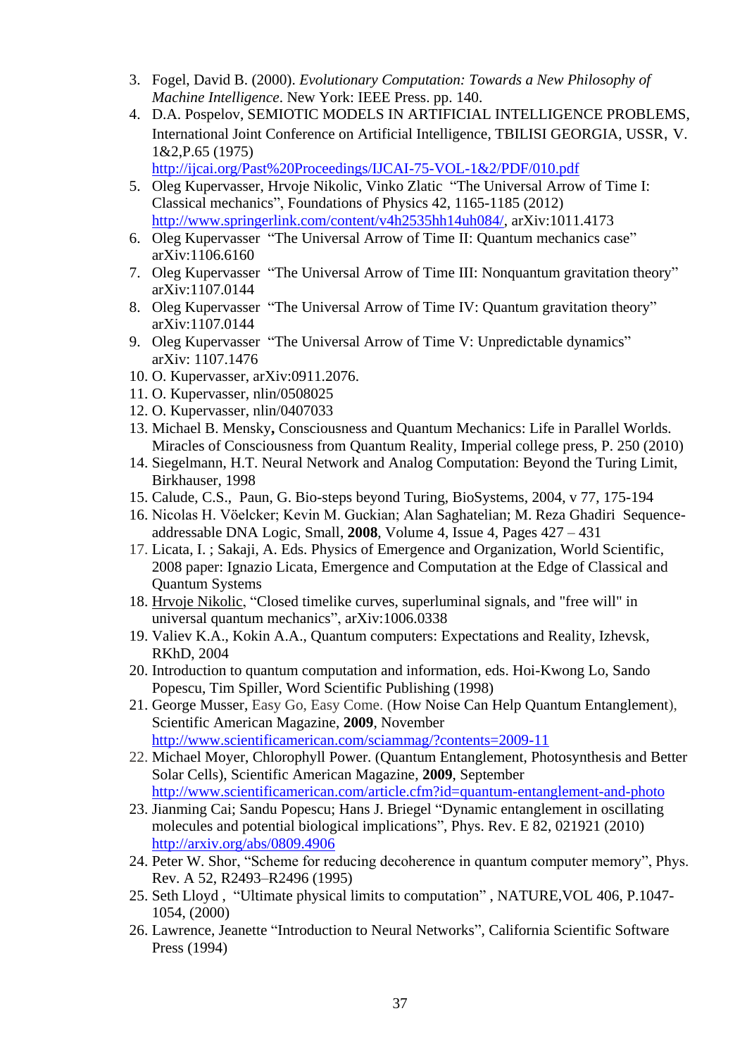3. Fogel, David B. (2000). *Evolutionary Computation: Towards a New Philosophy of Machine Intelligence*. New York: IEEE Press. pp. 140.
4. D.A. Pospelov, SEMIOTIC MODELS IN ARTIFICIAL INTELLIGENCE PROBLEMS, International Joint Conference on Artificial Intelligence, TBILISI GEORGIA, USSR, V. 1&2,P.65 (1975) http://ijcai.org/Past%20Proceedings/IJCAI-75-VOL-1&2/PDF/010.pdf
5. Oleg Kupervasser, Hrvoje Nikolic, Vinko Zlatic "The Universal Arrow of Time I: Classical mechanics", Foundations of Physics 42, 1165-1185 (2012) http://www.springerlink.com/content/v4h2535hh14uh084/, arXiv:1011.4173
6. Oleg Kupervasser "The Universal Arrow of Time II: Quantum mechanics case" arXiv:1106.6160
7. Oleg Kupervasser "The Universal Arrow of Time III: Nonquantum gravitation theory" arXiv:1107.0144
8. Oleg Kupervasser "The Universal Arrow of Time IV: Quantum gravitation theory" arXiv:1107.0144
9. Oleg Kupervasser "The Universal Arrow of Time V: Unpredictable dynamics" arXiv: 1107.1476
10. O. Kupervasser, arXiv:0911.2076.
11. O. Kupervasser, nlin/0508025
12. O. Kupervasser, nlin/0407033
13. Michael B. Mensky**,** Consciousness and Quantum Mechanics: Life in Parallel Worlds. Miracles of Consciousness from Quantum Reality, Imperial college press, P. 250 (2010)
14. Siegelmann, H.T. Neural Network and Analog Computation: Beyond the Turing Limit, Birkhauser, 1998
15. Calude, C.S., Paun, G. Bio-steps beyond Turing, BioSystems, 2004, v 77, 175-194
16. Nicolas H. Vöelcker; Kevin M. Guckian; Alan Saghatelian; M. Reza Ghadiri Sequence-addressable DNA Logic, Small, **2008**, Volume 4, Issue 4, Pages 427 – 431
17. Licata, I. ; Sakaji, A. Eds. Physics of Emergence and Organization, World Scientific, 2008 paper: Ignazio Licata, Emergence and Computation at the Edge of Classical and Quantum Systems
18. Hrvoje Nikolic, "Closed timelike curves, superluminal signals, and "free will" in universal quantum mechanics", arXiv:1006.0338
19. Valiev K.A., Kokin A.A., Quantum computers: Expectations and Reality, Izhevsk, RKhD, 2004
20. Introduction to quantum computation and information, eds. Hoi-Kwong Lo, Sando Popescu, Tim Spiller, Word Scientific Publishing (1998)
21. George Musser, Easy Go, Easy Come. (How Noise Can Help Quantum Entanglement), Scientific American Magazine, **2009**, November http://www.scientificamerican.com/sciammag/?contents=2009-11
22. Michael Moyer, Chlorophyll Power. (Quantum Entanglement, Photosynthesis and Better Solar Cells), Scientific American Magazine, **2009**, September http://www.scientificamerican.com/article.cfm?id=quantum-entanglement-and-photo
23. Jianming Cai; Sandu Popescu; Hans J. Briegel "Dynamic entanglement in oscillating molecules and potential biological implications", Phys. Rev. E 82, 021921 (2010) http://arxiv.org/abs/0809.4906
24. Peter W. Shor, "Scheme for reducing decoherence in quantum computer memory", Phys. Rev. A 52, R2493–R2496 (1995)
25. Seth Lloyd , "Ultimate physical limits to computation" , NATURE,VOL 406, P.1047-1054, (2000)
26. Lawrence, Jeanette "Introduction to Neural Networks", California Scientific Software Press (1994)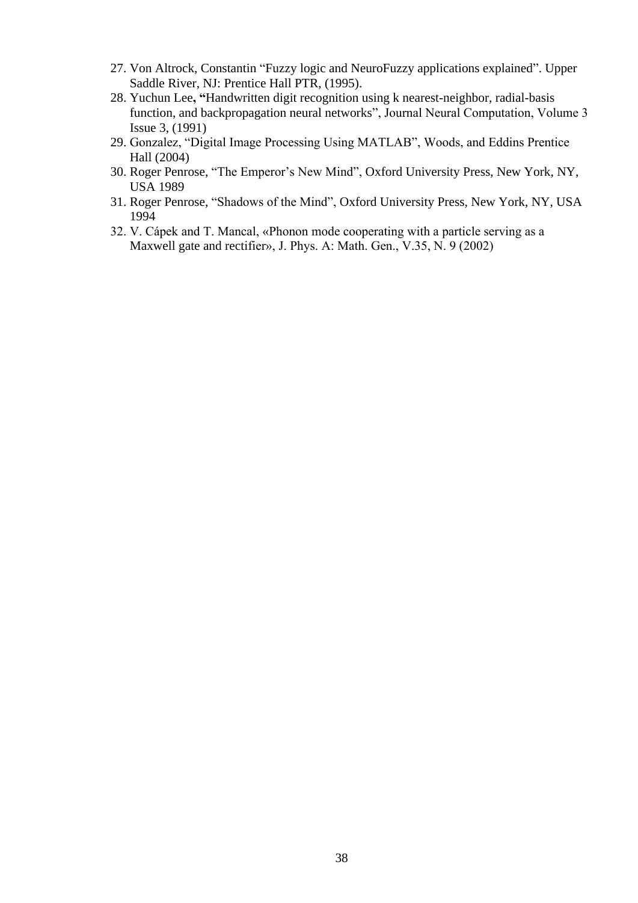27. Von Altrock, Constantin “Fuzzy logic and NeuroFuzzy applications explained”. Upper Saddle River, NJ: Prentice Hall PTR, (1995).
28. Yuchun Lee**, “**Handwritten digit recognition using k nearest-neighbor, radial-basis function, and backpropagation neural networks”, Journal Neural Computation, Volume 3 Issue 3, (1991)
29. Gonzalez, “Digital Image Processing Using MATLAB”, Woods, and Eddins Prentice Hall (2004)
30. Roger Penrose, “The Emperor’s New Mind”, Oxford University Press, New York, NY, USA 1989
31. Roger Penrose, “Shadows of the Mind”, Oxford University Press, New York, NY, USA 1994
32. V. Cápek and T. Mancal, «Phonon mode cooperating with a particle serving as a Maxwell gate and rectifier», J. Phys. A: Math. Gen., V.35, N. 9 (2002)